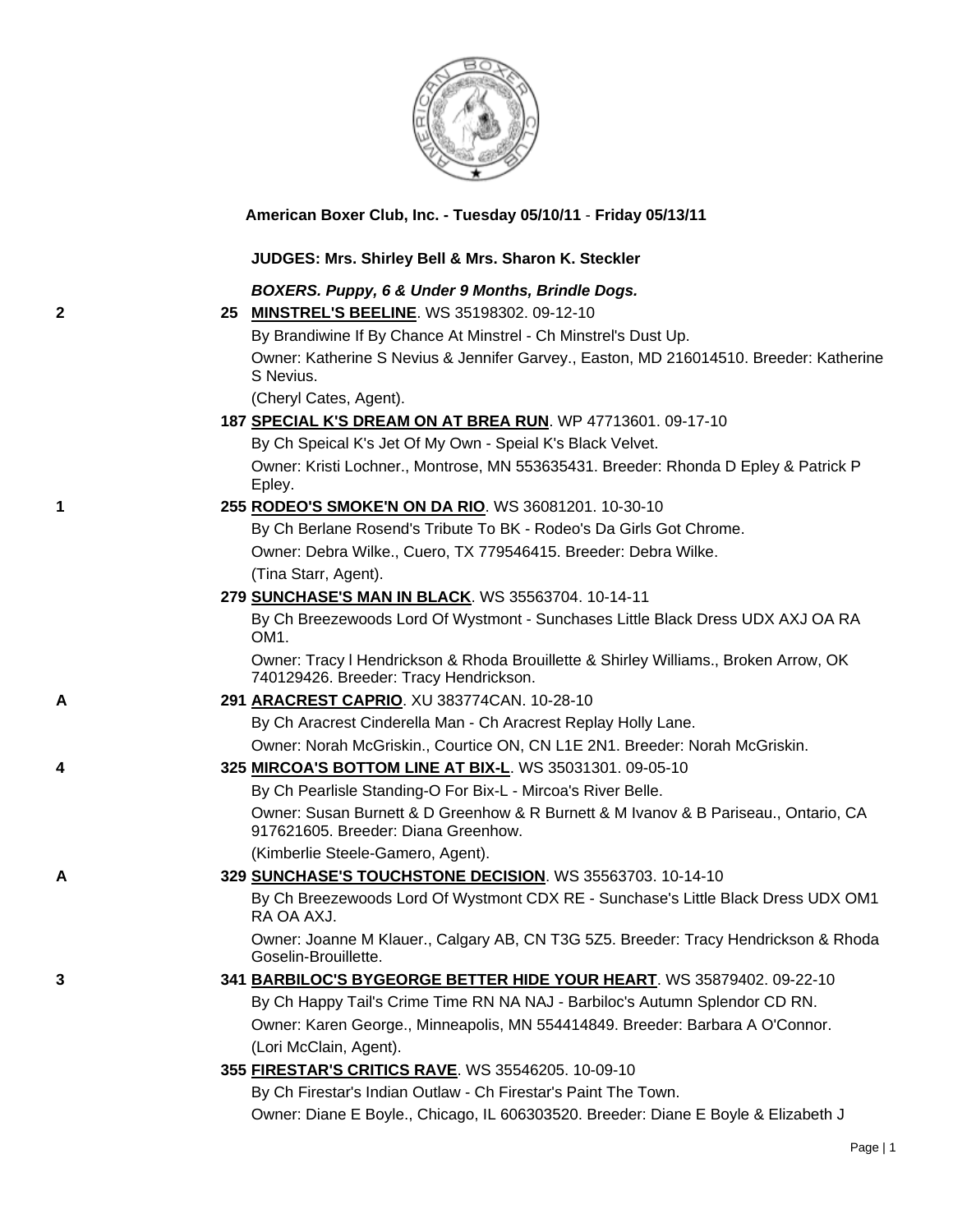**American Boxer Club, Inc. - Tuesday 05/10/11 - Friday 05/13/11**

**JUDGES: Mrs. Shirley Bell & Mrs. Sharon K. Steckler**

***BOXERS. Puppy, 6 & Under 9 Months, Brindle Dogs.***

**2** — 25 **MINSTREL'S BEELINE**. WS 35198302. 09-12-10
By Brandiwine If By Chance At Minstrel - Ch Minstrel's Dust Up.
Owner: Katherine S Nevius & Jennifer Garvey., Easton, MD 216014510. Breeder: Katherine S Nevius.
(Cheryl Cates, Agent).

187 **SPECIAL K'S DREAM ON AT BREA RUN**. WP 47713601. 09-17-10
By Ch Speical K's Jet Of My Own - Speial K's Black Velvet.
Owner: Kristi Lochner., Montrose, MN 553635431. Breeder: Rhonda D Epley & Patrick P Epley.

**1** — 255 **RODEO'S SMOKE'N ON DA RIO**. WS 36081201. 10-30-10
By Ch Berlane Rosend's Tribute To BK - Rodeo's Da Girls Got Chrome.
Owner: Debra Wilke., Cuero, TX 779546415. Breeder: Debra Wilke.
(Tina Starr, Agent).

279 **SUNCHASE'S MAN IN BLACK**. WS 35563704. 10-14-11
By Ch Breezewoods Lord Of Wystmont - Sunchases Little Black Dress UDX AXJ OA RA OM1.
Owner: Tracy l Hendrickson & Rhoda Brouillette & Shirley Williams., Broken Arrow, OK 740129426. Breeder: Tracy Hendrickson.

**A** — 291 **ARACREST CAPRIO**. XU 383774CAN. 10-28-10
By Ch Aracrest Cinderella Man - Ch Aracrest Replay Holly Lane.
Owner: Norah McGriskin., Courtice ON, CN L1E 2N1. Breeder: Norah McGriskin.

**4** — 325 **MIRCOA'S BOTTOM LINE AT BIX-L**. WS 35031301. 09-05-10
By Ch Pearlisle Standing-O For Bix-L - Mircoa's River Belle.
Owner: Susan Burnett & D Greenhow & R Burnett & M Ivanov & B Pariseau., Ontario, CA 917621605. Breeder: Diana Greenhow.
(Kimberlie Steele-Gamero, Agent).

**A** — 329 **SUNCHASE'S TOUCHSTONE DECISION**. WS 35563703. 10-14-10
By Ch Breezewoods Lord Of Wystmont CDX RE - Sunchase's Little Black Dress UDX OM1 RA OA AXJ.
Owner: Joanne M Klauer., Calgary AB, CN T3G 5Z5. Breeder: Tracy Hendrickson & Rhoda Goselin-Brouillette.

**3** — 341 **BARBILOC'S BYGEORGE BETTER HIDE YOUR HEART**. WS 35879402. 09-22-10
By Ch Happy Tail's Crime Time RN NA NAJ - Barbiloc's Autumn Splendor CD RN.
Owner: Karen George., Minneapolis, MN 554414849. Breeder: Barbara A O'Connor.
(Lori McClain, Agent).

355 **FIRESTAR'S CRITICS RAVE**. WS 35546205. 10-09-10
By Ch Firestar's Indian Outlaw - Ch Firestar's Paint The Town.
Owner: Diane E Boyle., Chicago, IL 606303520. Breeder: Diane E Boyle & Elizabeth J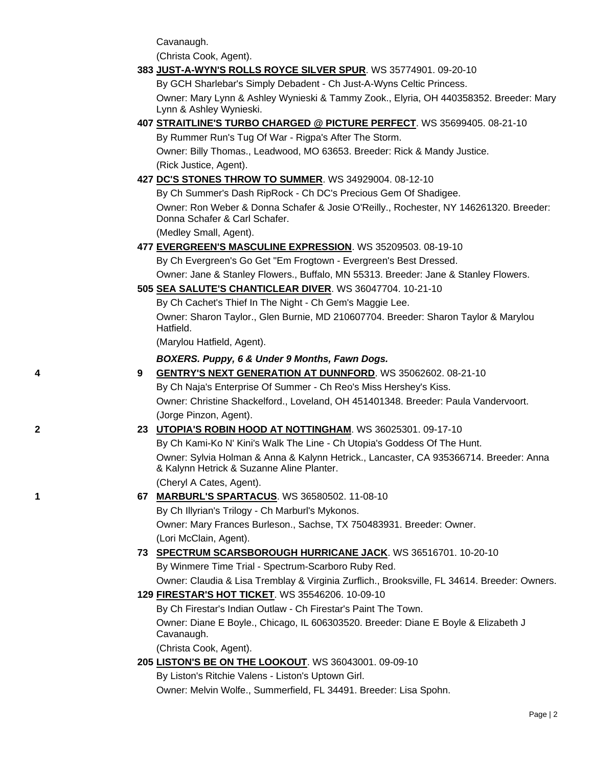Cavanaugh.

(Christa Cook, Agent).

**383** **JUST-A-WYN'S ROLLS ROYCE SILVER SPUR**. WS 35774901. 09-20-10

By GCH Sharlebar's Simply Debadent - Ch Just-A-Wyns Celtic Princess.

Owner: Mary Lynn & Ashley Wynieski & Tammy Zook., Elyria, OH 440358352. Breeder: Mary Lynn & Ashley Wynieski.

**407** **STRAITLINE'S TURBO CHARGED @ PICTURE PERFECT**. WS 35699405. 08-21-10

By Rummer Run's Tug Of War - Rigpa's After The Storm.

Owner: Billy Thomas., Leadwood, MO 63653. Breeder: Rick & Mandy Justice.

(Rick Justice, Agent).

**427** **DC'S STONES THROW TO SUMMER**. WS 34929004. 08-12-10

By Ch Summer's Dash RipRock - Ch DC's Precious Gem Of Shadigee.

Owner: Ron Weber & Donna Schafer & Josie O'Reilly., Rochester, NY 146261320. Breeder: Donna Schafer & Carl Schafer.

(Medley Small, Agent).

**477** **EVERGREEN'S MASCULINE EXPRESSION**. WS 35209503. 08-19-10

By Ch Evergreen's Go Get "Em Frogtown - Evergreen's Best Dressed.

Owner: Jane & Stanley Flowers., Buffalo, MN 55313. Breeder: Jane & Stanley Flowers.

**505** **SEA SALUTE'S CHANTICLEAR DIVER**. WS 36047704. 10-21-10

By Ch Cachet's Thief In The Night - Ch Gem's Maggie Lee.

Owner: Sharon Taylor., Glen Burnie, MD 210607704. Breeder: Sharon Taylor & Marylou Hatfield.

(Marylou Hatfield, Agent).

***BOXERS. Puppy, 6 & Under 9 Months, Fawn Dogs.***

4 **9** **GENTRY'S NEXT GENERATION AT DUNNFORD**. WS 35062602. 08-21-10

By Ch Naja's Enterprise Of Summer - Ch Reo's Miss Hershey's Kiss.

Owner: Christine Shackelford., Loveland, OH 451401348. Breeder: Paula Vandervoort.

(Jorge Pinzon, Agent).

2 **23** **UTOPIA'S ROBIN HOOD AT NOTTINGHAM**. WS 36025301. 09-17-10

By Ch Kami-Ko N' Kini's Walk The Line - Ch Utopia's Goddess Of The Hunt.

Owner: Sylvia Holman & Anna & Kalynn Hetrick., Lancaster, CA 935366714. Breeder: Anna & Kalynn Hetrick & Suzanne Aline Planter.

(Cheryl A Cates, Agent).

1 **67** **MARBURL'S SPARTACUS**. WS 36580502. 11-08-10

By Ch Illyrian's Trilogy - Ch Marburl's Mykonos.

Owner: Mary Frances Burleson., Sachse, TX 750483931. Breeder: Owner.

(Lori McClain, Agent).

**73** **SPECTRUM SCARSBOROUGH HURRICANE JACK**. WS 36516701. 10-20-10

By Winmere Time Trial - Spectrum-Scarboro Ruby Red.

Owner: Claudia & Lisa Tremblay & Virginia Zurflich., Brooksville, FL 34614. Breeder: Owners.

**129** **FIRESTAR'S HOT TICKET**. WS 35546206. 10-09-10

By Ch Firestar's Indian Outlaw - Ch Firestar's Paint The Town.

Owner: Diane E Boyle., Chicago, IL 606303520. Breeder: Diane E Boyle & Elizabeth J Cavanaugh.

(Christa Cook, Agent).

**205** **LISTON'S BE ON THE LOOKOUT**. WS 36043001. 09-09-10

By Liston's Ritchie Valens - Liston's Uptown Girl.

Owner: Melvin Wolfe., Summerfield, FL 34491. Breeder: Lisa Spohn.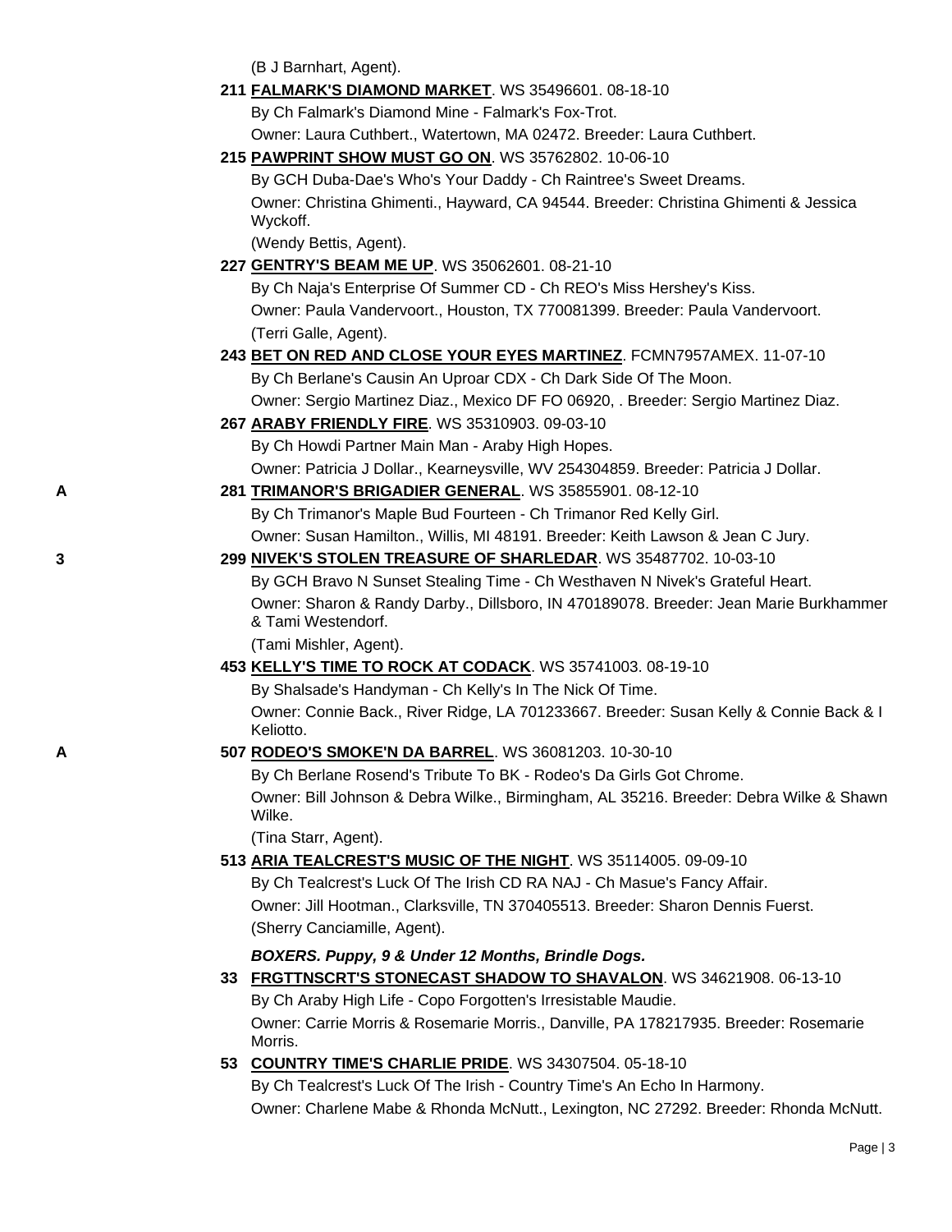(B J Barnhart, Agent).

**211 FALMARK'S DIAMOND MARKET**. WS 35496601. 08-18-10
By Ch Falmark's Diamond Mine - Falmark's Fox-Trot.
Owner: Laura Cuthbert., Watertown, MA 02472. Breeder: Laura Cuthbert.

**215 PAWPRINT SHOW MUST GO ON**. WS 35762802. 10-06-10
By GCH Duba-Dae's Who's Your Daddy - Ch Raintree's Sweet Dreams.
Owner: Christina Ghimenti., Hayward, CA 94544. Breeder: Christina Ghimenti & Jessica Wyckoff.
(Wendy Bettis, Agent).

**227 GENTRY'S BEAM ME UP**. WS 35062601. 08-21-10
By Ch Naja's Enterprise Of Summer CD - Ch REO's Miss Hershey's Kiss.
Owner: Paula Vandervoort., Houston, TX 770081399. Breeder: Paula Vandervoort.
(Terri Galle, Agent).

**243 BET ON RED AND CLOSE YOUR EYES MARTINEZ**. FCMN7957AMEX. 11-07-10
By Ch Berlane's Causin An Uproar CDX - Ch Dark Side Of The Moon.
Owner: Sergio Martinez Diaz., Mexico DF FO 06920, . Breeder: Sergio Martinez Diaz.

**267 ARABY FRIENDLY FIRE**. WS 35310903. 09-03-10
By Ch Howdi Partner Main Man - Araby High Hopes.
Owner: Patricia J Dollar., Kearneysville, WV 254304859. Breeder: Patricia J Dollar.

A **281 TRIMANOR'S BRIGADIER GENERAL**. WS 35855901. 08-12-10
By Ch Trimanor's Maple Bud Fourteen - Ch Trimanor Red Kelly Girl.
Owner: Susan Hamilton., Willis, MI 48191. Breeder: Keith Lawson & Jean C Jury.

3 **299 NIVEK'S STOLEN TREASURE OF SHARLEDAR**. WS 35487702. 10-03-10
By GCH Bravo N Sunset Stealing Time - Ch Westhaven N Nivek's Grateful Heart.
Owner: Sharon & Randy Darby., Dillsboro, IN 470189078. Breeder: Jean Marie Burkhammer & Tami Westendorf.
(Tami Mishler, Agent).

**453 KELLY'S TIME TO ROCK AT CODACK**. WS 35741003. 08-19-10
By Shalsade's Handyman - Ch Kelly's In The Nick Of Time.
Owner: Connie Back., River Ridge, LA 701233667. Breeder: Susan Kelly & Connie Back & I Keliotto.

A **507 RODEO'S SMOKE'N DA BARREL**. WS 36081203. 10-30-10
By Ch Berlane Rosend's Tribute To BK - Rodeo's Da Girls Got Chrome.
Owner: Bill Johnson & Debra Wilke., Birmingham, AL 35216. Breeder: Debra Wilke & Shawn Wilke.
(Tina Starr, Agent).

**513 ARIA TEALCREST'S MUSIC OF THE NIGHT**. WS 35114005. 09-09-10
By Ch Tealcrest's Luck Of The Irish CD RA NAJ - Ch Masue's Fancy Affair.
Owner: Jill Hootman., Clarksville, TN 370405513. Breeder: Sharon Dennis Fuerst.
(Sherry Canciamille, Agent).

***BOXERS. Puppy, 9 & Under 12 Months, Brindle Dogs.***

**33 FRGTTNSCRT'S STONECAST SHADOW TO SHAVALON**. WS 34621908. 06-13-10
By Ch Araby High Life - Copo Forgotten's Irresistable Maudie.
Owner: Carrie Morris & Rosemarie Morris., Danville, PA 178217935. Breeder: Rosemarie Morris.

**53 COUNTRY TIME'S CHARLIE PRIDE**. WS 34307504. 05-18-10
By Ch Tealcrest's Luck Of The Irish - Country Time's An Echo In Harmony.
Owner: Charlene Mabe & Rhonda McNutt., Lexington, NC 27292. Breeder: Rhonda McNutt.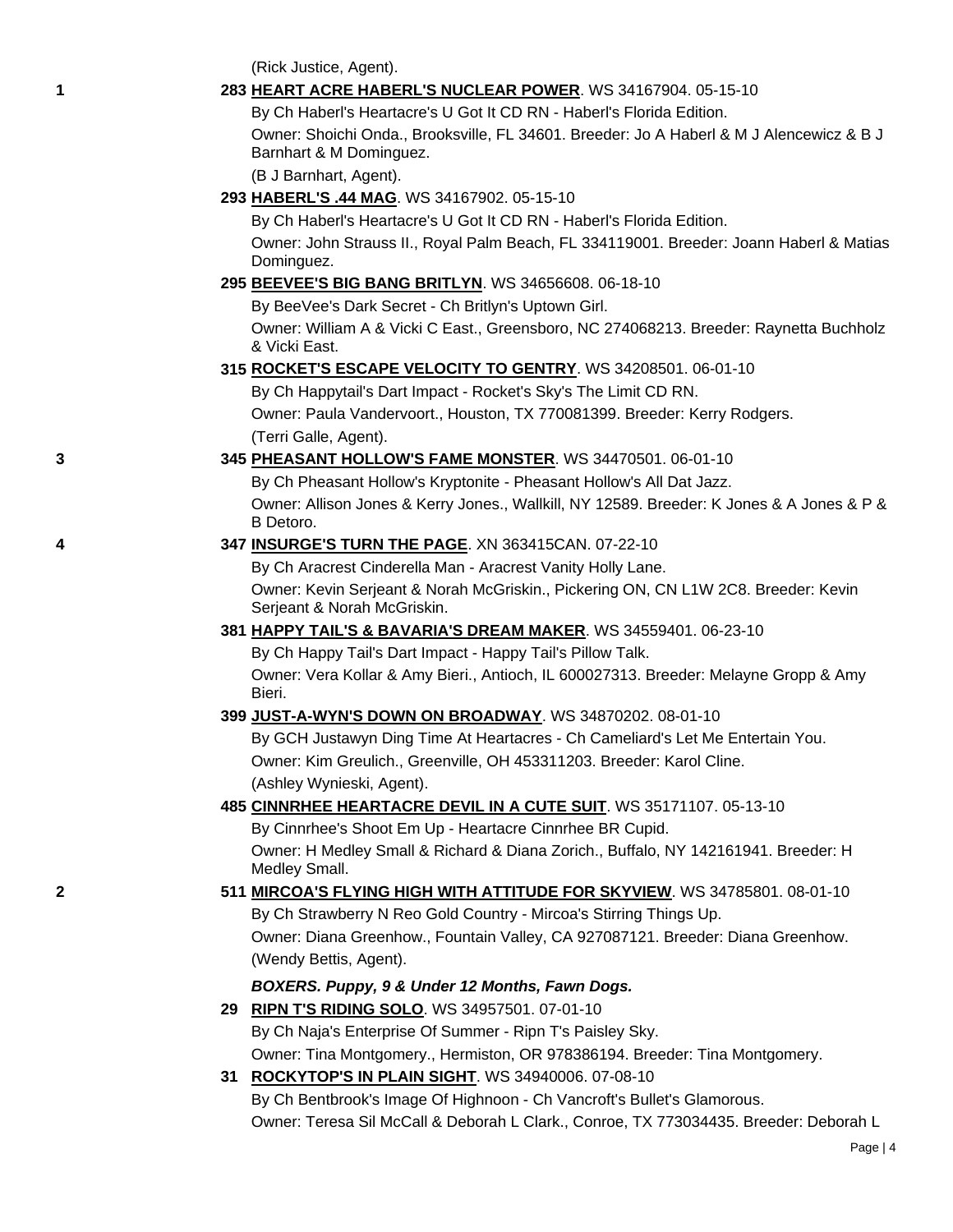(Rick Justice, Agent).

1 **283 HEART ACRE HABERL'S NUCLEAR POWER**. WS 34167904. 05-15-10

By Ch Haberl's Heartacre's U Got It CD RN - Haberl's Florida Edition.

Owner: Shoichi Onda., Brooksville, FL 34601. Breeder: Jo A Haberl & M J Alencewicz & B J Barnhart & M Dominguez.

(B J Barnhart, Agent).

**293 HABERL'S .44 MAG**. WS 34167902. 05-15-10

By Ch Haberl's Heartacre's U Got It CD RN - Haberl's Florida Edition.

Owner: John Strauss II., Royal Palm Beach, FL 334119001. Breeder: Joann Haberl & Matias Dominguez.

**295 BEEVEE'S BIG BANG BRITLYN**. WS 34656608. 06-18-10

By BeeVee's Dark Secret - Ch Britlyn's Uptown Girl.

Owner: William A & Vicki C East., Greensboro, NC 274068213. Breeder: Raynetta Buchholz & Vicki East.

**315 ROCKET'S ESCAPE VELOCITY TO GENTRY**. WS 34208501. 06-01-10

By Ch Happytail's Dart Impact - Rocket's Sky's The Limit CD RN.

Owner: Paula Vandervoort., Houston, TX 770081399. Breeder: Kerry Rodgers.

(Terri Galle, Agent).

3 **345 PHEASANT HOLLOW'S FAME MONSTER**. WS 34470501. 06-01-10

By Ch Pheasant Hollow's Kryptonite - Pheasant Hollow's All Dat Jazz.

Owner: Allison Jones & Kerry Jones., Wallkill, NY 12589. Breeder: K Jones & A Jones & P & B Detoro.

4 **347 INSURGE'S TURN THE PAGE**. XN 363415CAN. 07-22-10

By Ch Aracrest Cinderella Man - Aracrest Vanity Holly Lane.

Owner: Kevin Serjeant & Norah McGriskin., Pickering ON, CN L1W 2C8. Breeder: Kevin Serjeant & Norah McGriskin.

**381 HAPPY TAIL'S & BAVARIA'S DREAM MAKER**. WS 34559401. 06-23-10

By Ch Happy Tail's Dart Impact - Happy Tail's Pillow Talk.

Owner: Vera Kollar & Amy Bieri., Antioch, IL 600027313. Breeder: Melayne Gropp & Amy Bieri.

**399 JUST-A-WYN'S DOWN ON BROADWAY**. WS 34870202. 08-01-10

By GCH Justawyn Ding Time At Heartacres - Ch Cameliard's Let Me Entertain You.

Owner: Kim Greulich., Greenville, OH 453311203. Breeder: Karol Cline.

(Ashley Wynieski, Agent).

**485 CINNRHEE HEARTACRE DEVIL IN A CUTE SUIT**. WS 35171107. 05-13-10

By Cinnrhee's Shoot Em Up - Heartacre Cinnrhee BR Cupid.

Owner: H Medley Small & Richard & Diana Zorich., Buffalo, NY 142161941. Breeder: H Medley Small.

2 **511 MIRCOA'S FLYING HIGH WITH ATTITUDE FOR SKYVIEW**. WS 34785801. 08-01-10

By Ch Strawberry N Reo Gold Country - Mircoa's Stirring Things Up.

Owner: Diana Greenhow., Fountain Valley, CA 927087121. Breeder: Diana Greenhow.

(Wendy Bettis, Agent).

***BOXERS. Puppy, 9 & Under 12 Months, Fawn Dogs.***

**29 RIPN T'S RIDING SOLO**. WS 34957501. 07-01-10

By Ch Naja's Enterprise Of Summer - Ripn T's Paisley Sky.

Owner: Tina Montgomery., Hermiston, OR 978386194. Breeder: Tina Montgomery.

**31 ROCKYTOP'S IN PLAIN SIGHT**. WS 34940006. 07-08-10

By Ch Bentbrook's Image Of Highnoon - Ch Vancroft's Bullet's Glamorous.

Owner: Teresa Sil McCall & Deborah L Clark., Conroe, TX 773034435. Breeder: Deborah L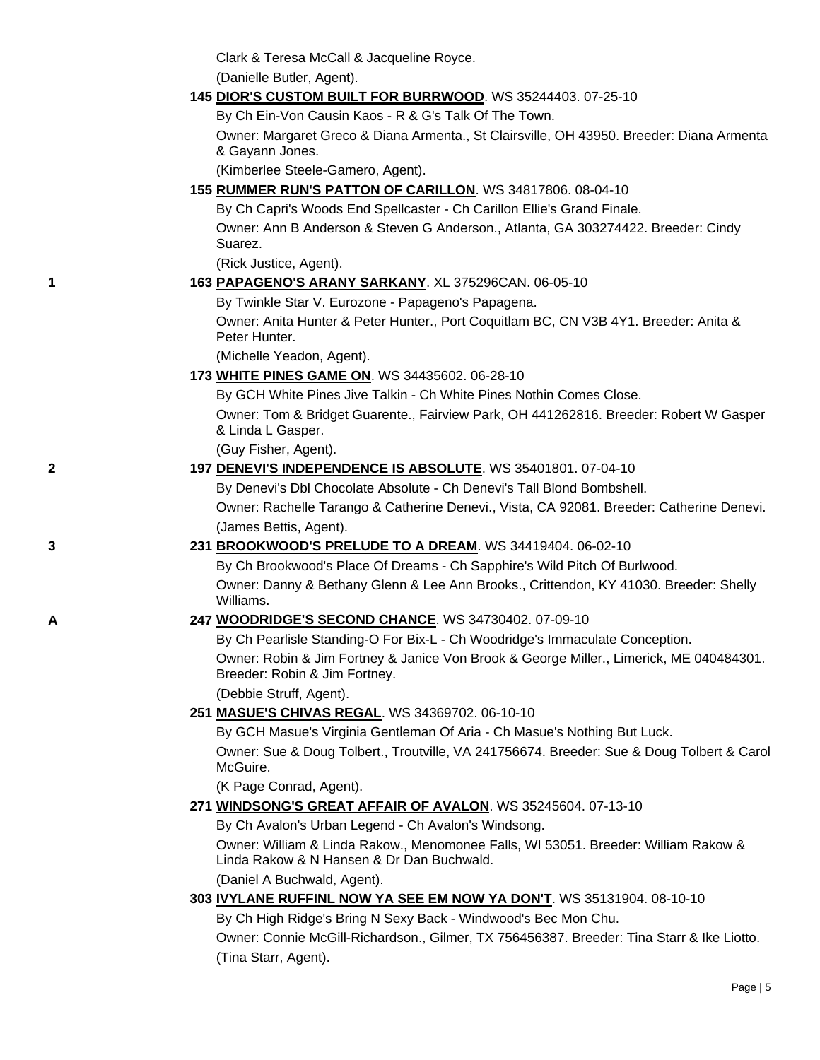Clark & Teresa McCall & Jacqueline Royce.

(Danielle Butler, Agent).

**145 DIOR'S CUSTOM BUILT FOR BURRWOOD**. WS 35244403. 07-25-10

By Ch Ein-Von Causin Kaos - R & G's Talk Of The Town.

Owner: Margaret Greco & Diana Armenta., St Clairsville, OH 43950. Breeder: Diana Armenta & Gayann Jones.

(Kimberlee Steele-Gamero, Agent).

**155 RUMMER RUN'S PATTON OF CARILLON**. WS 34817806. 08-04-10

By Ch Capri's Woods End Spellcaster - Ch Carillon Ellie's Grand Finale.

Owner: Ann B Anderson & Steven G Anderson., Atlanta, GA 303274422. Breeder: Cindy Suarez.

(Rick Justice, Agent).

1 **163 PAPAGENO'S ARANY SARKANY**. XL 375296CAN. 06-05-10

By Twinkle Star V. Eurozone - Papageno's Papagena.

Owner: Anita Hunter & Peter Hunter., Port Coquitlam BC, CN V3B 4Y1. Breeder: Anita & Peter Hunter.

(Michelle Yeadon, Agent).

**173 WHITE PINES GAME ON**. WS 34435602. 06-28-10

By GCH White Pines Jive Talkin - Ch White Pines Nothin Comes Close.

Owner: Tom & Bridget Guarente., Fairview Park, OH 441262816. Breeder: Robert W Gasper & Linda L Gasper.

(Guy Fisher, Agent).

2 **197 DENEVI'S INDEPENDENCE IS ABSOLUTE**. WS 35401801. 07-04-10

By Denevi's Dbl Chocolate Absolute - Ch Denevi's Tall Blond Bombshell.

Owner: Rachelle Tarango & Catherine Denevi., Vista, CA 92081. Breeder: Catherine Denevi.

(James Bettis, Agent).

3 **231 BROOKWOOD'S PRELUDE TO A DREAM**. WS 34419404. 06-02-10

By Ch Brookwood's Place Of Dreams - Ch Sapphire's Wild Pitch Of Burlwood.

Owner: Danny & Bethany Glenn & Lee Ann Brooks., Crittendon, KY 41030. Breeder: Shelly Williams.

A **247 WOODRIDGE'S SECOND CHANCE**. WS 34730402. 07-09-10

By Ch Pearlisle Standing-O For Bix-L - Ch Woodridge's Immaculate Conception.

Owner: Robin & Jim Fortney & Janice Von Brook & George Miller., Limerick, ME 040484301. Breeder: Robin & Jim Fortney.

(Debbie Struff, Agent).

**251 MASUE'S CHIVAS REGAL**. WS 34369702. 06-10-10

By GCH Masue's Virginia Gentleman Of Aria - Ch Masue's Nothing But Luck.

Owner: Sue & Doug Tolbert., Troutville, VA 241756674. Breeder: Sue & Doug Tolbert & Carol McGuire.

(K Page Conrad, Agent).

**271 WINDSONG'S GREAT AFFAIR OF AVALON**. WS 35245604. 07-13-10

By Ch Avalon's Urban Legend - Ch Avalon's Windsong.

Owner: William & Linda Rakow., Menomonee Falls, WI 53051. Breeder: William Rakow & Linda Rakow & N Hansen & Dr Dan Buchwald.

(Daniel A Buchwald, Agent).

**303 IVYLANE RUFFINL NOW YA SEE EM NOW YA DON'T**. WS 35131904. 08-10-10

By Ch High Ridge's Bring N Sexy Back - Windwood's Bec Mon Chu.

Owner: Connie McGill-Richardson., Gilmer, TX 756456387. Breeder: Tina Starr & Ike Liotto.

(Tina Starr, Agent).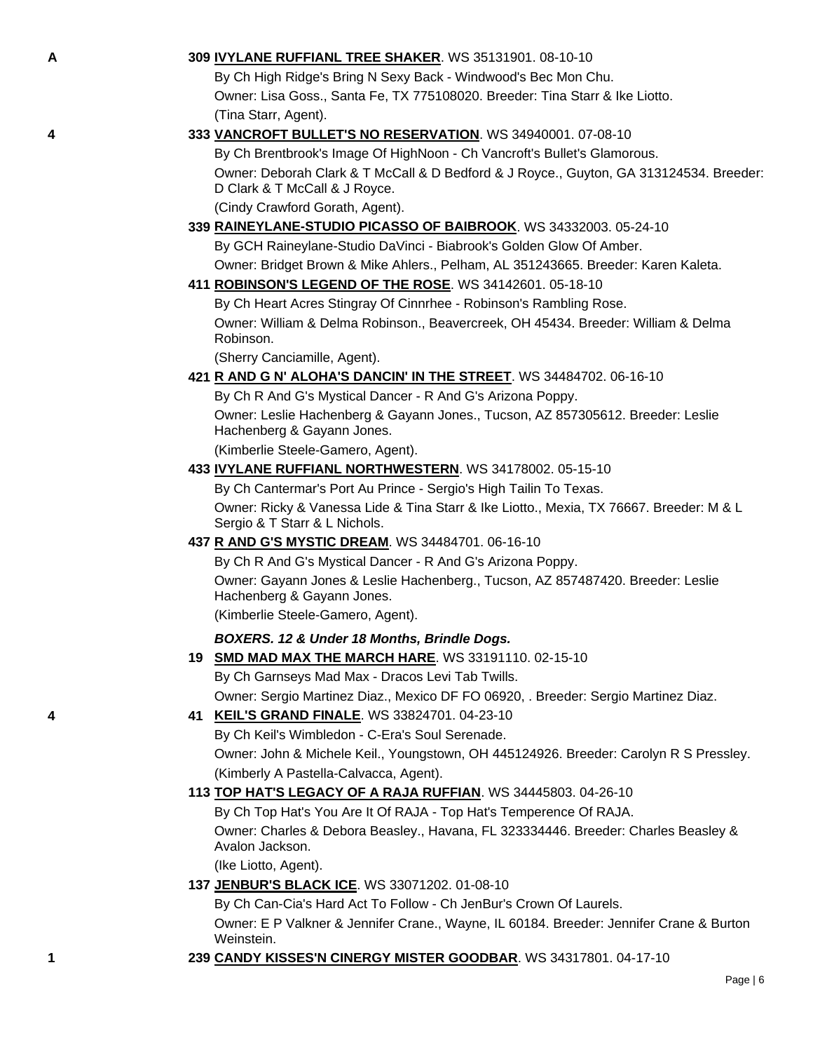A **309 IVYLANE RUFFIANL TREE SHAKER**. WS 35131901. 08-10-10
By Ch High Ridge's Bring N Sexy Back - Windwood's Bec Mon Chu.
Owner: Lisa Goss., Santa Fe, TX 775108020. Breeder: Tina Starr & Ike Liotto.
(Tina Starr, Agent).

4 **333 VANCROFT BULLET'S NO RESERVATION**. WS 34940001. 07-08-10
By Ch Brentbrook's Image Of HighNoon - Ch Vancroft's Bullet's Glamorous.
Owner: Deborah Clark & T McCall & D Bedford & J Royce., Guyton, GA 313124534. Breeder: D Clark & T McCall & J Royce.
(Cindy Crawford Gorath, Agent).

**339 RAINEYLANE-STUDIO PICASSO OF BAIBROOK**. WS 34332003. 05-24-10
By GCH Raineylane-Studio DaVinci - Biabrook's Golden Glow Of Amber.
Owner: Bridget Brown & Mike Ahlers., Pelham, AL 351243665. Breeder: Karen Kaleta.

**411 ROBINSON'S LEGEND OF THE ROSE**. WS 34142601. 05-18-10
By Ch Heart Acres Stingray Of Cinnrhee - Robinson's Rambling Rose.
Owner: William & Delma Robinson., Beavercreek, OH 45434. Breeder: William & Delma Robinson.
(Sherry Canciamille, Agent).

**421 R AND G N' ALOHA'S DANCIN' IN THE STREET**. WS 34484702. 06-16-10
By Ch R And G's Mystical Dancer - R And G's Arizona Poppy.
Owner: Leslie Hachenberg & Gayann Jones., Tucson, AZ 857305612. Breeder: Leslie Hachenberg & Gayann Jones.
(Kimberlie Steele-Gamero, Agent).

**433 IVYLANE RUFFIANL NORTHWESTERN**. WS 34178002. 05-15-10
By Ch Cantermar's Port Au Prince - Sergio's High Tailin To Texas.
Owner: Ricky & Vanessa Lide & Tina Starr & Ike Liotto., Mexia, TX 76667. Breeder: M & L Sergio & T Starr & L Nichols.

**437 R AND G'S MYSTIC DREAM**. WS 34484701. 06-16-10
By Ch R And G's Mystical Dancer - R And G's Arizona Poppy.
Owner: Gayann Jones & Leslie Hachenberg., Tucson, AZ 857487420. Breeder: Leslie Hachenberg & Gayann Jones.
(Kimberlie Steele-Gamero, Agent).

***BOXERS. 12 & Under 18 Months, Brindle Dogs.***

**19 SMD MAD MAX THE MARCH HARE**. WS 33191110. 02-15-10
By Ch Garnseys Mad Max - Dracos Levi Tab Twills.
Owner: Sergio Martinez Diaz., Mexico DF FO 06920, . Breeder: Sergio Martinez Diaz.

4 **41 KEIL'S GRAND FINALE**. WS 33824701. 04-23-10
By Ch Keil's Wimbledon - C-Era's Soul Serenade.
Owner: John & Michele Keil., Youngstown, OH 445124926. Breeder: Carolyn R S Pressley.
(Kimberly A Pastella-Calvacca, Agent).

**113 TOP HAT'S LEGACY OF A RAJA RUFFIAN**. WS 34445803. 04-26-10
By Ch Top Hat's You Are It Of RAJA - Top Hat's Temperence Of RAJA.
Owner: Charles & Debora Beasley., Havana, FL 323334446. Breeder: Charles Beasley & Avalon Jackson.
(Ike Liotto, Agent).

**137 JENBUR'S BLACK ICE**. WS 33071202. 01-08-10
By Ch Can-Cia's Hard Act To Follow - Ch JenBur's Crown Of Laurels.
Owner: E P Valkner & Jennifer Crane., Wayne, IL 60184. Breeder: Jennifer Crane & Burton Weinstein.

1 **239 CANDY KISSES'N CINERGY MISTER GOODBAR**. WS 34317801. 04-17-10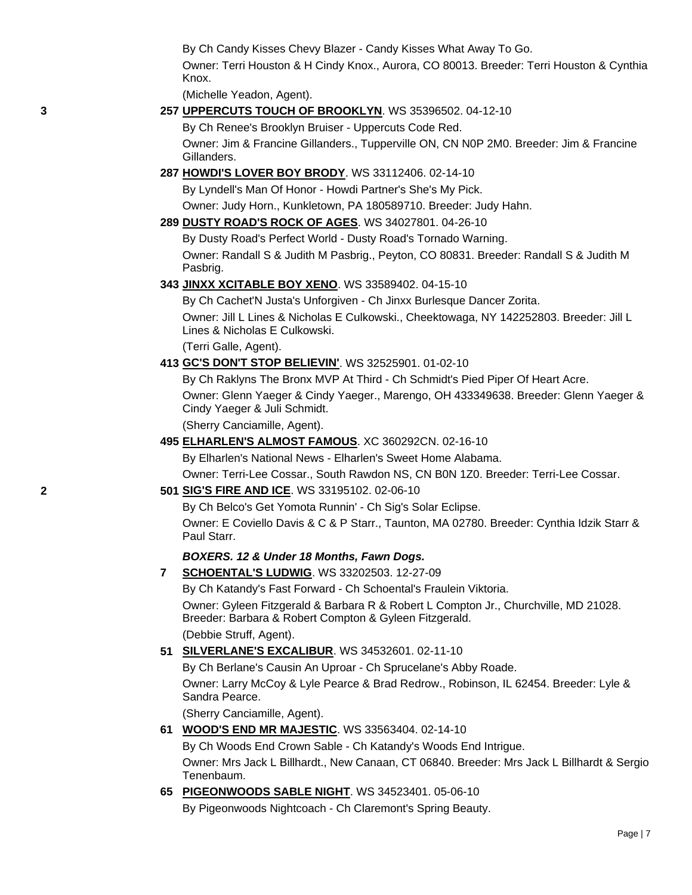By Ch Candy Kisses Chevy Blazer - Candy Kisses What Away To Go.

Owner: Terri Houston & H Cindy Knox., Aurora, CO 80013. Breeder: Terri Houston & Cynthia Knox.

(Michelle Yeadon, Agent).

3 **257 UPPERCUTS TOUCH OF BROOKLYN**. WS 35396502. 04-12-10

By Ch Renee's Brooklyn Bruiser - Uppercuts Code Red.

Owner: Jim & Francine Gillanders., Tupperville ON, CN N0P 2M0. Breeder: Jim & Francine Gillanders.

**287 HOWDI'S LOVER BOY BRODY**. WS 33112406. 02-14-10

By Lyndell's Man Of Honor - Howdi Partner's She's My Pick.

Owner: Judy Horn., Kunkletown, PA 180589710. Breeder: Judy Hahn.

**289 DUSTY ROAD'S ROCK OF AGES**. WS 34027801. 04-26-10

By Dusty Road's Perfect World - Dusty Road's Tornado Warning.

Owner: Randall S & Judith M Pasbrig., Peyton, CO 80831. Breeder: Randall S & Judith M Pasbrig.

**343 JINXX XCITABLE BOY XENO**. WS 33589402. 04-15-10

By Ch Cachet'N Justa's Unforgiven - Ch Jinxx Burlesque Dancer Zorita.

Owner: Jill L Lines & Nicholas E Culkowski., Cheektowaga, NY 142252803. Breeder: Jill L Lines & Nicholas E Culkowski.

(Terri Galle, Agent).

**413 GC'S DON'T STOP BELIEVIN'**. WS 32525901. 01-02-10

By Ch Raklyns The Bronx MVP At Third - Ch Schmidt's Pied Piper Of Heart Acre.

Owner: Glenn Yaeger & Cindy Yaeger., Marengo, OH 433349638. Breeder: Glenn Yaeger & Cindy Yaeger & Juli Schmidt.

(Sherry Canciamille, Agent).

**495 ELHARLEN'S ALMOST FAMOUS**. XC 360292CN. 02-16-10

By Elharlen's National News - Elharlen's Sweet Home Alabama.

Owner: Terri-Lee Cossar., South Rawdon NS, CN B0N 1Z0. Breeder: Terri-Lee Cossar.

2 **501 SIG'S FIRE AND ICE**. WS 33195102. 02-06-10

By Ch Belco's Get Yomota Runnin' - Ch Sig's Solar Eclipse.

Owner: E Coviello Davis & C & P Starr., Taunton, MA 02780. Breeder: Cynthia Idzik Starr & Paul Starr.

***BOXERS. 12 & Under 18 Months, Fawn Dogs.***

**7 SCHOENTAL'S LUDWIG**. WS 33202503. 12-27-09

By Ch Katandy's Fast Forward - Ch Schoental's Fraulein Viktoria.

Owner: Gyleen Fitzgerald & Barbara R & Robert L Compton Jr., Churchville, MD 21028. Breeder: Barbara & Robert Compton & Gyleen Fitzgerald.

(Debbie Struff, Agent).

**51 SILVERLANE'S EXCALIBUR**. WS 34532601. 02-11-10

By Ch Berlane's Causin An Uproar - Ch Sprucelane's Abby Roade.

Owner: Larry McCoy & Lyle Pearce & Brad Redrow., Robinson, IL 62454. Breeder: Lyle & Sandra Pearce.

(Sherry Canciamille, Agent).

**61 WOOD'S END MR MAJESTIC**. WS 33563404. 02-14-10

By Ch Woods End Crown Sable - Ch Katandy's Woods End Intrigue.

Owner: Mrs Jack L Billhardt., New Canaan, CT 06840. Breeder: Mrs Jack L Billhardt & Sergio Tenenbaum.

**65 PIGEONWOODS SABLE NIGHT**. WS 34523401. 05-06-10

By Pigeonwoods Nightcoach - Ch Claremont's Spring Beauty.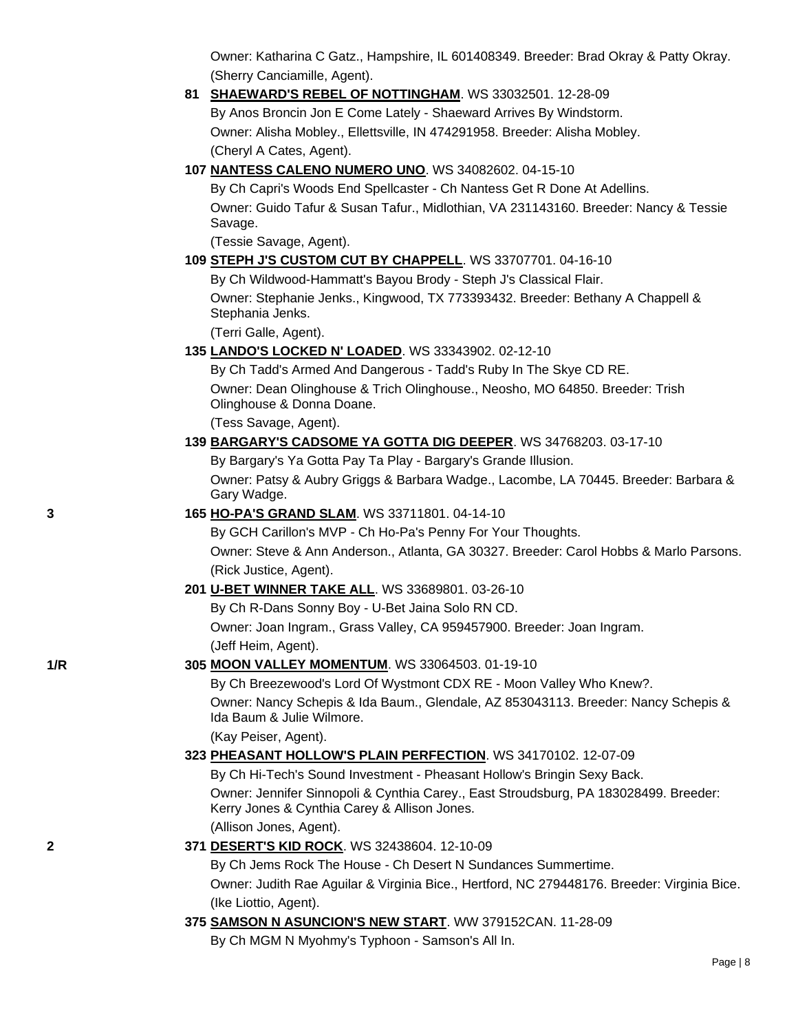Owner: Katharina C Gatz., Hampshire, IL 601408349. Breeder: Brad Okray & Patty Okray. (Sherry Canciamille, Agent).

81 **SHAEWARD'S REBEL OF NOTTINGHAM**. WS 33032501. 12-28-09
By Anos Broncin Jon E Come Lately - Shaeward Arrives By Windstorm.
Owner: Alisha Mobley., Ellettsville, IN 474291958. Breeder: Alisha Mobley.
(Cheryl A Cates, Agent).

107 **NANTESS CALENO NUMERO UNO**. WS 34082602. 04-15-10
By Ch Capri's Woods End Spellcaster - Ch Nantess Get R Done At Adellins.
Owner: Guido Tafur & Susan Tafur., Midlothian, VA 231143160. Breeder: Nancy & Tessie Savage.
(Tessie Savage, Agent).

109 **STEPH J'S CUSTOM CUT BY CHAPPELL**. WS 33707701. 04-16-10
By Ch Wildwood-Hammatt's Bayou Brody - Steph J's Classical Flair.
Owner: Stephanie Jenks., Kingwood, TX 773393432. Breeder: Bethany A Chappell & Stephania Jenks.
(Terri Galle, Agent).

135 **LANDO'S LOCKED N' LOADED**. WS 33343902. 02-12-10
By Ch Tadd's Armed And Dangerous - Tadd's Ruby In The Skye CD RE.
Owner: Dean Olinghouse & Trich Olinghouse., Neosho, MO 64850. Breeder: Trish Olinghouse & Donna Doane.
(Tess Savage, Agent).

139 **BARGARY'S CADSOME YA GOTTA DIG DEEPER**. WS 34768203. 03-17-10
By Bargary's Ya Gotta Pay Ta Play - Bargary's Grande Illusion.
Owner: Patsy & Aubry Griggs & Barbara Wadge., Lacombe, LA 70445. Breeder: Barbara & Gary Wadge.

3 — 165 **HO-PA'S GRAND SLAM**. WS 33711801. 04-14-10
By GCH Carillon's MVP - Ch Ho-Pa's Penny For Your Thoughts.
Owner: Steve & Ann Anderson., Atlanta, GA 30327. Breeder: Carol Hobbs & Marlo Parsons.
(Rick Justice, Agent).

201 **U-BET WINNER TAKE ALL**. WS 33689801. 03-26-10
By Ch R-Dans Sonny Boy - U-Bet Jaina Solo RN CD.
Owner: Joan Ingram., Grass Valley, CA 959457900. Breeder: Joan Ingram.
(Jeff Heim, Agent).

1/R — 305 **MOON VALLEY MOMENTUM**. WS 33064503. 01-19-10
By Ch Breezewood's Lord Of Wystmont CDX RE - Moon Valley Who Knew?.
Owner: Nancy Schepis & Ida Baum., Glendale, AZ 853043113. Breeder: Nancy Schepis & Ida Baum & Julie Wilmore.
(Kay Peiser, Agent).

323 **PHEASANT HOLLOW'S PLAIN PERFECTION**. WS 34170102. 12-07-09
By Ch Hi-Tech's Sound Investment - Pheasant Hollow's Bringin Sexy Back.
Owner: Jennifer Sinnopoli & Cynthia Carey., East Stroudsburg, PA 183028499. Breeder: Kerry Jones & Cynthia Carey & Allison Jones.
(Allison Jones, Agent).

2 — 371 **DESERT'S KID ROCK**. WS 32438604. 12-10-09
By Ch Jems Rock The House - Ch Desert N Sundances Summertime.
Owner: Judith Rae Aguilar & Virginia Bice., Hertford, NC 279448176. Breeder: Virginia Bice.
(Ike Liottio, Agent).

375 **SAMSON N ASUNCION'S NEW START**. WW 379152CAN. 11-28-09
By Ch MGM N Myohmy's Typhoon - Samson's All In.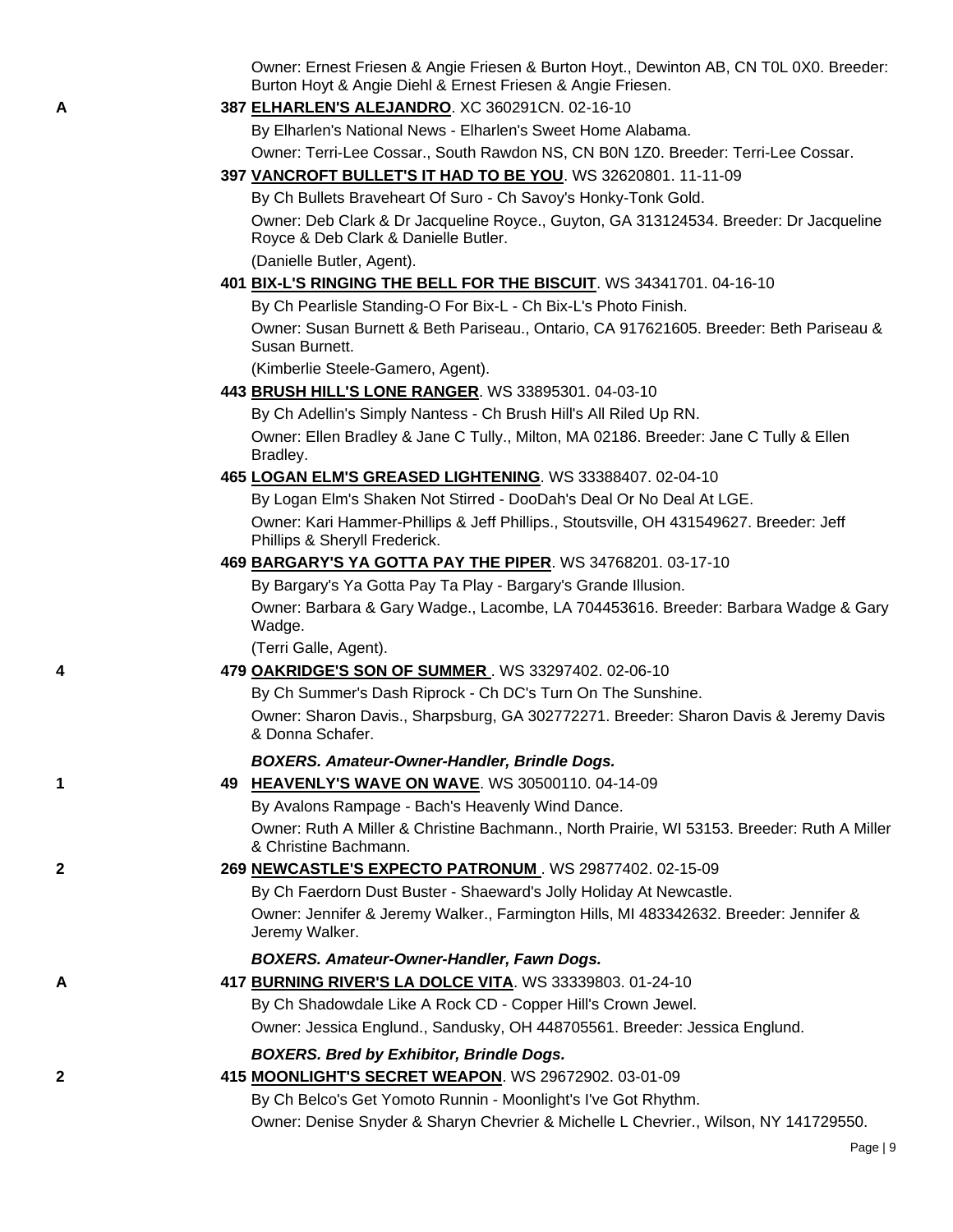Owner: Ernest Friesen & Angie Friesen & Burton Hoyt., Dewinton AB, CN T0L 0X0. Breeder: Burton Hoyt & Angie Diehl & Ernest Friesen & Angie Friesen.

A **387 ELHARLEN'S ALEJANDRO**. XC 360291CN. 02-16-10

By Elharlen's National News - Elharlen's Sweet Home Alabama.

Owner: Terri-Lee Cossar., South Rawdon NS, CN B0N 1Z0. Breeder: Terri-Lee Cossar.

**397 VANCROFT BULLET'S IT HAD TO BE YOU**. WS 32620801. 11-11-09

By Ch Bullets Braveheart Of Suro - Ch Savoy's Honky-Tonk Gold.

Owner: Deb Clark & Dr Jacqueline Royce., Guyton, GA 313124534. Breeder: Dr Jacqueline Royce & Deb Clark & Danielle Butler.

(Danielle Butler, Agent).

**401 BIX-L'S RINGING THE BELL FOR THE BISCUIT**. WS 34341701. 04-16-10

By Ch Pearlisle Standing-O For Bix-L - Ch Bix-L's Photo Finish.

Owner: Susan Burnett & Beth Pariseau., Ontario, CA 917621605. Breeder: Beth Pariseau & Susan Burnett.

(Kimberlie Steele-Gamero, Agent).

**443 BRUSH HILL'S LONE RANGER**. WS 33895301. 04-03-10

By Ch Adellin's Simply Nantess - Ch Brush Hill's All Riled Up RN.

Owner: Ellen Bradley & Jane C Tully., Milton, MA 02186. Breeder: Jane C Tully & Ellen Bradley.

**465 LOGAN ELM'S GREASED LIGHTENING**. WS 33388407. 02-04-10

By Logan Elm's Shaken Not Stirred - DooDah's Deal Or No Deal At LGE.

Owner: Kari Hammer-Phillips & Jeff Phillips., Stoutsville, OH 431549627. Breeder: Jeff Phillips & Sheryll Frederick.

**469 BARGARY'S YA GOTTA PAY THE PIPER**. WS 34768201. 03-17-10

By Bargary's Ya Gotta Pay Ta Play - Bargary's Grande Illusion.

Owner: Barbara & Gary Wadge., Lacombe, LA 704453616. Breeder: Barbara Wadge & Gary Wadge.

(Terri Galle, Agent).

4 **479 OAKRIDGE'S SON OF SUMMER** . WS 33297402. 02-06-10

By Ch Summer's Dash Riprock - Ch DC's Turn On The Sunshine.

Owner: Sharon Davis., Sharpsburg, GA 302772271. Breeder: Sharon Davis & Jeremy Davis & Donna Schafer.

***BOXERS. Amateur-Owner-Handler, Brindle Dogs.***

1 **49 HEAVENLY'S WAVE ON WAVE**. WS 30500110. 04-14-09

By Avalons Rampage - Bach's Heavenly Wind Dance.

Owner: Ruth A Miller & Christine Bachmann., North Prairie, WI 53153. Breeder: Ruth A Miller & Christine Bachmann.

2 **269 NEWCASTLE'S EXPECTO PATRONUM** . WS 29877402. 02-15-09

By Ch Faerdorn Dust Buster - Shaeward's Jolly Holiday At Newcastle.

Owner: Jennifer & Jeremy Walker., Farmington Hills, MI 483342632. Breeder: Jennifer & Jeremy Walker.

***BOXERS. Amateur-Owner-Handler, Fawn Dogs.***

A **417 BURNING RIVER'S LA DOLCE VITA**. WS 33339803. 01-24-10

By Ch Shadowdale Like A Rock CD - Copper Hill's Crown Jewel.

Owner: Jessica Englund., Sandusky, OH 448705561. Breeder: Jessica Englund.

***BOXERS. Bred by Exhibitor, Brindle Dogs.***

2 **415 MOONLIGHT'S SECRET WEAPON**. WS 29672902. 03-01-09

By Ch Belco's Get Yomoto Runnin - Moonlight's I've Got Rhythm.

Owner: Denise Snyder & Sharyn Chevrier & Michelle L Chevrier., Wilson, NY 141729550.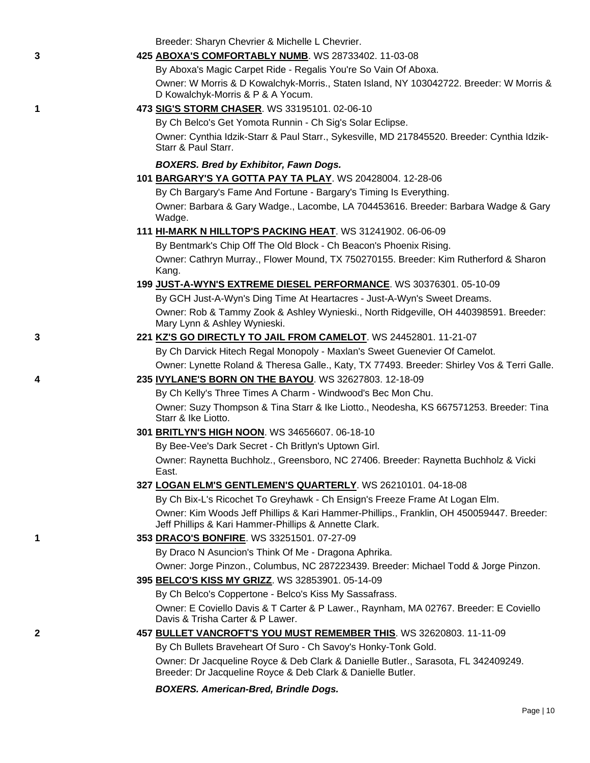Breeder: Sharyn Chevrier & Michelle L Chevrier.

3 425 **ABOXA'S COMFORTABLY NUMB**. WS 28733402. 11-03-08

By Aboxa's Magic Carpet Ride - Regalis You're So Vain Of Aboxa.

Owner: W Morris & D Kowalchyk-Morris., Staten Island, NY 103042722. Breeder: W Morris & D Kowalchyk-Morris & P & A Yocum.

1 473 **SIG'S STORM CHASER**. WS 33195101. 02-06-10

By Ch Belco's Get Yomota Runnin - Ch Sig's Solar Eclipse.

Owner: Cynthia Idzik-Starr & Paul Starr., Sykesville, MD 217845520. Breeder: Cynthia Idzik-Starr & Paul Starr.

***BOXERS. Bred by Exhibitor, Fawn Dogs.***

101 **BARGARY'S YA GOTTA PAY TA PLAY**. WS 20428004. 12-28-06

By Ch Bargary's Fame And Fortune - Bargary's Timing Is Everything.

Owner: Barbara & Gary Wadge., Lacombe, LA 704453616. Breeder: Barbara Wadge & Gary Wadge.

111 **HI-MARK N HILLTOP'S PACKING HEAT**. WS 31241902. 06-06-09

By Bentmark's Chip Off The Old Block - Ch Beacon's Phoenix Rising.

Owner: Cathryn Murray., Flower Mound, TX 750270155. Breeder: Kim Rutherford & Sharon Kang.

199 **JUST-A-WYN'S EXTREME DIESEL PERFORMANCE**. WS 30376301. 05-10-09

By GCH Just-A-Wyn's Ding Time At Heartacres - Just-A-Wyn's Sweet Dreams.

Owner: Rob & Tammy Zook & Ashley Wynieski., North Ridgeville, OH 440398591. Breeder: Mary Lynn & Ashley Wynieski.

3 221 **KZ'S GO DIRECTLY TO JAIL FROM CAMELOT**. WS 24452801. 11-21-07

By Ch Darvick Hitech Regal Monopoly - Maxlan's Sweet Guenevier Of Camelot.

Owner: Lynette Roland & Theresa Galle., Katy, TX 77493. Breeder: Shirley Vos & Terri Galle.

4 235 **IVYLANE'S BORN ON THE BAYOU**. WS 32627803. 12-18-09

By Ch Kelly's Three Times A Charm - Windwood's Bec Mon Chu.

Owner: Suzy Thompson & Tina Starr & Ike Liotto., Neodesha, KS 667571253. Breeder: Tina Starr & Ike Liotto.

301 **BRITLYN'S HIGH NOON**. WS 34656607. 06-18-10

By Bee-Vee's Dark Secret - Ch Britlyn's Uptown Girl.

Owner: Raynetta Buchholz., Greensboro, NC 27406. Breeder: Raynetta Buchholz & Vicki East.

327 **LOGAN ELM'S GENTLEMEN'S QUARTERLY**. WS 26210101. 04-18-08

By Ch Bix-L's Ricochet To Greyhawk - Ch Ensign's Freeze Frame At Logan Elm.

Owner: Kim Woods Jeff Phillips & Kari Hammer-Phillips., Franklin, OH 450059447. Breeder: Jeff Phillips & Kari Hammer-Phillips & Annette Clark.

1 353 **DRACO'S BONFIRE**. WS 33251501. 07-27-09

By Draco N Asuncion's Think Of Me - Dragona Aphrika.

Owner: Jorge Pinzon., Columbus, NC 287223439. Breeder: Michael Todd & Jorge Pinzon.

395 **BELCO'S KISS MY GRIZZ**. WS 32853901. 05-14-09

By Ch Belco's Coppertone - Belco's Kiss My Sassafrass.

Owner: E Coviello Davis & T Carter & P Lawer., Raynham, MA 02767. Breeder: E Coviello Davis & Trisha Carter & P Lawer.

2 457 **BULLET VANCROFT'S YOU MUST REMEMBER THIS**. WS 32620803. 11-11-09

By Ch Bullets Braveheart Of Suro - Ch Savoy's Honky-Tonk Gold.

Owner: Dr Jacqueline Royce & Deb Clark & Danielle Butler., Sarasota, FL 342409249. Breeder: Dr Jacqueline Royce & Deb Clark & Danielle Butler.

***BOXERS. American-Bred, Brindle Dogs.***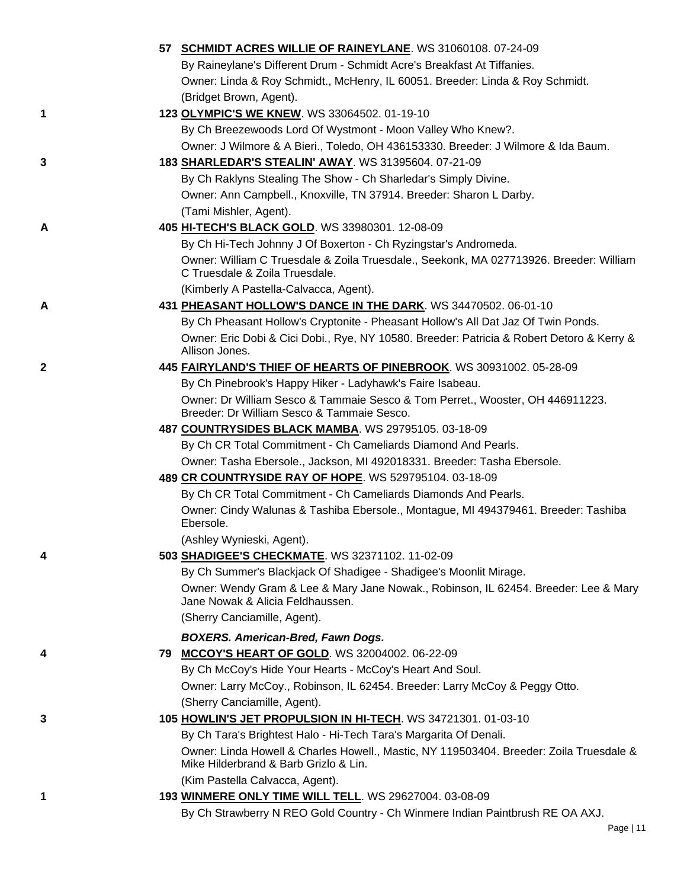57 **SCHMIDT ACRES WILLIE OF RAINEYLANE**. WS 31060108. 07-24-09
By Raineylane's Different Drum - Schmidt Acre's Breakfast At Tiffanies.
Owner: Linda & Roy Schmidt., McHenry, IL 60051. Breeder: Linda & Roy Schmidt.
(Bridget Brown, Agent).

1 — 123 **OLYMPIC'S WE KNEW**. WS 33064502. 01-19-10
By Ch Breezewoods Lord Of Wystmont - Moon Valley Who Knew?.
Owner: J Wilmore & A Bieri., Toledo, OH 436153330. Breeder: J Wilmore & Ida Baum.

3 — 183 **SHARLEDAR'S STEALIN' AWAY**. WS 31395604. 07-21-09
By Ch Raklyns Stealing The Show - Ch Sharledar's Simply Divine.
Owner: Ann Campbell., Knoxville, TN 37914. Breeder: Sharon L Darby.
(Tami Mishler, Agent).

A — 405 **HI-TECH'S BLACK GOLD**. WS 33980301. 12-08-09
By Ch Hi-Tech Johnny J Of Boxerton - Ch Ryzingstar's Andromeda.
Owner: William C Truesdale & Zoila Truesdale., Seekonk, MA 027713926. Breeder: William C Truesdale & Zoila Truesdale.
(Kimberly A Pastella-Calvacca, Agent).

A — 431 **PHEASANT HOLLOW'S DANCE IN THE DARK**. WS 34470502. 06-01-10
By Ch Pheasant Hollow's Cryptonite - Pheasant Hollow's All Dat Jaz Of Twin Ponds.
Owner: Eric Dobi & Cici Dobi., Rye, NY 10580. Breeder: Patricia & Robert Detoro & Kerry & Allison Jones.

2 — 445 **FAIRYLAND'S THIEF OF HEARTS OF PINEBROOK**. WS 30931002. 05-28-09
By Ch Pinebrook's Happy Hiker - Ladyhawk's Faire Isabeau.
Owner: Dr William Sesco & Tammaie Sesco & Tom Perret., Wooster, OH 446911223. Breeder: Dr William Sesco & Tammaie Sesco.

487 **COUNTRYSIDES BLACK MAMBA**. WS 29795105. 03-18-09
By Ch CR Total Commitment - Ch Cameliards Diamond And Pearls.
Owner: Tasha Ebersole., Jackson, MI 492018331. Breeder: Tasha Ebersole.

489 **CR COUNTRYSIDE RAY OF HOPE**. WS 529795104. 03-18-09
By Ch CR Total Commitment - Ch Cameliards Diamonds And Pearls.
Owner: Cindy Walunas & Tashiba Ebersole., Montague, MI 494379461. Breeder: Tashiba Ebersole.
(Ashley Wynieski, Agent).

4 — 503 **SHADIGEE'S CHECKMATE**. WS 32371102. 11-02-09
By Ch Summer's Blackjack Of Shadigee - Shadigee's Moonlit Mirage.
Owner: Wendy Gram & Lee & Mary Jane Nowak., Robinson, IL 62454. Breeder: Lee & Mary Jane Nowak & Alicia Feldhaussen.
(Sherry Canciamille, Agent).

***BOXERS. American-Bred, Fawn Dogs.***

4 — 79 **MCCOY'S HEART OF GOLD**. WS 32004002. 06-22-09
By Ch McCoy's Hide Your Hearts - McCoy's Heart And Soul.
Owner: Larry McCoy., Robinson, IL 62454. Breeder: Larry McCoy & Peggy Otto.
(Sherry Canciamille, Agent).

3 — 105 **HOWLIN'S JET PROPULSION IN HI-TECH**. WS 34721301. 01-03-10
By Ch Tara's Brightest Halo - Hi-Tech Tara's Margarita Of Denali.
Owner: Linda Howell & Charles Howell., Mastic, NY 119503404. Breeder: Zoila Truesdale & Mike Hilderbrand & Barb Grizlo & Lin.
(Kim Pastella Calvacca, Agent).

1 — 193 **WINMERE ONLY TIME WILL TELL**. WS 29627004. 03-08-09
By Ch Strawberry N REO Gold Country - Ch Winmere Indian Paintbrush RE OA AXJ.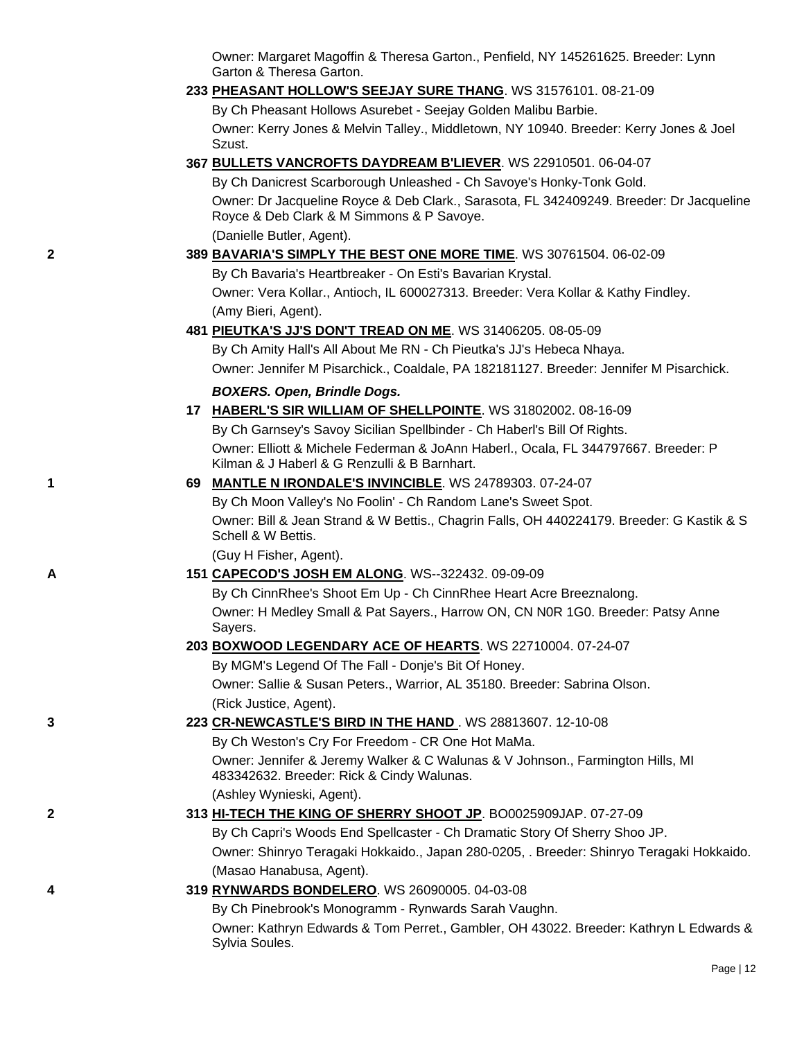Owner: Margaret Magoffin & Theresa Garton., Penfield, NY 145261625. Breeder: Lynn Garton & Theresa Garton.

233 **PHEASANT HOLLOW'S SEEJAY SURE THANG**. WS 31576101. 08-21-09
By Ch Pheasant Hollows Asurebet - Seejay Golden Malibu Barbie.
Owner: Kerry Jones & Melvin Talley., Middletown, NY 10940. Breeder: Kerry Jones & Joel Szust.

367 **BULLETS VANCROFTS DAYDREAM B'LIEVER**. WS 22910501. 06-04-07
By Ch Danicrest Scarborough Unleashed - Ch Savoye's Honky-Tonk Gold.
Owner: Dr Jacqueline Royce & Deb Clark., Sarasota, FL 342409249. Breeder: Dr Jacqueline Royce & Deb Clark & M Simmons & P Savoye.
(Danielle Butler, Agent).

2 — 389 **BAVARIA'S SIMPLY THE BEST ONE MORE TIME**. WS 30761504. 06-02-09
By Ch Bavaria's Heartbreaker - On Esti's Bavarian Krystal.
Owner: Vera Kollar., Antioch, IL 600027313. Breeder: Vera Kollar & Kathy Findley.
(Amy Bieri, Agent).

481 **PIEUTKA'S JJ'S DON'T TREAD ON ME**. WS 31406205. 08-05-09
By Ch Amity Hall's All About Me RN - Ch Pieutka's JJ's Hebeca Nhaya.
Owner: Jennifer M Pisarchick., Coaldale, PA 182181127. Breeder: Jennifer M Pisarchick.

***BOXERS. Open, Brindle Dogs.***

17 **HABERL'S SIR WILLIAM OF SHELLPOINTE**. WS 31802002. 08-16-09
By Ch Garnsey's Savoy Sicilian Spellbinder - Ch Haberl's Bill Of Rights.
Owner: Elliott & Michele Federman & JoAnn Haberl., Ocala, FL 344797667. Breeder: P Kilman & J Haberl & G Renzulli & B Barnhart.

1 — 69 **MANTLE N IRONDALE'S INVINCIBLE**. WS 24789303. 07-24-07
By Ch Moon Valley's No Foolin' - Ch Random Lane's Sweet Spot.
Owner: Bill & Jean Strand & W Bettis., Chagrin Falls, OH 440224179. Breeder: G Kastik & S Schell & W Bettis.
(Guy H Fisher, Agent).

A — 151 **CAPECOD'S JOSH EM ALONG**. WS--322432. 09-09-09
By Ch CinnRhee's Shoot Em Up - Ch CinnRhee Heart Acre Breeznalong.
Owner: H Medley Small & Pat Sayers., Harrow ON, CN N0R 1G0. Breeder: Patsy Anne Sayers.

203 **BOXWOOD LEGENDARY ACE OF HEARTS**. WS 22710004. 07-24-07
By MGM's Legend Of The Fall - Donje's Bit Of Honey.
Owner: Sallie & Susan Peters., Warrior, AL 35180. Breeder: Sabrina Olson.
(Rick Justice, Agent).

3 — 223 **CR-NEWCASTLE'S BIRD IN THE HAND** . WS 28813607. 12-10-08
By Ch Weston's Cry For Freedom - CR One Hot MaMa.
Owner: Jennifer & Jeremy Walker & C Walunas & V Johnson., Farmington Hills, MI 483342632. Breeder: Rick & Cindy Walunas.
(Ashley Wynieski, Agent).

2 — 313 **HI-TECH THE KING OF SHERRY SHOOT JP**. BO0025909JAP. 07-27-09
By Ch Capri's Woods End Spellcaster - Ch Dramatic Story Of Sherry Shoo JP.
Owner: Shinryo Teragaki Hokkaido., Japan 280-0205, . Breeder: Shinryo Teragaki Hokkaido.
(Masao Hanabusa, Agent).

4 — 319 **RYNWARDS BONDELERO**. WS 26090005. 04-03-08
By Ch Pinebrook's Monogramm - Rynwards Sarah Vaughn.
Owner: Kathryn Edwards & Tom Perret., Gambler, OH 43022. Breeder: Kathryn L Edwards & Sylvia Soules.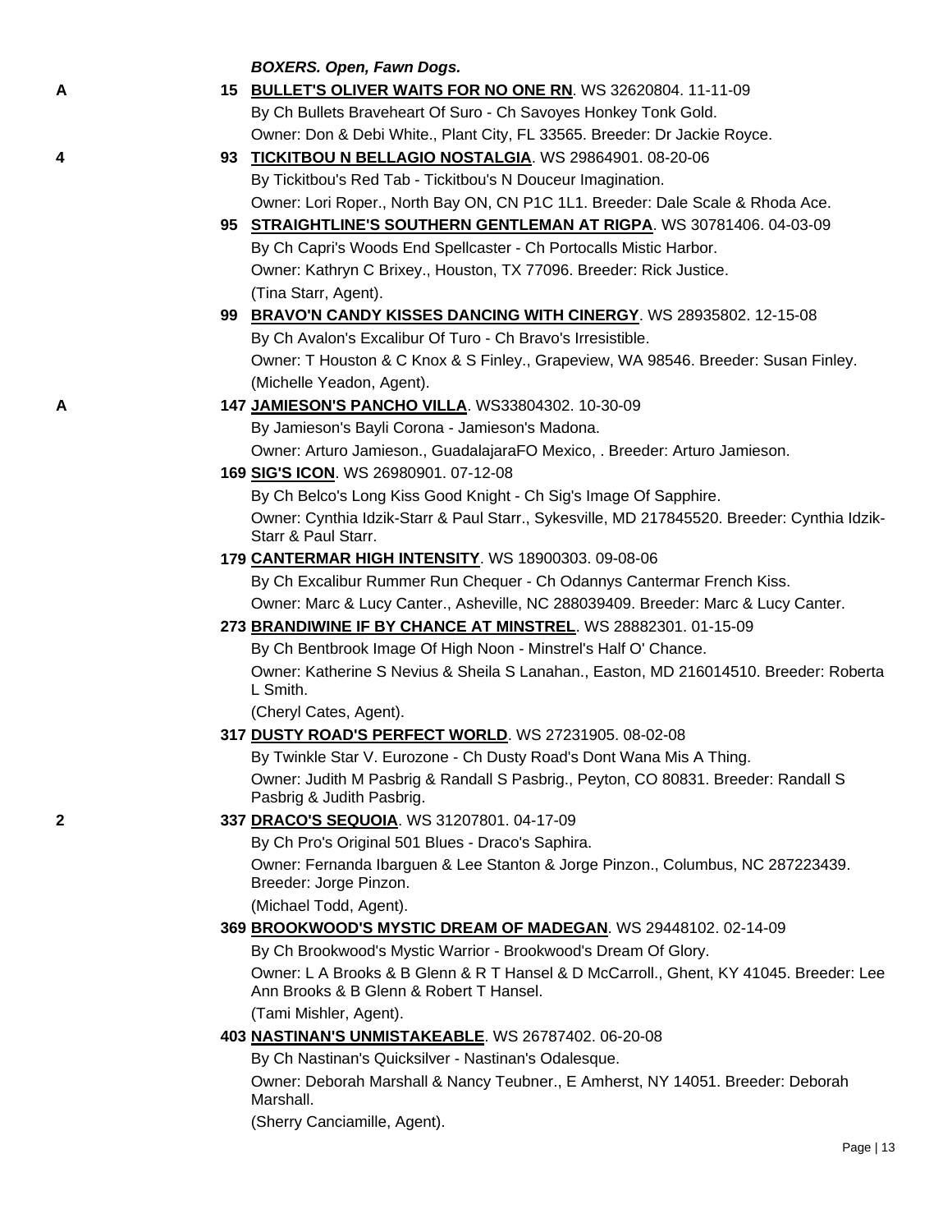***BOXERS. Open, Fawn Dogs.***

A **15** **BULLET'S OLIVER WAITS FOR NO ONE RN**. WS 32620804. 11-11-09
By Ch Bullets Braveheart Of Suro - Ch Savoyes Honkey Tonk Gold.
Owner: Don & Debi White., Plant City, FL 33565. Breeder: Dr Jackie Royce.

4 **93** **TICKITBOU N BELLAGIO NOSTALGIA**. WS 29864901. 08-20-06
By Tickitbou's Red Tab - Tickitbou's N Douceur Imagination.
Owner: Lori Roper., North Bay ON, CN P1C 1L1. Breeder: Dale Scale & Rhoda Ace.

**95** **STRAIGHTLINE'S SOUTHERN GENTLEMAN AT RIGPA**. WS 30781406. 04-03-09
By Ch Capri's Woods End Spellcaster - Ch Portocalls Mistic Harbor.
Owner: Kathryn C Brixey., Houston, TX 77096. Breeder: Rick Justice.
(Tina Starr, Agent).

**99** **BRAVO'N CANDY KISSES DANCING WITH CINERGY**. WS 28935802. 12-15-08
By Ch Avalon's Excalibur Of Turo - Ch Bravo's Irresistible.
Owner: T Houston & C Knox & S Finley., Grapeview, WA 98546. Breeder: Susan Finley.
(Michelle Yeadon, Agent).

A **147** **JAMIESON'S PANCHO VILLA**. WS33804302. 10-30-09
By Jamieson's Bayli Corona - Jamieson's Madona.
Owner: Arturo Jamieson., GuadalajaraFO Mexico, . Breeder: Arturo Jamieson.

**169** **SIG'S ICON**. WS 26980901. 07-12-08
By Ch Belco's Long Kiss Good Knight - Ch Sig's Image Of Sapphire.
Owner: Cynthia Idzik-Starr & Paul Starr., Sykesville, MD 217845520. Breeder: Cynthia Idzik-Starr & Paul Starr.

**179** **CANTERMAR HIGH INTENSITY**. WS 18900303. 09-08-06
By Ch Excalibur Rummer Run Chequer - Ch Odannys Cantermar French Kiss.
Owner: Marc & Lucy Canter., Asheville, NC 288039409. Breeder: Marc & Lucy Canter.

**273** **BRANDIWINE IF BY CHANCE AT MINSTREL**. WS 28882301. 01-15-09
By Ch Bentbrook Image Of High Noon - Minstrel's Half O' Chance.
Owner: Katherine S Nevius & Sheila S Lanahan., Easton, MD 216014510. Breeder: Roberta L Smith.
(Cheryl Cates, Agent).

**317** **DUSTY ROAD'S PERFECT WORLD**. WS 27231905. 08-02-08
By Twinkle Star V. Eurozone - Ch Dusty Road's Dont Wana Mis A Thing.
Owner: Judith M Pasbrig & Randall S Pasbrig., Peyton, CO 80831. Breeder: Randall S Pasbrig & Judith Pasbrig.

2 **337** **DRACO'S SEQUOIA**. WS 31207801. 04-17-09
By Ch Pro's Original 501 Blues - Draco's Saphira.
Owner: Fernanda Ibarguen & Lee Stanton & Jorge Pinzon., Columbus, NC 287223439. Breeder: Jorge Pinzon.
(Michael Todd, Agent).

**369** **BROOKWOOD'S MYSTIC DREAM OF MADEGAN**. WS 29448102. 02-14-09
By Ch Brookwood's Mystic Warrior - Brookwood's Dream Of Glory.
Owner: L A Brooks & B Glenn & R T Hansel & D McCarroll., Ghent, KY 41045. Breeder: Lee Ann Brooks & B Glenn & Robert T Hansel.
(Tami Mishler, Agent).

**403** **NASTINAN'S UNMISTAKEABLE**. WS 26787402. 06-20-08
By Ch Nastinan's Quicksilver - Nastinan's Odalesque.
Owner: Deborah Marshall & Nancy Teubner., E Amherst, NY 14051. Breeder: Deborah Marshall.
(Sherry Canciamille, Agent).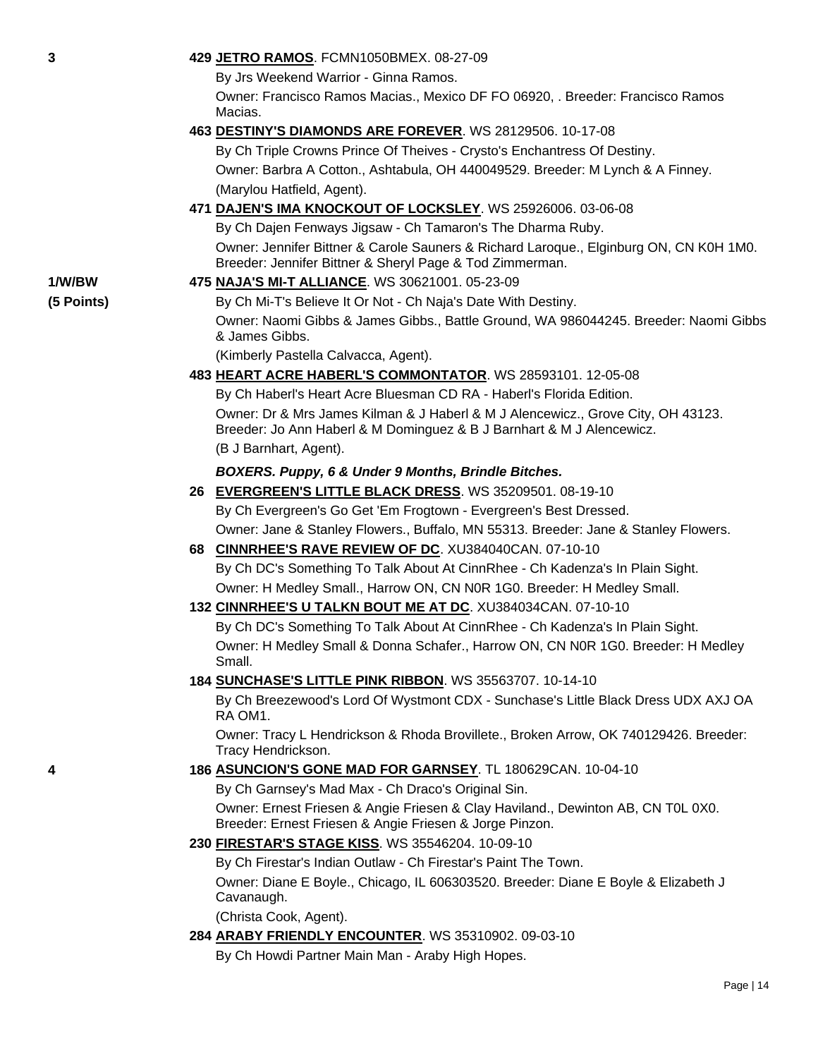3 **429 JETRO RAMOS**. FCMN1050BMEX. 08-27-09

By Jrs Weekend Warrior - Ginna Ramos.

Owner: Francisco Ramos Macias., Mexico DF FO 06920, . Breeder: Francisco Ramos Macias.

**463 DESTINY'S DIAMONDS ARE FOREVER**. WS 28129506. 10-17-08

By Ch Triple Crowns Prince Of Theives - Crysto's Enchantress Of Destiny.

Owner: Barbra A Cotton., Ashtabula, OH 440049529. Breeder: M Lynch & A Finney.

(Marylou Hatfield, Agent).

**471 DAJEN'S IMA KNOCKOUT OF LOCKSLEY**. WS 25926006. 03-06-08

By Ch Dajen Fenways Jigsaw - Ch Tamaron's The Dharma Ruby.

Owner: Jennifer Bittner & Carole Sauners & Richard Laroque., Elginburg ON, CN K0H 1M0. Breeder: Jennifer Bittner & Sheryl Page & Tod Zimmerman.

1/W/BW (5 Points) **475 NAJA'S MI-T ALLIANCE**. WS 30621001. 05-23-09

By Ch Mi-T's Believe It Or Not - Ch Naja's Date With Destiny.

Owner: Naomi Gibbs & James Gibbs., Battle Ground, WA 986044245. Breeder: Naomi Gibbs & James Gibbs.

(Kimberly Pastella Calvacca, Agent).

**483 HEART ACRE HABERL'S COMMONTATOR**. WS 28593101. 12-05-08

By Ch Haberl's Heart Acre Bluesman CD RA - Haberl's Florida Edition.

Owner: Dr & Mrs James Kilman & J Haberl & M J Alencewicz., Grove City, OH 43123. Breeder: Jo Ann Haberl & M Dominguez & B J Barnhart & M J Alencewicz.

(B J Barnhart, Agent).

***BOXERS. Puppy, 6 & Under 9 Months, Brindle Bitches.***

**26 EVERGREEN'S LITTLE BLACK DRESS**. WS 35209501. 08-19-10

By Ch Evergreen's Go Get 'Em Frogtown - Evergreen's Best Dressed.

Owner: Jane & Stanley Flowers., Buffalo, MN 55313. Breeder: Jane & Stanley Flowers.

**68 CINNRHEE'S RAVE REVIEW OF DC**. XU384040CAN. 07-10-10

By Ch DC's Something To Talk About At CinnRhee - Ch Kadenza's In Plain Sight.

Owner: H Medley Small., Harrow ON, CN N0R 1G0. Breeder: H Medley Small.

**132 CINNRHEE'S U TALKN BOUT ME AT DC**. XU384034CAN. 07-10-10

By Ch DC's Something To Talk About At CinnRhee - Ch Kadenza's In Plain Sight.

Owner: H Medley Small & Donna Schafer., Harrow ON, CN N0R 1G0. Breeder: H Medley Small.

**184 SUNCHASE'S LITTLE PINK RIBBON**. WS 35563707. 10-14-10

By Ch Breezewood's Lord Of Wystmont CDX - Sunchase's Little Black Dress UDX AXJ OA RA OM1.

Owner: Tracy L Hendrickson & Rhoda Brovillete., Broken Arrow, OK 740129426. Breeder: Tracy Hendrickson.

4 **186 ASUNCION'S GONE MAD FOR GARNSEY**. TL 180629CAN. 10-04-10

By Ch Garnsey's Mad Max - Ch Draco's Original Sin.

Owner: Ernest Friesen & Angie Friesen & Clay Haviland., Dewinton AB, CN T0L 0X0. Breeder: Ernest Friesen & Angie Friesen & Jorge Pinzon.

**230 FIRESTAR'S STAGE KISS**. WS 35546204. 10-09-10

By Ch Firestar's Indian Outlaw - Ch Firestar's Paint The Town.

Owner: Diane E Boyle., Chicago, IL 606303520. Breeder: Diane E Boyle & Elizabeth J Cavanaugh.

(Christa Cook, Agent).

**284 ARABY FRIENDLY ENCOUNTER**. WS 35310902. 09-03-10

By Ch Howdi Partner Main Man - Araby High Hopes.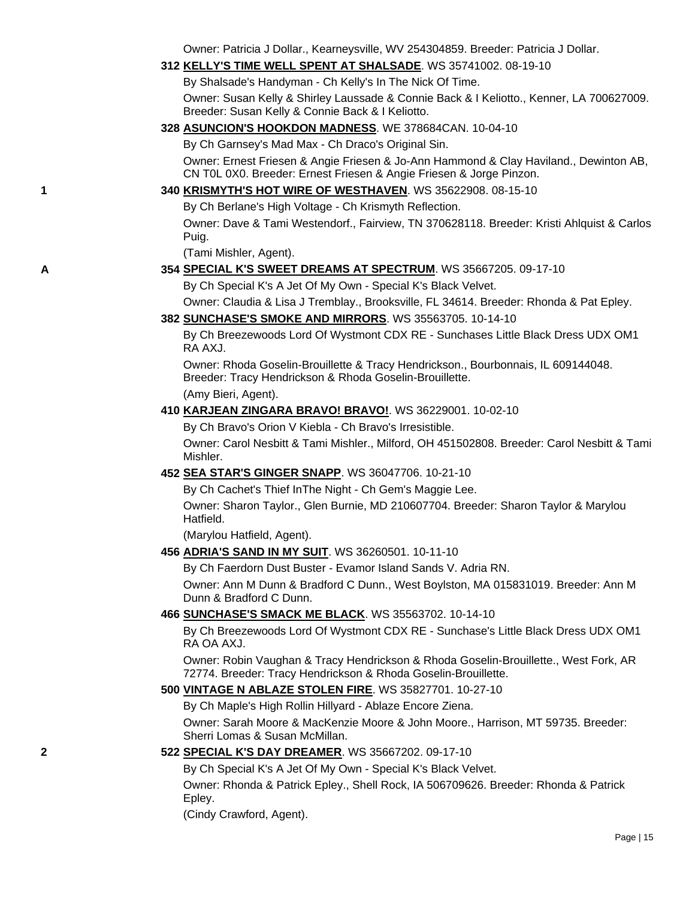Owner: Patricia J Dollar., Kearneysville, WV 254304859. Breeder: Patricia J Dollar.

**312 KELLY'S TIME WELL SPENT AT SHALSADE**. WS 35741002. 08-19-10

By Shalsade's Handyman - Ch Kelly's In The Nick Of Time.

Owner: Susan Kelly & Shirley Laussade & Connie Back & I Keliotto., Kenner, LA 700627009. Breeder: Susan Kelly & Connie Back & I Keliotto.

**328 ASUNCION'S HOOKDON MADNESS**. WE 378684CAN. 10-04-10

By Ch Garnsey's Mad Max - Ch Draco's Original Sin.

Owner: Ernest Friesen & Angie Friesen & Jo-Ann Hammond & Clay Haviland., Dewinton AB, CN T0L 0X0. Breeder: Ernest Friesen & Angie Friesen & Jorge Pinzon.

1 **340 KRISMYTH'S HOT WIRE OF WESTHAVEN**. WS 35622908. 08-15-10

By Ch Berlane's High Voltage - Ch Krismyth Reflection.

Owner: Dave & Tami Westendorf., Fairview, TN 370628118. Breeder: Kristi Ahlquist & Carlos Puig.

(Tami Mishler, Agent).

A **354 SPECIAL K'S SWEET DREAMS AT SPECTRUM**. WS 35667205. 09-17-10

By Ch Special K's A Jet Of My Own - Special K's Black Velvet.

Owner: Claudia & Lisa J Tremblay., Brooksville, FL 34614. Breeder: Rhonda & Pat Epley.

**382 SUNCHASE'S SMOKE AND MIRRORS**. WS 35563705. 10-14-10

By Ch Breezewoods Lord Of Wystmont CDX RE - Sunchases Little Black Dress UDX OM1 RA AXJ.

Owner: Rhoda Goselin-Brouillette & Tracy Hendrickson., Bourbonnais, IL 609144048. Breeder: Tracy Hendrickson & Rhoda Goselin-Brouillette.

(Amy Bieri, Agent).

**410 KARJEAN ZINGARA BRAVO! BRAVO!**. WS 36229001. 10-02-10

By Ch Bravo's Orion V Kiebla - Ch Bravo's Irresistible.

Owner: Carol Nesbitt & Tami Mishler., Milford, OH 451502808. Breeder: Carol Nesbitt & Tami Mishler.

**452 SEA STAR'S GINGER SNAPP**. WS 36047706. 10-21-10

By Ch Cachet's Thief InThe Night - Ch Gem's Maggie Lee.

Owner: Sharon Taylor., Glen Burnie, MD 210607704. Breeder: Sharon Taylor & Marylou Hatfield.

(Marylou Hatfield, Agent).

**456 ADRIA'S SAND IN MY SUIT**. WS 36260501. 10-11-10

By Ch Faerdorn Dust Buster - Evamor Island Sands V. Adria RN.

Owner: Ann M Dunn & Bradford C Dunn., West Boylston, MA 015831019. Breeder: Ann M Dunn & Bradford C Dunn.

**466 SUNCHASE'S SMACK ME BLACK**. WS 35563702. 10-14-10

By Ch Breezewoods Lord Of Wystmont CDX RE - Sunchase's Little Black Dress UDX OM1 RA OA AXJ.

Owner: Robin Vaughan & Tracy Hendrickson & Rhoda Goselin-Brouillette., West Fork, AR 72774. Breeder: Tracy Hendrickson & Rhoda Goselin-Brouillette.

**500 VINTAGE N ABLAZE STOLEN FIRE**. WS 35827701. 10-27-10

By Ch Maple's High Rollin Hillyard - Ablaze Encore Ziena.

Owner: Sarah Moore & MacKenzie Moore & John Moore., Harrison, MT 59735. Breeder: Sherri Lomas & Susan McMillan.

2 **522 SPECIAL K'S DAY DREAMER**. WS 35667202. 09-17-10

By Ch Special K's A Jet Of My Own - Special K's Black Velvet.

Owner: Rhonda & Patrick Epley., Shell Rock, IA 506709626. Breeder: Rhonda & Patrick Epley.

(Cindy Crawford, Agent).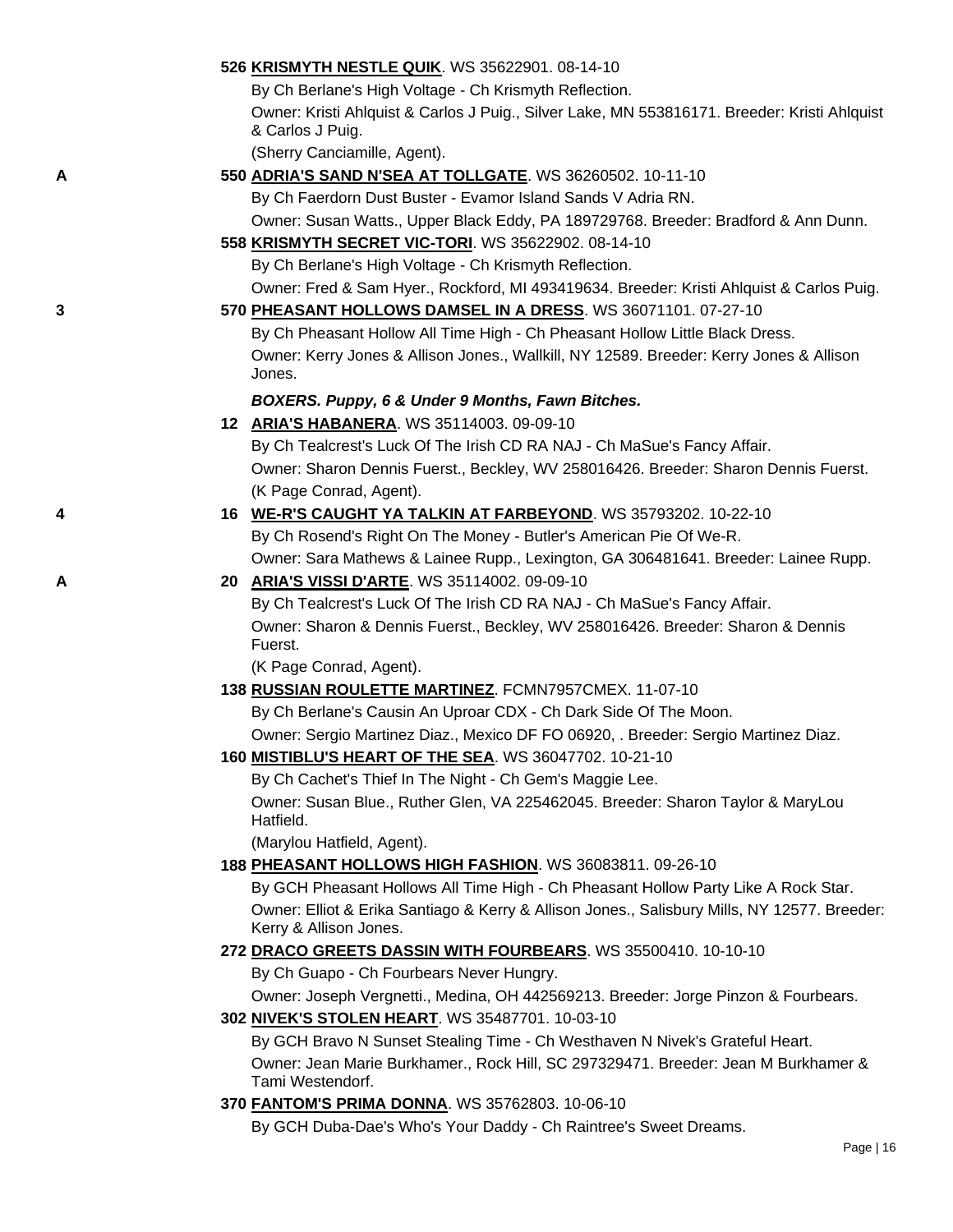526 **KRISMYTH NESTLE QUIK**. WS 35622901. 08-14-10

By Ch Berlane's High Voltage - Ch Krismyth Reflection.

Owner: Kristi Ahlquist & Carlos J Puig., Silver Lake, MN 553816171. Breeder: Kristi Ahlquist & Carlos J Puig.

(Sherry Canciamille, Agent).

A 550 **ADRIA'S SAND N'SEA AT TOLLGATE**. WS 36260502. 10-11-10

By Ch Faerdorn Dust Buster - Evamor Island Sands V Adria RN.

Owner: Susan Watts., Upper Black Eddy, PA 189729768. Breeder: Bradford & Ann Dunn.

558 **KRISMYTH SECRET VIC-TORI**. WS 35622902. 08-14-10

By Ch Berlane's High Voltage - Ch Krismyth Reflection.

Owner: Fred & Sam Hyer., Rockford, MI 493419634. Breeder: Kristi Ahlquist & Carlos Puig.

3 570 **PHEASANT HOLLOWS DAMSEL IN A DRESS**. WS 36071101. 07-27-10

By Ch Pheasant Hollow All Time High - Ch Pheasant Hollow Little Black Dress.

Owner: Kerry Jones & Allison Jones., Wallkill, NY 12589. Breeder: Kerry Jones & Allison Jones.

***BOXERS. Puppy, 6 & Under 9 Months, Fawn Bitches.***

12 **ARIA'S HABANERA**. WS 35114003. 09-09-10

By Ch Tealcrest's Luck Of The Irish CD RA NAJ - Ch MaSue's Fancy Affair.

Owner: Sharon Dennis Fuerst., Beckley, WV 258016426. Breeder: Sharon Dennis Fuerst.

(K Page Conrad, Agent).

4 16 **WE-R'S CAUGHT YA TALKIN AT FARBEYOND**. WS 35793202. 10-22-10

By Ch Rosend's Right On The Money - Butler's American Pie Of We-R.

Owner: Sara Mathews & Lainee Rupp., Lexington, GA 306481641. Breeder: Lainee Rupp.

A 20 **ARIA'S VISSI D'ARTE**. WS 35114002. 09-09-10

By Ch Tealcrest's Luck Of The Irish CD RA NAJ - Ch MaSue's Fancy Affair.

Owner: Sharon & Dennis Fuerst., Beckley, WV 258016426. Breeder: Sharon & Dennis Fuerst.

(K Page Conrad, Agent).

138 **RUSSIAN ROULETTE MARTINEZ**. FCMN7957CMEX. 11-07-10

By Ch Berlane's Causin An Uproar CDX - Ch Dark Side Of The Moon.

Owner: Sergio Martinez Diaz., Mexico DF FO 06920, . Breeder: Sergio Martinez Diaz.

160 **MISTIBLU'S HEART OF THE SEA**. WS 36047702. 10-21-10

By Ch Cachet's Thief In The Night - Ch Gem's Maggie Lee.

Owner: Susan Blue., Ruther Glen, VA 225462045. Breeder: Sharon Taylor & MaryLou Hatfield.

(Marylou Hatfield, Agent).

188 **PHEASANT HOLLOWS HIGH FASHION**. WS 36083811. 09-26-10

By GCH Pheasant Hollows All Time High - Ch Pheasant Hollow Party Like A Rock Star.

Owner: Elliot & Erika Santiago & Kerry & Allison Jones., Salisbury Mills, NY 12577. Breeder: Kerry & Allison Jones.

272 **DRACO GREETS DASSIN WITH FOURBEARS**. WS 35500410. 10-10-10

By Ch Guapo - Ch Fourbears Never Hungry.

Owner: Joseph Vergnetti., Medina, OH 442569213. Breeder: Jorge Pinzon & Fourbears.

302 **NIVEK'S STOLEN HEART**. WS 35487701. 10-03-10

By GCH Bravo N Sunset Stealing Time - Ch Westhaven N Nivek's Grateful Heart.

Owner: Jean Marie Burkhamer., Rock Hill, SC 297329471. Breeder: Jean M Burkhamer & Tami Westendorf.

370 **FANTOM'S PRIMA DONNA**. WS 35762803. 10-06-10

By GCH Duba-Dae's Who's Your Daddy - Ch Raintree's Sweet Dreams.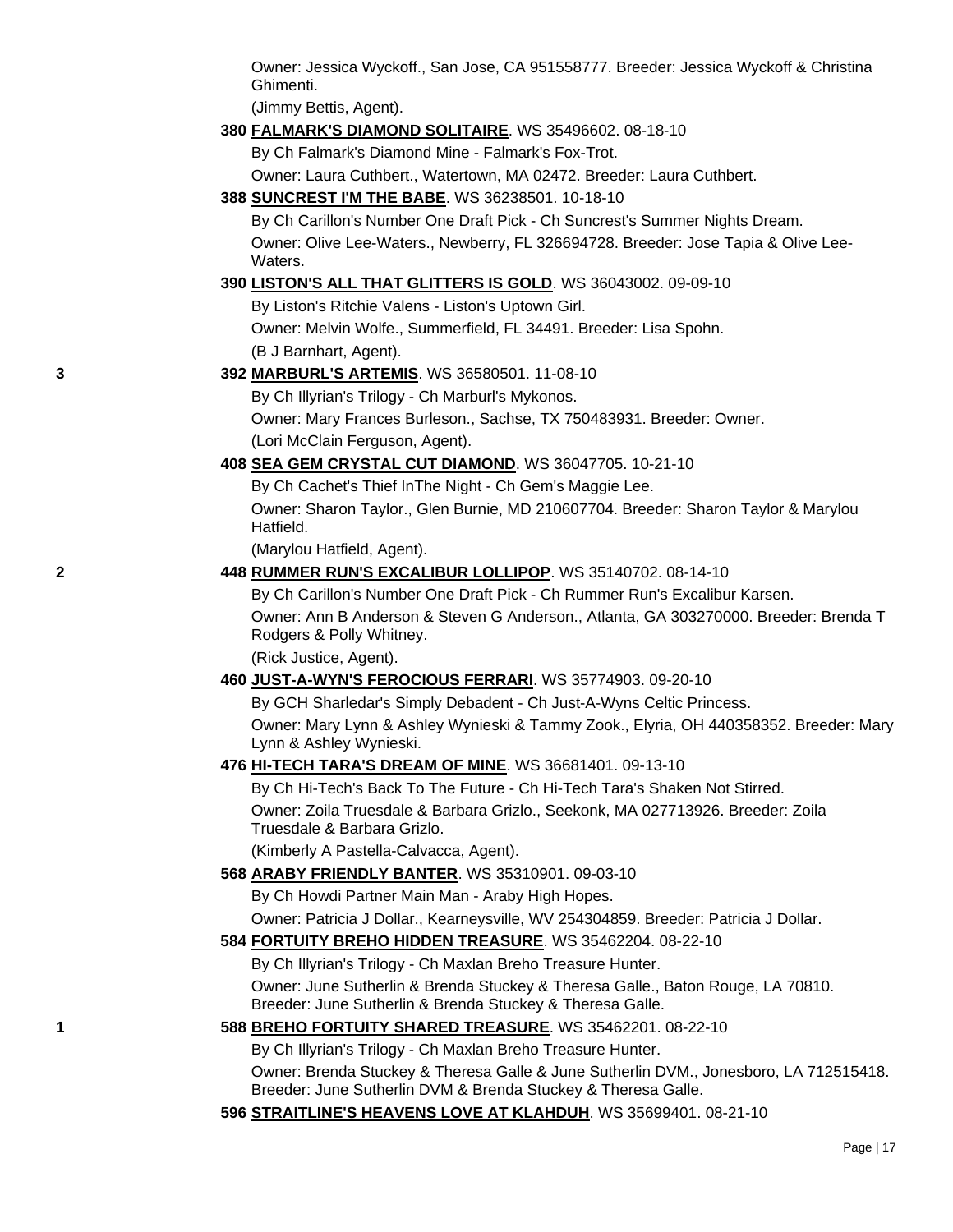Owner: Jessica Wyckoff., San Jose, CA 951558777. Breeder: Jessica Wyckoff & Christina Ghimenti.

(Jimmy Bettis, Agent).

**380 FALMARK'S DIAMOND SOLITAIRE**. WS 35496602. 08-18-10

By Ch Falmark's Diamond Mine - Falmark's Fox-Trot.

Owner: Laura Cuthbert., Watertown, MA 02472. Breeder: Laura Cuthbert.

**388 SUNCREST I'M THE BABE**. WS 36238501. 10-18-10

By Ch Carillon's Number One Draft Pick - Ch Suncrest's Summer Nights Dream.

Owner: Olive Lee-Waters., Newberry, FL 326694728. Breeder: Jose Tapia & Olive Lee-Waters.

**390 LISTON'S ALL THAT GLITTERS IS GOLD**. WS 36043002. 09-09-10

By Liston's Ritchie Valens - Liston's Uptown Girl.

Owner: Melvin Wolfe., Summerfield, FL 34491. Breeder: Lisa Spohn.

(B J Barnhart, Agent).

3 **392 MARBURL'S ARTEMIS**. WS 36580501. 11-08-10

By Ch Illyrian's Trilogy - Ch Marburl's Mykonos.

Owner: Mary Frances Burleson., Sachse, TX 750483931. Breeder: Owner.

(Lori McClain Ferguson, Agent).

**408 SEA GEM CRYSTAL CUT DIAMOND**. WS 36047705. 10-21-10

By Ch Cachet's Thief InThe Night - Ch Gem's Maggie Lee.

Owner: Sharon Taylor., Glen Burnie, MD 210607704. Breeder: Sharon Taylor & Marylou Hatfield.

(Marylou Hatfield, Agent).

2 **448 RUMMER RUN'S EXCALIBUR LOLLIPOP**. WS 35140702. 08-14-10

By Ch Carillon's Number One Draft Pick - Ch Rummer Run's Excalibur Karsen.

Owner: Ann B Anderson & Steven G Anderson., Atlanta, GA 303270000. Breeder: Brenda T Rodgers & Polly Whitney.

(Rick Justice, Agent).

**460 JUST-A-WYN'S FEROCIOUS FERRARI**. WS 35774903. 09-20-10

By GCH Sharledar's Simply Debadent - Ch Just-A-Wyns Celtic Princess.

Owner: Mary Lynn & Ashley Wynieski & Tammy Zook., Elyria, OH 440358352. Breeder: Mary Lynn & Ashley Wynieski.

**476 HI-TECH TARA'S DREAM OF MINE**. WS 36681401. 09-13-10

By Ch Hi-Tech's Back To The Future - Ch Hi-Tech Tara's Shaken Not Stirred.

Owner: Zoila Truesdale & Barbara Grizlo., Seekonk, MA 027713926. Breeder: Zoila Truesdale & Barbara Grizlo.

(Kimberly A Pastella-Calvacca, Agent).

**568 ARABY FRIENDLY BANTER**. WS 35310901. 09-03-10

By Ch Howdi Partner Main Man - Araby High Hopes.

Owner: Patricia J Dollar., Kearneysville, WV 254304859. Breeder: Patricia J Dollar.

**584 FORTUITY BREHO HIDDEN TREASURE**. WS 35462204. 08-22-10

By Ch Illyrian's Trilogy - Ch Maxlan Breho Treasure Hunter.

Owner: June Sutherlin & Brenda Stuckey & Theresa Galle., Baton Rouge, LA 70810. Breeder: June Sutherlin & Brenda Stuckey & Theresa Galle.

1 **588 BREHO FORTUITY SHARED TREASURE**. WS 35462201. 08-22-10

By Ch Illyrian's Trilogy - Ch Maxlan Breho Treasure Hunter.

Owner: Brenda Stuckey & Theresa Galle & June Sutherlin DVM., Jonesboro, LA 712515418. Breeder: June Sutherlin DVM & Brenda Stuckey & Theresa Galle.

**596 STRAITLINE'S HEAVENS LOVE AT KLAHDUH**. WS 35699401. 08-21-10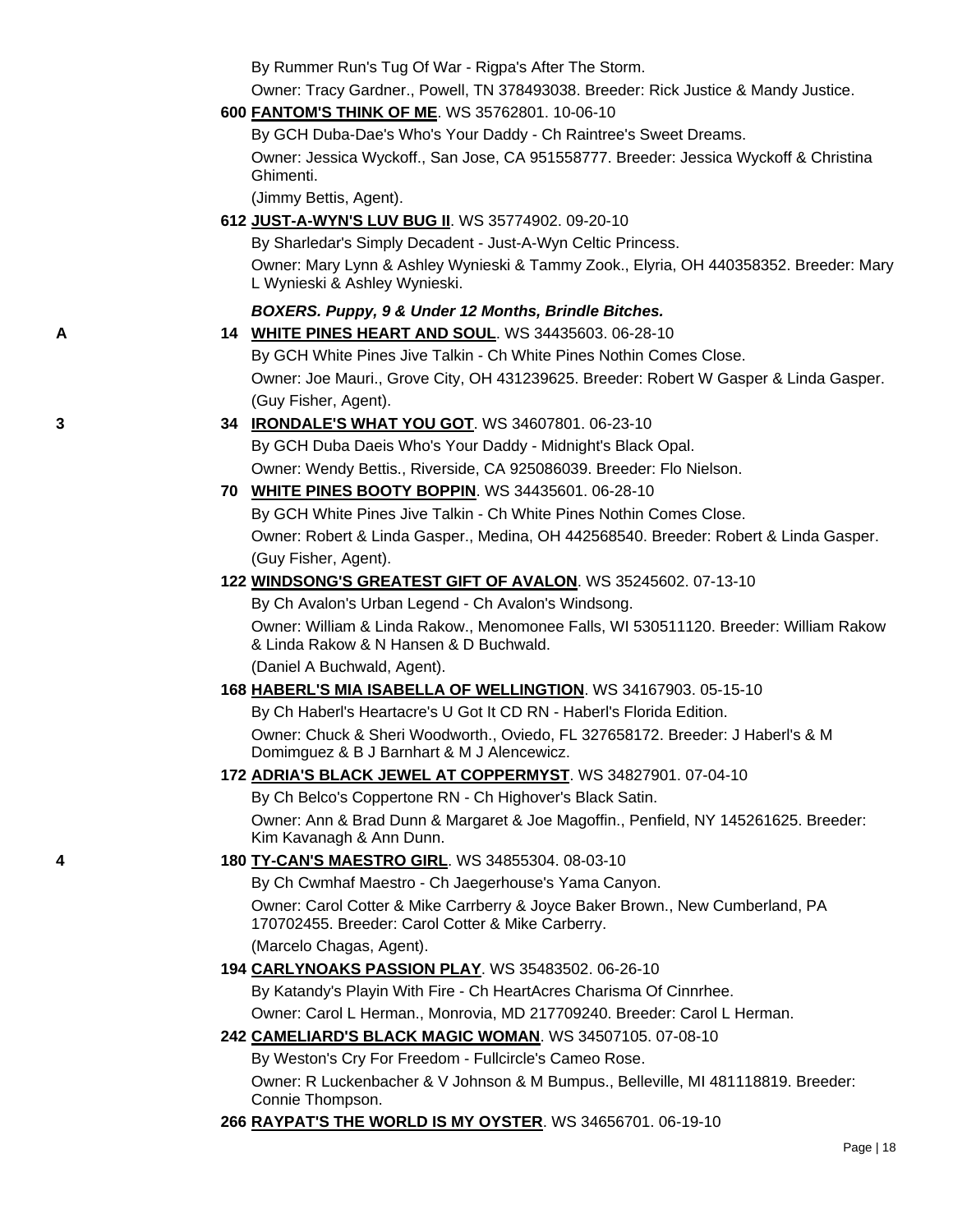By Rummer Run's Tug Of War - Rigpa's After The Storm.

Owner: Tracy Gardner., Powell, TN 378493038. Breeder: Rick Justice & Mandy Justice.

600 **FANTOM'S THINK OF ME**. WS 35762801. 10-06-10

By GCH Duba-Dae's Who's Your Daddy - Ch Raintree's Sweet Dreams.

Owner: Jessica Wyckoff., San Jose, CA 951558777. Breeder: Jessica Wyckoff & Christina Ghimenti.

(Jimmy Bettis, Agent).

612 **JUST-A-WYN'S LUV BUG II**. WS 35774902. 09-20-10

By Sharledar's Simply Decadent - Just-A-Wyn Celtic Princess.

Owner: Mary Lynn & Ashley Wynieski & Tammy Zook., Elyria, OH 440358352. Breeder: Mary L Wynieski & Ashley Wynieski.

***BOXERS. Puppy, 9 & Under 12 Months, Brindle Bitches.***

A 14 **WHITE PINES HEART AND SOUL**. WS 34435603. 06-28-10

By GCH White Pines Jive Talkin - Ch White Pines Nothin Comes Close.

Owner: Joe Mauri., Grove City, OH 431239625. Breeder: Robert W Gasper & Linda Gasper.

(Guy Fisher, Agent).

3 34 **IRONDALE'S WHAT YOU GOT**. WS 34607801. 06-23-10

By GCH Duba Daeis Who's Your Daddy - Midnight's Black Opal.

Owner: Wendy Bettis., Riverside, CA 925086039. Breeder: Flo Nielson.

70 **WHITE PINES BOOTY BOPPIN**. WS 34435601. 06-28-10

By GCH White Pines Jive Talkin - Ch White Pines Nothin Comes Close.

Owner: Robert & Linda Gasper., Medina, OH 442568540. Breeder: Robert & Linda Gasper.

(Guy Fisher, Agent).

122 **WINDSONG'S GREATEST GIFT OF AVALON**. WS 35245602. 07-13-10

By Ch Avalon's Urban Legend - Ch Avalon's Windsong.

Owner: William & Linda Rakow., Menomonee Falls, WI 530511120. Breeder: William Rakow & Linda Rakow & N Hansen & D Buchwald.

(Daniel A Buchwald, Agent).

168 **HABERL'S MIA ISABELLA OF WELLINGTION**. WS 34167903. 05-15-10

By Ch Haberl's Heartacre's U Got It CD RN - Haberl's Florida Edition.

Owner: Chuck & Sheri Woodworth., Oviedo, FL 327658172. Breeder: J Haberl's & M Domimguez & B J Barnhart & M J Alencewicz.

172 **ADRIA'S BLACK JEWEL AT COPPERMYST**. WS 34827901. 07-04-10

By Ch Belco's Coppertone RN - Ch Highover's Black Satin.

Owner: Ann & Brad Dunn & Margaret & Joe Magoffin., Penfield, NY 145261625. Breeder: Kim Kavanagh & Ann Dunn.

4 180 **TY-CAN'S MAESTRO GIRL**. WS 34855304. 08-03-10

By Ch Cwmhaf Maestro - Ch Jaegerhouse's Yama Canyon.

Owner: Carol Cotter & Mike Carrberry & Joyce Baker Brown., New Cumberland, PA 170702455. Breeder: Carol Cotter & Mike Carberry.

(Marcelo Chagas, Agent).

194 **CARLYNOAKS PASSION PLAY**. WS 35483502. 06-26-10

By Katandy's Playin With Fire - Ch HeartAcres Charisma Of Cinnrhee.

Owner: Carol L Herman., Monrovia, MD 217709240. Breeder: Carol L Herman.

242 **CAMELIARD'S BLACK MAGIC WOMAN**. WS 34507105. 07-08-10

By Weston's Cry For Freedom - Fullcircle's Cameo Rose.

Owner: R Luckenbacher & V Johnson & M Bumpus., Belleville, MI 481118819. Breeder: Connie Thompson.

266 **RAYPAT'S THE WORLD IS MY OYSTER**. WS 34656701. 06-19-10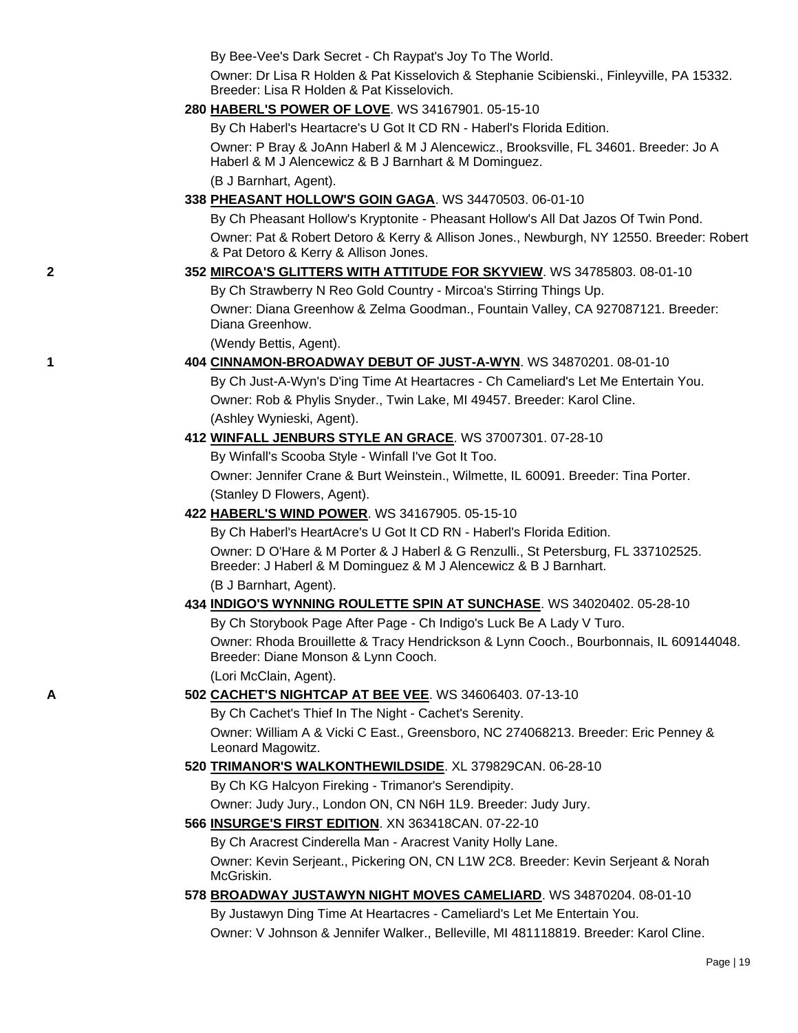By Bee-Vee's Dark Secret - Ch Raypat's Joy To The World.

Owner: Dr Lisa R Holden & Pat Kisselovich & Stephanie Scibienski., Finleyville, PA 15332. Breeder: Lisa R Holden & Pat Kisselovich.

**280 HABERL'S POWER OF LOVE**. WS 34167901. 05-15-10

By Ch Haberl's Heartacre's U Got It CD RN - Haberl's Florida Edition.

Owner: P Bray & JoAnn Haberl & M J Alencewicz., Brooksville, FL 34601. Breeder: Jo A Haberl & M J Alencewicz & B J Barnhart & M Dominguez.

(B J Barnhart, Agent).

**338 PHEASANT HOLLOW'S GOIN GAGA**. WS 34470503. 06-01-10

By Ch Pheasant Hollow's Kryptonite - Pheasant Hollow's All Dat Jazos Of Twin Pond.

Owner: Pat & Robert Detoro & Kerry & Allison Jones., Newburgh, NY 12550. Breeder: Robert & Pat Detoro & Kerry & Allison Jones.

2 **352 MIRCOA'S GLITTERS WITH ATTITUDE FOR SKYVIEW**. WS 34785803. 08-01-10

By Ch Strawberry N Reo Gold Country - Mircoa's Stirring Things Up.

Owner: Diana Greenhow & Zelma Goodman., Fountain Valley, CA 927087121. Breeder: Diana Greenhow.

(Wendy Bettis, Agent).

1 **404 CINNAMON-BROADWAY DEBUT OF JUST-A-WYN**. WS 34870201. 08-01-10

By Ch Just-A-Wyn's D'ing Time At Heartacres - Ch Cameliard's Let Me Entertain You.

Owner: Rob & Phylis Snyder., Twin Lake, MI 49457. Breeder: Karol Cline.

(Ashley Wynieski, Agent).

**412 WINFALL JENBURS STYLE AN GRACE**. WS 37007301. 07-28-10

By Winfall's Scooba Style - Winfall I've Got It Too.

Owner: Jennifer Crane & Burt Weinstein., Wilmette, IL 60091. Breeder: Tina Porter.

(Stanley D Flowers, Agent).

**422 HABERL'S WIND POWER**. WS 34167905. 05-15-10

By Ch Haberl's HeartAcre's U Got It CD RN - Haberl's Florida Edition.

Owner: D O'Hare & M Porter & J Haberl & G Renzulli., St Petersburg, FL 337102525. Breeder: J Haberl & M Dominguez & M J Alencewicz & B J Barnhart.

(B J Barnhart, Agent).

**434 INDIGO'S WYNNING ROULETTE SPIN AT SUNCHASE**. WS 34020402. 05-28-10

By Ch Storybook Page After Page - Ch Indigo's Luck Be A Lady V Turo.

Owner: Rhoda Brouillette & Tracy Hendrickson & Lynn Cooch., Bourbonnais, IL 609144048. Breeder: Diane Monson & Lynn Cooch.

(Lori McClain, Agent).

A **502 CACHET'S NIGHTCAP AT BEE VEE**. WS 34606403. 07-13-10

By Ch Cachet's Thief In The Night - Cachet's Serenity.

Owner: William A & Vicki C East., Greensboro, NC 274068213. Breeder: Eric Penney & Leonard Magowitz.

**520 TRIMANOR'S WALKONTHEWILDSIDE**. XL 379829CAN. 06-28-10

By Ch KG Halcyon Fireking - Trimanor's Serendipity.

Owner: Judy Jury., London ON, CN N6H 1L9. Breeder: Judy Jury.

**566 INSURGE'S FIRST EDITION**. XN 363418CAN. 07-22-10

By Ch Aracrest Cinderella Man - Aracrest Vanity Holly Lane.

Owner: Kevin Serjeant., Pickering ON, CN L1W 2C8. Breeder: Kevin Serjeant & Norah McGriskin.

**578 BROADWAY JUSTAWYN NIGHT MOVES CAMELIARD**. WS 34870204. 08-01-10

By Justawyn Ding Time At Heartacres - Cameliard's Let Me Entertain You.

Owner: V Johnson & Jennifer Walker., Belleville, MI 481118819. Breeder: Karol Cline.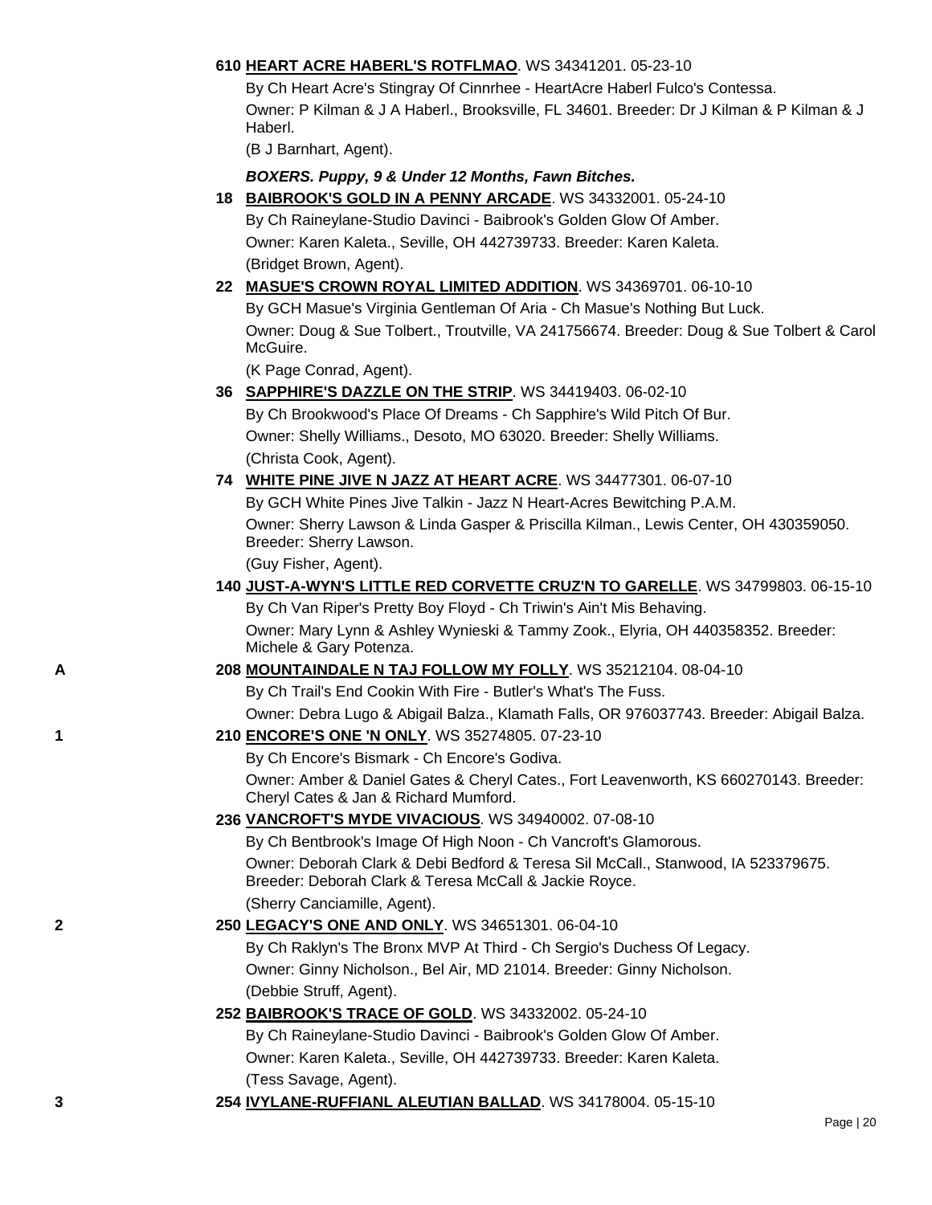**610 HEART ACRE HABERL'S ROTFLMAO**. WS 34341201. 05-23-10

By Ch Heart Acre's Stingray Of Cinnrhee - HeartAcre Haberl Fulco's Contessa.

Owner: P Kilman & J A Haberl., Brooksville, FL 34601. Breeder: Dr J Kilman & P Kilman & J Haberl.

(B J Barnhart, Agent).

### *BOXERS. Puppy, 9 & Under 12 Months, Fawn Bitches.*

**18 BAIBROOK'S GOLD IN A PENNY ARCADE**. WS 34332001. 05-24-10

By Ch Raineylane-Studio Davinci - Baibrook's Golden Glow Of Amber.

Owner: Karen Kaleta., Seville, OH 442739733. Breeder: Karen Kaleta.

(Bridget Brown, Agent).

**22 MASUE'S CROWN ROYAL LIMITED ADDITION**. WS 34369701. 06-10-10

By GCH Masue's Virginia Gentleman Of Aria - Ch Masue's Nothing But Luck.

Owner: Doug & Sue Tolbert., Troutville, VA 241756674. Breeder: Doug & Sue Tolbert & Carol McGuire.

(K Page Conrad, Agent).

**36 SAPPHIRE'S DAZZLE ON THE STRIP**. WS 34419403. 06-02-10

By Ch Brookwood's Place Of Dreams - Ch Sapphire's Wild Pitch Of Bur.

Owner: Shelly Williams., Desoto, MO 63020. Breeder: Shelly Williams.

(Christa Cook, Agent).

**74 WHITE PINE JIVE N JAZZ AT HEART ACRE**. WS 34477301. 06-07-10

By GCH White Pines Jive Talkin - Jazz N Heart-Acres Bewitching P.A.M.

Owner: Sherry Lawson & Linda Gasper & Priscilla Kilman., Lewis Center, OH 430359050. Breeder: Sherry Lawson.

(Guy Fisher, Agent).

**140 JUST-A-WYN'S LITTLE RED CORVETTE CRUZ'N TO GARELLE**. WS 34799803. 06-15-10

By Ch Van Riper's Pretty Boy Floyd - Ch Triwin's Ain't Mis Behaving.

Owner: Mary Lynn & Ashley Wynieski & Tammy Zook., Elyria, OH 440358352. Breeder: Michele & Gary Potenza.

A **208 MOUNTAINDALE N TAJ FOLLOW MY FOLLY**. WS 35212104. 08-04-10

By Ch Trail's End Cookin With Fire - Butler's What's The Fuss.

Owner: Debra Lugo & Abigail Balza., Klamath Falls, OR 976037743. Breeder: Abigail Balza.

1 **210 ENCORE'S ONE 'N ONLY**. WS 35274805. 07-23-10

By Ch Encore's Bismark - Ch Encore's Godiva.

Owner: Amber & Daniel Gates & Cheryl Cates., Fort Leavenworth, KS 660270143. Breeder: Cheryl Cates & Jan & Richard Mumford.

**236 VANCROFT'S MYDE VIVACIOUS**. WS 34940002. 07-08-10

By Ch Bentbrook's Image Of High Noon - Ch Vancroft's Glamorous.

Owner: Deborah Clark & Debi Bedford & Teresa Sil McCall., Stanwood, IA 523379675. Breeder: Deborah Clark & Teresa McCall & Jackie Royce.

(Sherry Canciamille, Agent).

2 **250 LEGACY'S ONE AND ONLY**. WS 34651301. 06-04-10

By Ch Raklyn's The Bronx MVP At Third - Ch Sergio's Duchess Of Legacy.

Owner: Ginny Nicholson., Bel Air, MD 21014. Breeder: Ginny Nicholson.

(Debbie Struff, Agent).

**252 BAIBROOK'S TRACE OF GOLD**. WS 34332002. 05-24-10

By Ch Raineylane-Studio Davinci - Baibrook's Golden Glow Of Amber.

Owner: Karen Kaleta., Seville, OH 442739733. Breeder: Karen Kaleta.

(Tess Savage, Agent).

3 **254 IVYLANE-RUFFIANL ALEUTIAN BALLAD**. WS 34178004. 05-15-10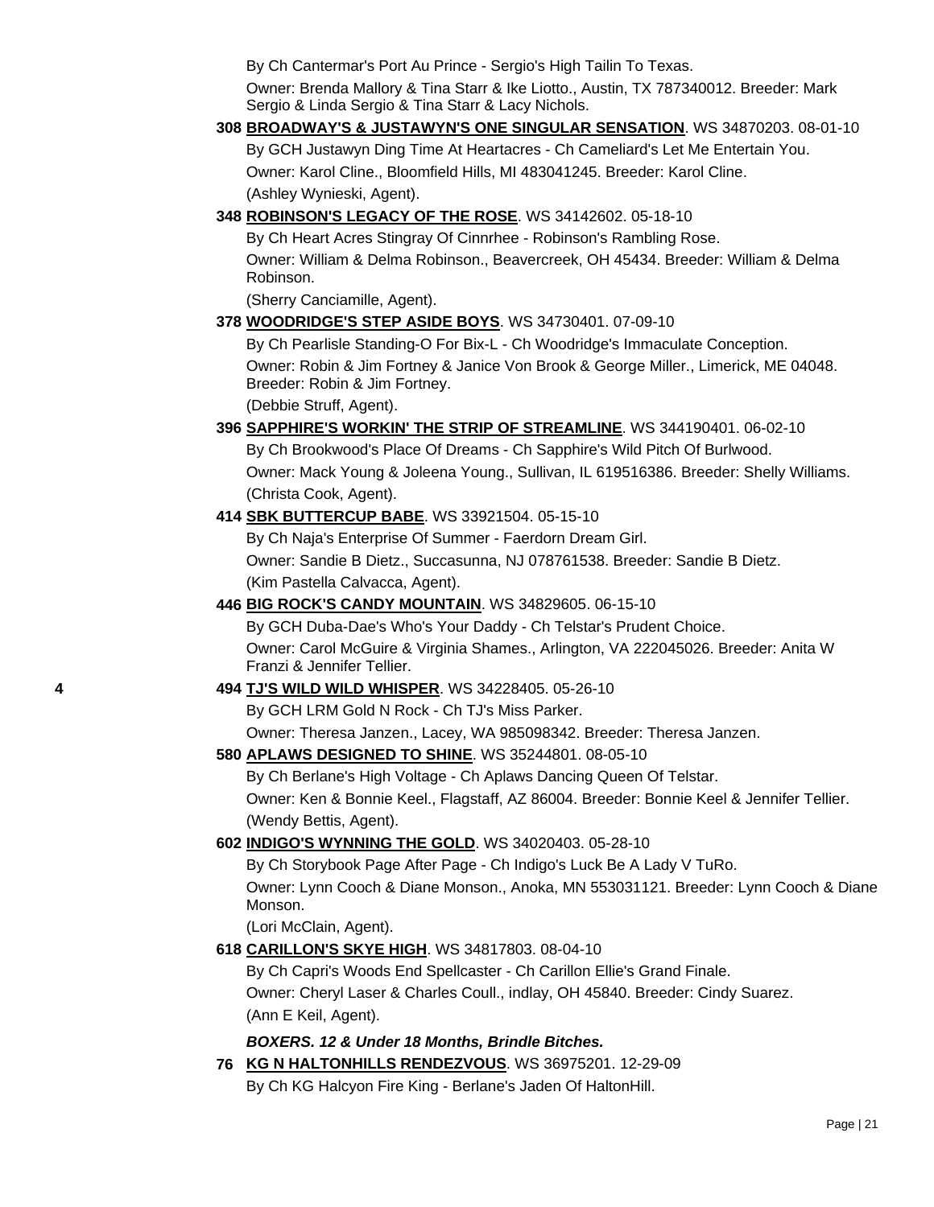By Ch Cantermar's Port Au Prince - Sergio's High Tailin To Texas.

Owner: Brenda Mallory & Tina Starr & Ike Liotto., Austin, TX 787340012. Breeder: Mark Sergio & Linda Sergio & Tina Starr & Lacy Nichols.

**308** **BROADWAY'S & JUSTAWYN'S ONE SINGULAR SENSATION**. WS 34870203. 08-01-10

By GCH Justawyn Ding Time At Heartacres - Ch Cameliard's Let Me Entertain You.

Owner: Karol Cline., Bloomfield Hills, MI 483041245. Breeder: Karol Cline.

(Ashley Wynieski, Agent).

**348** **ROBINSON'S LEGACY OF THE ROSE**. WS 34142602. 05-18-10

By Ch Heart Acres Stingray Of Cinnrhee - Robinson's Rambling Rose.

Owner: William & Delma Robinson., Beavercreek, OH 45434. Breeder: William & Delma Robinson.

(Sherry Canciamille, Agent).

**378** **WOODRIDGE'S STEP ASIDE BOYS**. WS 34730401. 07-09-10

By Ch Pearlisle Standing-O For Bix-L - Ch Woodridge's Immaculate Conception.

Owner: Robin & Jim Fortney & Janice Von Brook & George Miller., Limerick, ME 04048. Breeder: Robin & Jim Fortney.

(Debbie Struff, Agent).

**396** **SAPPHIRE'S WORKIN' THE STRIP OF STREAMLINE**. WS 344190401. 06-02-10

By Ch Brookwood's Place Of Dreams - Ch Sapphire's Wild Pitch Of Burlwood.

Owner: Mack Young & Joleena Young., Sullivan, IL 619516386. Breeder: Shelly Williams.

(Christa Cook, Agent).

**414** **SBK BUTTERCUP BABE**. WS 33921504. 05-15-10

By Ch Naja's Enterprise Of Summer - Faerdorn Dream Girl.

Owner: Sandie B Dietz., Succasunna, NJ 078761538. Breeder: Sandie B Dietz.

(Kim Pastella Calvacca, Agent).

**446** **BIG ROCK'S CANDY MOUNTAIN**. WS 34829605. 06-15-10

By GCH Duba-Dae's Who's Your Daddy - Ch Telstar's Prudent Choice.

Owner: Carol McGuire & Virginia Shames., Arlington, VA 222045026. Breeder: Anita W Franzi & Jennifer Tellier.

**4** **494** **TJ'S WILD WILD WHISPER**. WS 34228405. 05-26-10

By GCH LRM Gold N Rock - Ch TJ's Miss Parker.

Owner: Theresa Janzen., Lacey, WA 985098342. Breeder: Theresa Janzen.

**580** **APLAWS DESIGNED TO SHINE**. WS 35244801. 08-05-10

By Ch Berlane's High Voltage - Ch Aplaws Dancing Queen Of Telstar.

Owner: Ken & Bonnie Keel., Flagstaff, AZ 86004. Breeder: Bonnie Keel & Jennifer Tellier.

(Wendy Bettis, Agent).

**602** **INDIGO'S WYNNING THE GOLD**. WS 34020403. 05-28-10

By Ch Storybook Page After Page - Ch Indigo's Luck Be A Lady V TuRo.

Owner: Lynn Cooch & Diane Monson., Anoka, MN 553031121. Breeder: Lynn Cooch & Diane Monson.

(Lori McClain, Agent).

**618** **CARILLON'S SKYE HIGH**. WS 34817803. 08-04-10

By Ch Capri's Woods End Spellcaster - Ch Carillon Ellie's Grand Finale.

Owner: Cheryl Laser & Charles Coull., indlay, OH 45840. Breeder: Cindy Suarez.

(Ann E Keil, Agent).

***BOXERS. 12 & Under 18 Months, Brindle Bitches.***

**76** **KG N HALTONHILLS RENDEZVOUS**. WS 36975201. 12-29-09

By Ch KG Halcyon Fire King - Berlane's Jaden Of HaltonHill.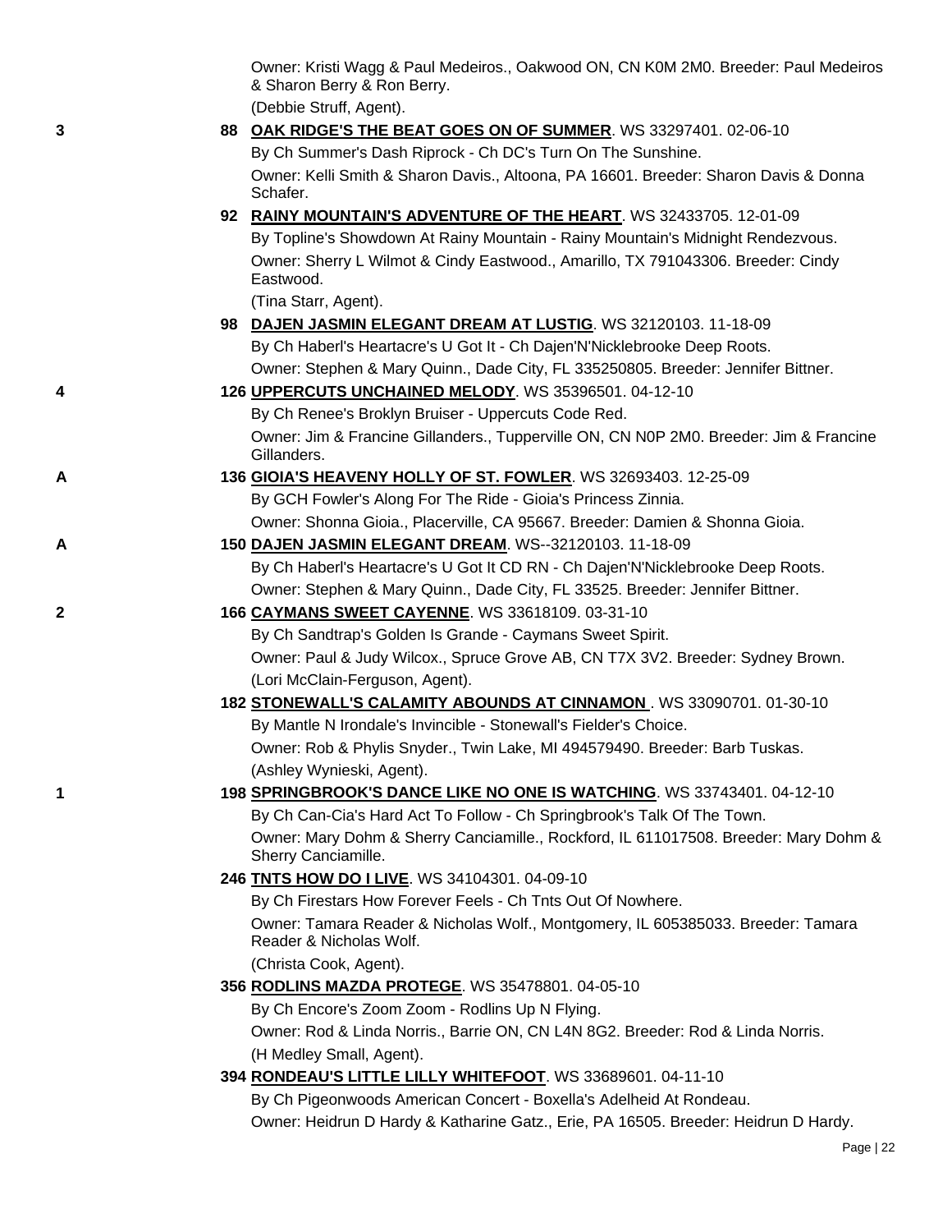Owner: Kristi Wagg & Paul Medeiros., Oakwood ON, CN K0M 2M0. Breeder: Paul Medeiros & Sharon Berry & Ron Berry.
(Debbie Struff, Agent).

3 88 **OAK RIDGE'S THE BEAT GOES ON OF SUMMER**. WS 33297401. 02-06-10
By Ch Summer's Dash Riprock - Ch DC's Turn On The Sunshine.
Owner: Kelli Smith & Sharon Davis., Altoona, PA 16601. Breeder: Sharon Davis & Donna Schafer.

92 **RAINY MOUNTAIN'S ADVENTURE OF THE HEART**. WS 32433705. 12-01-09
By Topline's Showdown At Rainy Mountain - Rainy Mountain's Midnight Rendezvous.
Owner: Sherry L Wilmot & Cindy Eastwood., Amarillo, TX 791043306. Breeder: Cindy Eastwood.
(Tina Starr, Agent).

98 **DAJEN JASMIN ELEGANT DREAM AT LUSTIG**. WS 32120103. 11-18-09
By Ch Haberl's Heartacre's U Got It - Ch Dajen'N'Nicklebrooke Deep Roots.
Owner: Stephen & Mary Quinn., Dade City, FL 335250805. Breeder: Jennifer Bittner.

4 126 **UPPERCUTS UNCHAINED MELODY**. WS 35396501. 04-12-10
By Ch Renee's Broklyn Bruiser - Uppercuts Code Red.
Owner: Jim & Francine Gillanders., Tupperville ON, CN N0P 2M0. Breeder: Jim & Francine Gillanders.

A 136 **GIOIA'S HEAVENY HOLLY OF ST. FOWLER**. WS 32693403. 12-25-09
By GCH Fowler's Along For The Ride - Gioia's Princess Zinnia.
Owner: Shonna Gioia., Placerville, CA 95667. Breeder: Damien & Shonna Gioia.

A 150 **DAJEN JASMIN ELEGANT DREAM**. WS--32120103. 11-18-09
By Ch Haberl's Heartacre's U Got It CD RN - Ch Dajen'N'Nicklebrooke Deep Roots.
Owner: Stephen & Mary Quinn., Dade City, FL 33525. Breeder: Jennifer Bittner.

2 166 **CAYMANS SWEET CAYENNE**. WS 33618109. 03-31-10
By Ch Sandtrap's Golden Is Grande - Caymans Sweet Spirit.
Owner: Paul & Judy Wilcox., Spruce Grove AB, CN T7X 3V2. Breeder: Sydney Brown.
(Lori McClain-Ferguson, Agent).

182 **STONEWALL'S CALAMITY ABOUNDS AT CINNAMON** . WS 33090701. 01-30-10
By Mantle N Irondale's Invincible - Stonewall's Fielder's Choice.
Owner: Rob & Phylis Snyder., Twin Lake, MI 494579490. Breeder: Barb Tuskas.
(Ashley Wynieski, Agent).

1 198 **SPRINGBROOK'S DANCE LIKE NO ONE IS WATCHING**. WS 33743401. 04-12-10
By Ch Can-Cia's Hard Act To Follow - Ch Springbrook's Talk Of The Town.
Owner: Mary Dohm & Sherry Canciamille., Rockford, IL 611017508. Breeder: Mary Dohm & Sherry Canciamille.

246 **TNTS HOW DO I LIVE**. WS 34104301. 04-09-10
By Ch Firestars How Forever Feels - Ch Tnts Out Of Nowhere.
Owner: Tamara Reader & Nicholas Wolf., Montgomery, IL 605385033. Breeder: Tamara Reader & Nicholas Wolf.
(Christa Cook, Agent).

356 **RODLINS MAZDA PROTEGE**. WS 35478801. 04-05-10
By Ch Encore's Zoom Zoom - Rodlins Up N Flying.
Owner: Rod & Linda Norris., Barrie ON, CN L4N 8G2. Breeder: Rod & Linda Norris.
(H Medley Small, Agent).

394 **RONDEAU'S LITTLE LILLY WHITEFOOT**. WS 33689601. 04-11-10
By Ch Pigeonwoods American Concert - Boxella's Adelheid At Rondeau.
Owner: Heidrun D Hardy & Katharine Gatz., Erie, PA 16505. Breeder: Heidrun D Hardy.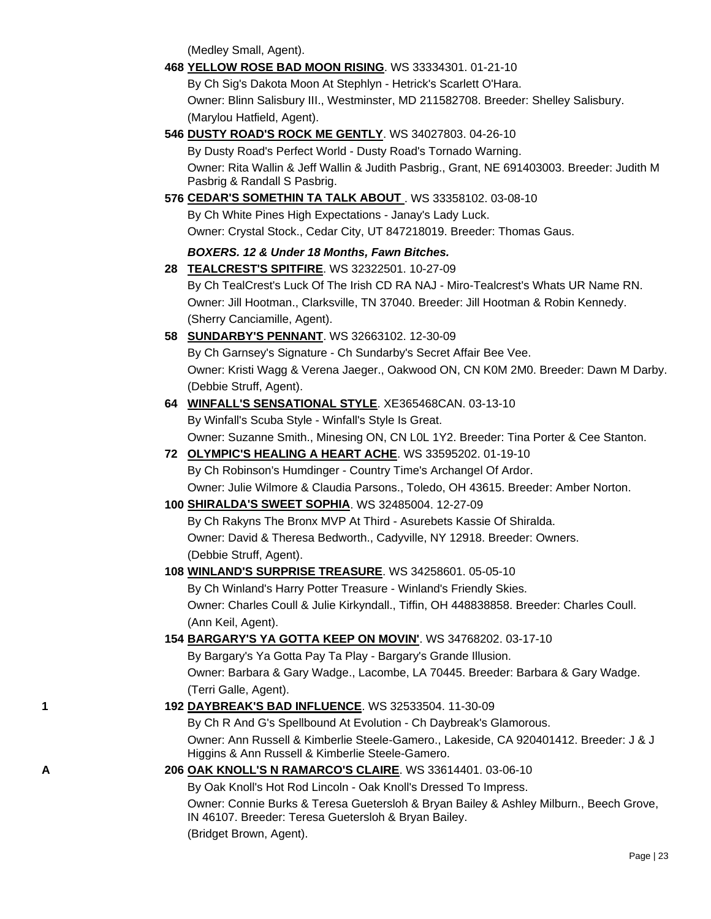(Medley Small, Agent).

**468** **YELLOW ROSE BAD MOON RISING**. WS 33334301. 01-21-10
By Ch Sig's Dakota Moon At Stephlyn - Hetrick's Scarlett O'Hara.
Owner: Blinn Salisbury III., Westminster, MD 211582708. Breeder: Shelley Salisbury.
(Marylou Hatfield, Agent).

**546** **DUSTY ROAD'S ROCK ME GENTLY**. WS 34027803. 04-26-10
By Dusty Road's Perfect World - Dusty Road's Tornado Warning.
Owner: Rita Wallin & Jeff Wallin & Judith Pasbrig., Grant, NE 691403003. Breeder: Judith M Pasbrig & Randall S Pasbrig.

**576** **CEDAR'S SOMETHIN TA TALK ABOUT** . WS 33358102. 03-08-10
By Ch White Pines High Expectations - Janay's Lady Luck.
Owner: Crystal Stock., Cedar City, UT 847218019. Breeder: Thomas Gaus.

***BOXERS. 12 & Under 18 Months, Fawn Bitches.***

**28** **TEALCREST'S SPITFIRE**. WS 32322501. 10-27-09
By Ch TealCrest's Luck Of The Irish CD RA NAJ - Miro-Tealcrest's Whats UR Name RN.
Owner: Jill Hootman., Clarksville, TN 37040. Breeder: Jill Hootman & Robin Kennedy.
(Sherry Canciamille, Agent).

**58** **SUNDARBY'S PENNANT**. WS 32663102. 12-30-09
By Ch Garnsey's Signature - Ch Sundarby's Secret Affair Bee Vee.
Owner: Kristi Wagg & Verena Jaeger., Oakwood ON, CN K0M 2M0. Breeder: Dawn M Darby.
(Debbie Struff, Agent).

**64** **WINFALL'S SENSATIONAL STYLE**. XE365468CAN. 03-13-10
By Winfall's Scuba Style - Winfall's Style Is Great.
Owner: Suzanne Smith., Minesing ON, CN L0L 1Y2. Breeder: Tina Porter & Cee Stanton.

**72** **OLYMPIC'S HEALING A HEART ACHE**. WS 33595202. 01-19-10
By Ch Robinson's Humdinger - Country Time's Archangel Of Ardor.
Owner: Julie Wilmore & Claudia Parsons., Toledo, OH 43615. Breeder: Amber Norton.

**100** **SHIRALDA'S SWEET SOPHIA**. WS 32485004. 12-27-09
By Ch Rakyns The Bronx MVP At Third - Asurebets Kassie Of Shiralda.
Owner: David & Theresa Bedworth., Cadyville, NY 12918. Breeder: Owners.
(Debbie Struff, Agent).

**108** **WINLAND'S SURPRISE TREASURE**. WS 34258601. 05-05-10
By Ch Winland's Harry Potter Treasure - Winland's Friendly Skies.
Owner: Charles Coull & Julie Kirkyndall., Tiffin, OH 448838858. Breeder: Charles Coull.
(Ann Keil, Agent).

**154** **BARGARY'S YA GOTTA KEEP ON MOVIN'**. WS 34768202. 03-17-10
By Bargary's Ya Gotta Pay Ta Play - Bargary's Grande Illusion.
Owner: Barbara & Gary Wadge., Lacombe, LA 70445. Breeder: Barbara & Gary Wadge.
(Terri Galle, Agent).

1 **192** **DAYBREAK'S BAD INFLUENCE**. WS 32533504. 11-30-09
By Ch R And G's Spellbound At Evolution - Ch Daybreak's Glamorous.
Owner: Ann Russell & Kimberlie Steele-Gamero., Lakeside, CA 920401412. Breeder: J & J Higgins & Ann Russell & Kimberlie Steele-Gamero.

A **206** **OAK KNOLL'S N RAMARCO'S CLAIRE**. WS 33614401. 03-06-10
By Oak Knoll's Hot Rod Lincoln - Oak Knoll's Dressed To Impress.
Owner: Connie Burks & Teresa Guetersloh & Bryan Bailey & Ashley Milburn., Beech Grove, IN 46107. Breeder: Teresa Guetersloh & Bryan Bailey.
(Bridget Brown, Agent).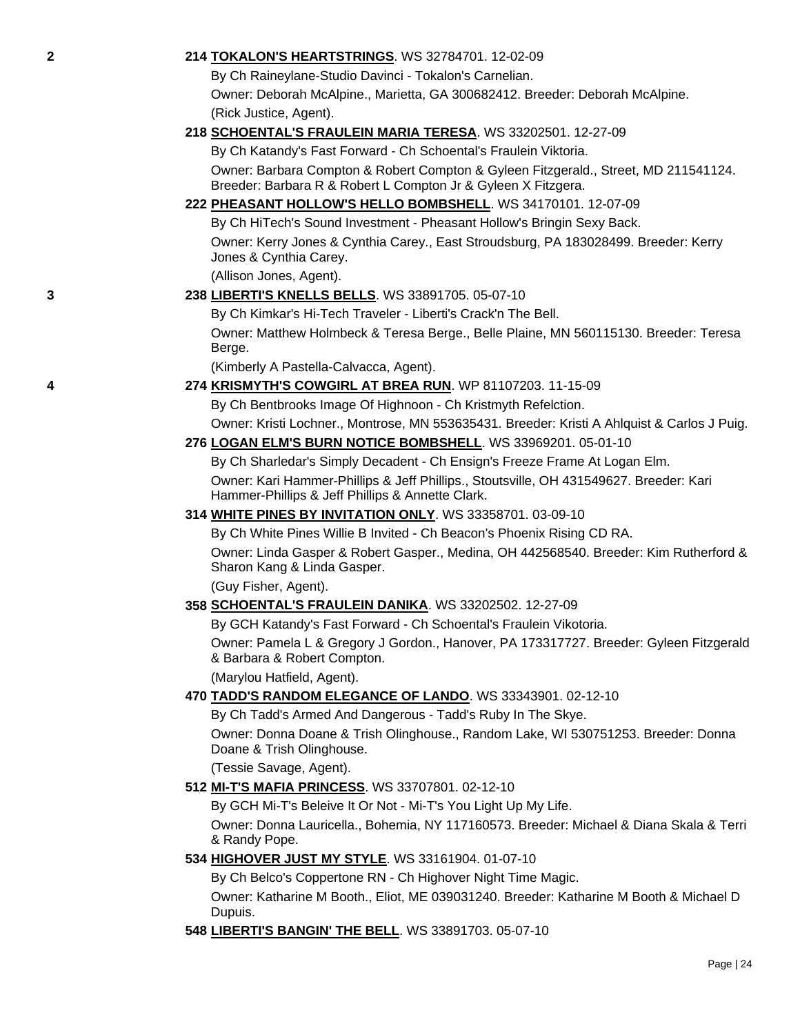**2** **214 TOKALON'S HEARTSTRINGS**. WS 32784701. 12-02-09

By Ch Raineylane-Studio Davinci - Tokalon's Carnelian.

Owner: Deborah McAlpine., Marietta, GA 300682412. Breeder: Deborah McAlpine.

(Rick Justice, Agent).

**218 SCHOENTAL'S FRAULEIN MARIA TERESA**. WS 33202501. 12-27-09

By Ch Katandy's Fast Forward - Ch Schoental's Fraulein Viktoria.

Owner: Barbara Compton & Robert Compton & Gyleen Fitzgerald., Street, MD 211541124. Breeder: Barbara R & Robert L Compton Jr & Gyleen X Fitzgera.

**222 PHEASANT HOLLOW'S HELLO BOMBSHELL**. WS 34170101. 12-07-09

By Ch HiTech's Sound Investment - Pheasant Hollow's Bringin Sexy Back.

Owner: Kerry Jones & Cynthia Carey., East Stroudsburg, PA 183028499. Breeder: Kerry Jones & Cynthia Carey.

(Allison Jones, Agent).

**3** **238 LIBERTI'S KNELLS BELLS**. WS 33891705. 05-07-10

By Ch Kimkar's Hi-Tech Traveler - Liberti's Crack'n The Bell.

Owner: Matthew Holmbeck & Teresa Berge., Belle Plaine, MN 560115130. Breeder: Teresa Berge.

(Kimberly A Pastella-Calvacca, Agent).

**4** **274 KRISMYTH'S COWGIRL AT BREA RUN**. WP 81107203. 11-15-09

By Ch Bentbrooks Image Of Highnoon - Ch Kristmyth Refelction.

Owner: Kristi Lochner., Montrose, MN 553635431. Breeder: Kristi A Ahlquist & Carlos J Puig.

**276 LOGAN ELM'S BURN NOTICE BOMBSHELL**. WS 33969201. 05-01-10

By Ch Sharledar's Simply Decadent - Ch Ensign's Freeze Frame At Logan Elm.

Owner: Kari Hammer-Phillips & Jeff Phillips., Stoutsville, OH 431549627. Breeder: Kari Hammer-Phillips & Jeff Phillips & Annette Clark.

**314 WHITE PINES BY INVITATION ONLY**. WS 33358701. 03-09-10

By Ch White Pines Willie B Invited - Ch Beacon's Phoenix Rising CD RA.

Owner: Linda Gasper & Robert Gasper., Medina, OH 442568540. Breeder: Kim Rutherford & Sharon Kang & Linda Gasper.

(Guy Fisher, Agent).

**358 SCHOENTAL'S FRAULEIN DANIKA**. WS 33202502. 12-27-09

By GCH Katandy's Fast Forward - Ch Schoental's Fraulein Vikotoria.

Owner: Pamela L & Gregory J Gordon., Hanover, PA 173317727. Breeder: Gyleen Fitzgerald & Barbara & Robert Compton.

(Marylou Hatfield, Agent).

**470 TADD'S RANDOM ELEGANCE OF LANDO**. WS 33343901. 02-12-10

By Ch Tadd's Armed And Dangerous - Tadd's Ruby In The Skye.

Owner: Donna Doane & Trish Olinghouse., Random Lake, WI 530751253. Breeder: Donna Doane & Trish Olinghouse.

(Tessie Savage, Agent).

**512 MI-T'S MAFIA PRINCESS**. WS 33707801. 02-12-10

By GCH Mi-T's Beleive It Or Not - Mi-T's You Light Up My Life.

Owner: Donna Lauricella., Bohemia, NY 117160573. Breeder: Michael & Diana Skala & Terri & Randy Pope.

**534 HIGHOVER JUST MY STYLE**. WS 33161904. 01-07-10

By Ch Belco's Coppertone RN - Ch Highover Night Time Magic.

Owner: Katharine M Booth., Eliot, ME 039031240. Breeder: Katharine M Booth & Michael D Dupuis.

**548 LIBERTI'S BANGIN' THE BELL**. WS 33891703. 05-07-10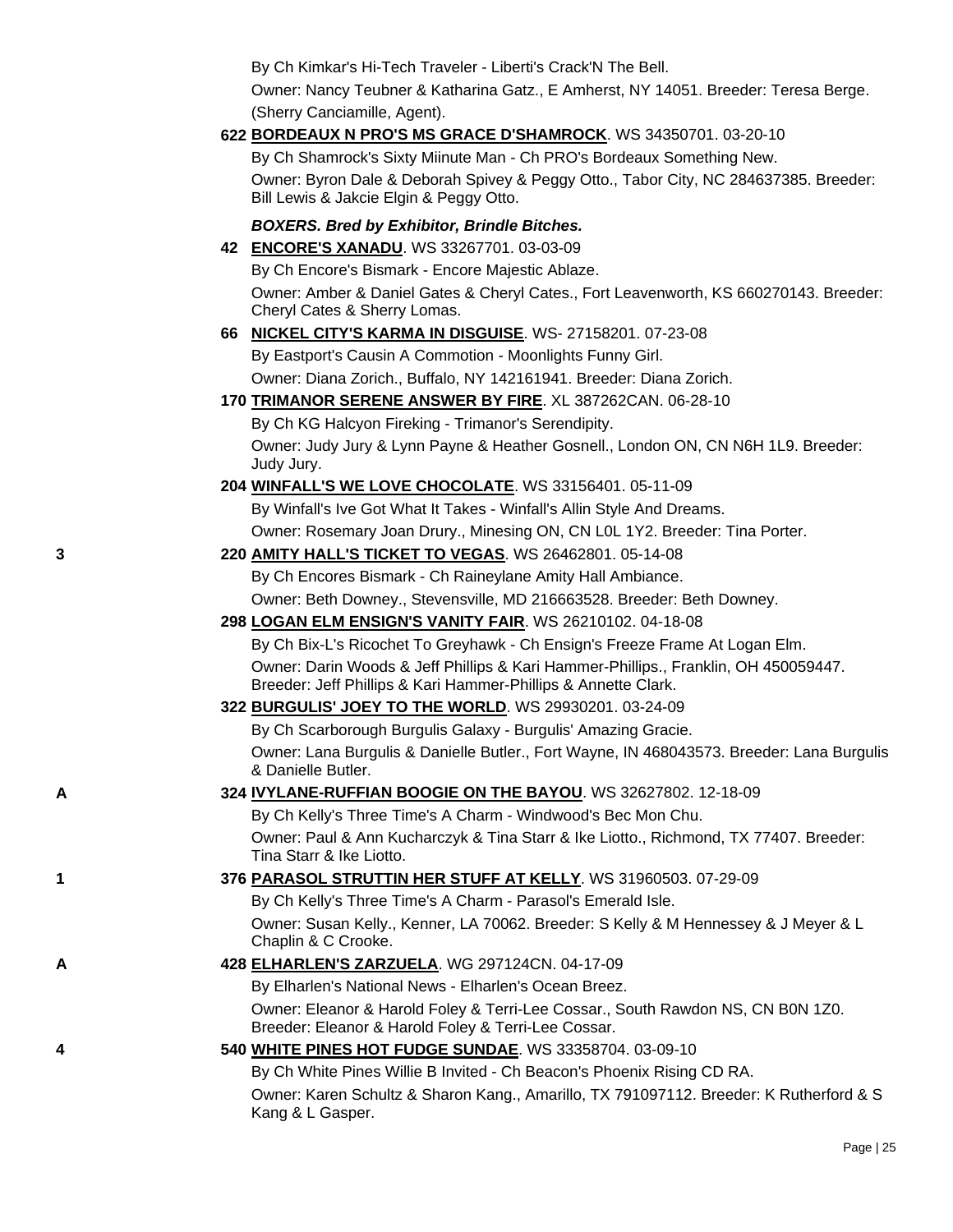By Ch Kimkar's Hi-Tech Traveler - Liberti's Crack'N The Bell.

Owner: Nancy Teubner & Katharina Gatz., E Amherst, NY 14051. Breeder: Teresa Berge. (Sherry Canciamille, Agent).

**622 BORDEAUX N PRO'S MS GRACE D'SHAMROCK**. WS 34350701. 03-20-10

By Ch Shamrock's Sixty Miinute Man - Ch PRO's Bordeaux Something New.

Owner: Byron Dale & Deborah Spivey & Peggy Otto., Tabor City, NC 284637385. Breeder: Bill Lewis & Jakcie Elgin & Peggy Otto.

***BOXERS. Bred by Exhibitor, Brindle Bitches.***

**42 ENCORE'S XANADU**. WS 33267701. 03-03-09

By Ch Encore's Bismark - Encore Majestic Ablaze.

Owner: Amber & Daniel Gates & Cheryl Cates., Fort Leavenworth, KS 660270143. Breeder: Cheryl Cates & Sherry Lomas.

**66 NICKEL CITY'S KARMA IN DISGUISE**. WS- 27158201. 07-23-08

By Eastport's Causin A Commotion - Moonlights Funny Girl.

Owner: Diana Zorich., Buffalo, NY 142161941. Breeder: Diana Zorich.

**170 TRIMANOR SERENE ANSWER BY FIRE**. XL 387262CAN. 06-28-10

By Ch KG Halcyon Fireking - Trimanor's Serendipity.

Owner: Judy Jury & Lynn Payne & Heather Gosnell., London ON, CN N6H 1L9. Breeder: Judy Jury.

**204 WINFALL'S WE LOVE CHOCOLATE**. WS 33156401. 05-11-09

By Winfall's Ive Got What It Takes - Winfall's Allin Style And Dreams.

Owner: Rosemary Joan Drury., Minesing ON, CN L0L 1Y2. Breeder: Tina Porter.

3 **220 AMITY HALL'S TICKET TO VEGAS**. WS 26462801. 05-14-08

By Ch Encores Bismark - Ch Raineylane Amity Hall Ambiance.

Owner: Beth Downey., Stevensville, MD 216663528. Breeder: Beth Downey.

**298 LOGAN ELM ENSIGN'S VANITY FAIR**. WS 26210102. 04-18-08

By Ch Bix-L's Ricochet To Greyhawk - Ch Ensign's Freeze Frame At Logan Elm.

Owner: Darin Woods & Jeff Phillips & Kari Hammer-Phillips., Franklin, OH 450059447. Breeder: Jeff Phillips & Kari Hammer-Phillips & Annette Clark.

**322 BURGULIS' JOEY TO THE WORLD**. WS 29930201. 03-24-09

By Ch Scarborough Burgulis Galaxy - Burgulis' Amazing Gracie.

Owner: Lana Burgulis & Danielle Butler., Fort Wayne, IN 468043573. Breeder: Lana Burgulis & Danielle Butler.

A **324 IVYLANE-RUFFIAN BOOGIE ON THE BAYOU**. WS 32627802. 12-18-09

By Ch Kelly's Three Time's A Charm - Windwood's Bec Mon Chu.

Owner: Paul & Ann Kucharczyk & Tina Starr & Ike Liotto., Richmond, TX 77407. Breeder: Tina Starr & Ike Liotto.

1 **376 PARASOL STRUTTIN HER STUFF AT KELLY**. WS 31960503. 07-29-09

By Ch Kelly's Three Time's A Charm - Parasol's Emerald Isle.

Owner: Susan Kelly., Kenner, LA 70062. Breeder: S Kelly & M Hennessey & J Meyer & L Chaplin & C Crooke.

A **428 ELHARLEN'S ZARZUELA**. WG 297124CN. 04-17-09

By Elharlen's National News - Elharlen's Ocean Breez.

Owner: Eleanor & Harold Foley & Terri-Lee Cossar., South Rawdon NS, CN B0N 1Z0. Breeder: Eleanor & Harold Foley & Terri-Lee Cossar.

4 **540 WHITE PINES HOT FUDGE SUNDAE**. WS 33358704. 03-09-10

By Ch White Pines Willie B Invited - Ch Beacon's Phoenix Rising CD RA.

Owner: Karen Schultz & Sharon Kang., Amarillo, TX 791097112. Breeder: K Rutherford & S Kang & L Gasper.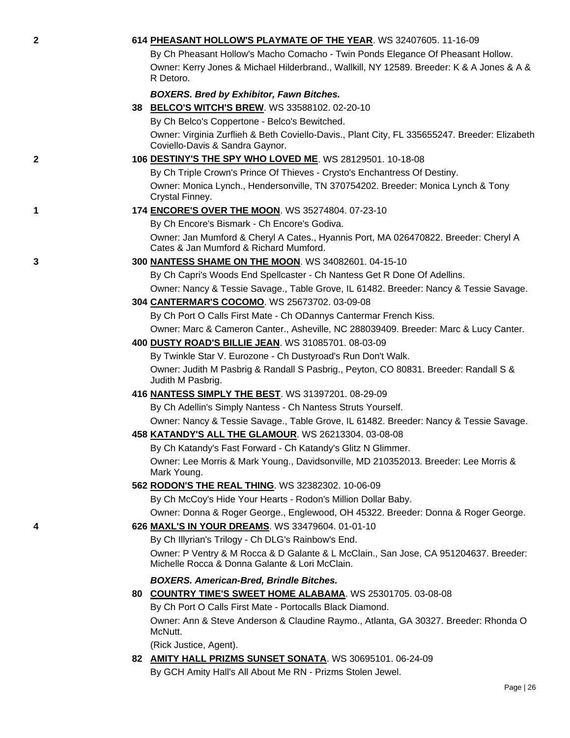2 **614 PHEASANT HOLLOW'S PLAYMATE OF THE YEAR**. WS 32407605. 11-16-09

By Ch Pheasant Hollow's Macho Comacho - Twin Ponds Elegance Of Pheasant Hollow.

Owner: Kerry Jones & Michael Hilderbrand., Wallkill, NY 12589. Breeder: K & A Jones & A & R Detoro.

### *BOXERS. Bred by Exhibitor, Fawn Bitches.*

**38 BELCO'S WITCH'S BREW**. WS 33588102. 02-20-10

By Ch Belco's Coppertone - Belco's Bewitched.

Owner: Virginia Zurflieh & Beth Coviello-Davis., Plant City, FL 335655247. Breeder: Elizabeth Coviello-Davis & Sandra Gaynor.

2 **106 DESTINY'S THE SPY WHO LOVED ME**. WS 28129501. 10-18-08

By Ch Triple Crown's Prince Of Thieves - Crysto's Enchantress Of Destiny.

Owner: Monica Lynch., Hendersonville, TN 370754202. Breeder: Monica Lynch & Tony Crystal Finney.

1 **174 ENCORE'S OVER THE MOON**. WS 35274804. 07-23-10

By Ch Encore's Bismark - Ch Encore's Godiva.

Owner: Jan Mumford & Cheryl A Cates., Hyannis Port, MA 026470822. Breeder: Cheryl A Cates & Jan Mumford & Richard Mumford.

3 **300 NANTESS SHAME ON THE MOON**. WS 34082601. 04-15-10

By Ch Capri's Woods End Spellcaster - Ch Nantess Get R Done Of Adellins.

Owner: Nancy & Tessie Savage., Table Grove, IL 61482. Breeder: Nancy & Tessie Savage.

**304 CANTERMAR'S COCOMO**. WS 25673702. 03-09-08

By Ch Port O Calls First Mate - Ch ODannys Cantermar French Kiss.

Owner: Marc & Cameron Canter., Asheville, NC 288039409. Breeder: Marc & Lucy Canter.

**400 DUSTY ROAD'S BILLIE JEAN**. WS 31085701. 08-03-09

By Twinkle Star V. Eurozone - Ch Dustyroad's Run Don't Walk.

Owner: Judith M Pasbrig & Randall S Pasbrig., Peyton, CO 80831. Breeder: Randall S & Judith M Pasbrig.

**416 NANTESS SIMPLY THE BEST**. WS 31397201. 08-29-09

By Ch Adellin's Simply Nantess - Ch Nantess Struts Yourself.

Owner: Nancy & Tessie Savage., Table Grove, IL 61482. Breeder: Nancy & Tessie Savage.

**458 KATANDY'S ALL THE GLAMOUR**. WS 26213304. 03-08-08

By Ch Katandy's Fast Forward - Ch Katandy's Glitz N Glimmer.

Owner: Lee Morris & Mark Young., Davidsonville, MD 210352013. Breeder: Lee Morris & Mark Young.

**562 RODON'S THE REAL THING**. WS 32382302. 10-06-09

By Ch McCoy's Hide Your Hearts - Rodon's Million Dollar Baby.

Owner: Donna & Roger George., Englewood, OH 45322. Breeder: Donna & Roger George.

4 **626 MAXL'S IN YOUR DREAMS**. WS 33479604. 01-01-10

By Ch Illyrian's Trilogy - Ch DLG's Rainbow's End.

Owner: P Ventry & M Rocca & D Galante & L McClain., San Jose, CA 951204637. Breeder: Michelle Rocca & Donna Galante & Lori McClain.

### *BOXERS. American-Bred, Brindle Bitches.*

**80 COUNTRY TIME'S SWEET HOME ALABAMA**. WS 25301705. 03-08-08

By Ch Port O Calls First Mate - Portocalls Black Diamond.

Owner: Ann & Steve Anderson & Claudine Raymo., Atlanta, GA 30327. Breeder: Rhonda O McNutt.

(Rick Justice, Agent).

**82 AMITY HALL PRIZMS SUNSET SONATA**. WS 30695101. 06-24-09

By GCH Amity Hall's All About Me RN - Prizms Stolen Jewel.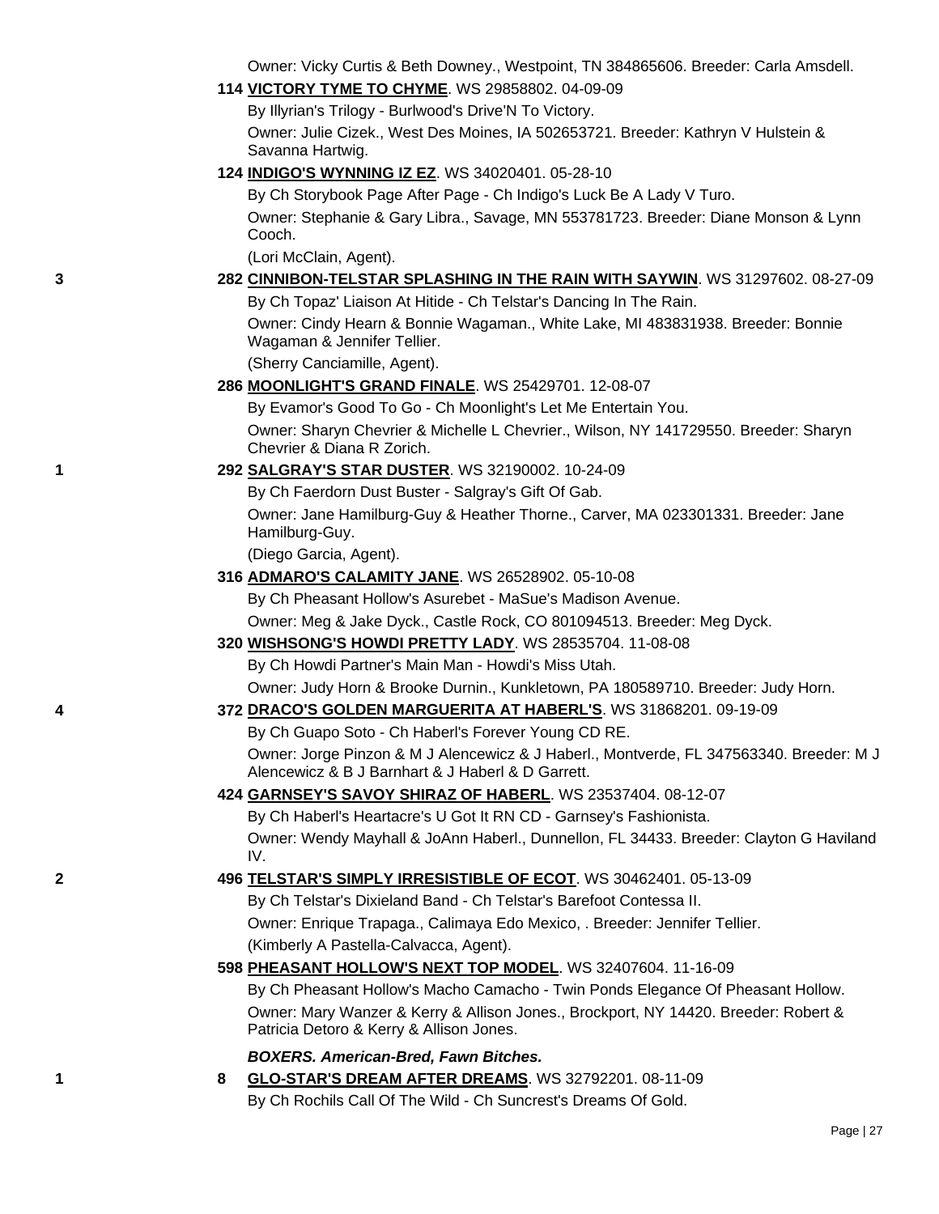Owner: Vicky Curtis & Beth Downey., Westpoint, TN 384865606. Breeder: Carla Amsdell.

114 **VICTORY TYME TO CHYME**. WS 29858802. 04-09-09

By Illyrian's Trilogy - Burlwood's Drive'N To Victory.

Owner: Julie Cizek., West Des Moines, IA 502653721. Breeder: Kathryn V Hulstein & Savanna Hartwig.

124 **INDIGO'S WYNNING IZ EZ**. WS 34020401. 05-28-10

By Ch Storybook Page After Page - Ch Indigo's Luck Be A Lady V Turo.

Owner: Stephanie & Gary Libra., Savage, MN 553781723. Breeder: Diane Monson & Lynn Cooch.

(Lori McClain, Agent).

3 282 **CINNIBON-TELSTAR SPLASHING IN THE RAIN WITH SAYWIN**. WS 31297602. 08-27-09

By Ch Topaz' Liaison At Hitide - Ch Telstar's Dancing In The Rain.

Owner: Cindy Hearn & Bonnie Wagaman., White Lake, MI 483831938. Breeder: Bonnie Wagaman & Jennifer Tellier.

(Sherry Canciamille, Agent).

286 **MOONLIGHT'S GRAND FINALE**. WS 25429701. 12-08-07

By Evamor's Good To Go - Ch Moonlight's Let Me Entertain You.

Owner: Sharyn Chevrier & Michelle L Chevrier., Wilson, NY 141729550. Breeder: Sharyn Chevrier & Diana R Zorich.

1 292 **SALGRAY'S STAR DUSTER**. WS 32190002. 10-24-09

By Ch Faerdorn Dust Buster - Salgray's Gift Of Gab.

Owner: Jane Hamilburg-Guy & Heather Thorne., Carver, MA 023301331. Breeder: Jane Hamilburg-Guy.

(Diego Garcia, Agent).

316 **ADMARO'S CALAMITY JANE**. WS 26528902. 05-10-08

By Ch Pheasant Hollow's Asurebet - MaSue's Madison Avenue.

Owner: Meg & Jake Dyck., Castle Rock, CO 801094513. Breeder: Meg Dyck.

320 **WISHSONG'S HOWDI PRETTY LADY**. WS 28535704. 11-08-08

By Ch Howdi Partner's Main Man - Howdi's Miss Utah.

Owner: Judy Horn & Brooke Durnin., Kunkletown, PA 180589710. Breeder: Judy Horn.

4 372 **DRACO'S GOLDEN MARGUERITA AT HABERL'S**. WS 31868201. 09-19-09

By Ch Guapo Soto - Ch Haberl's Forever Young CD RE.

Owner: Jorge Pinzon & M J Alencewicz & J Haberl., Montverde, FL 347563340. Breeder: M J Alencewicz & B J Barnhart & J Haberl & D Garrett.

424 **GARNSEY'S SAVOY SHIRAZ OF HABERL**. WS 23537404. 08-12-07

By Ch Haberl's Heartacre's U Got It RN CD - Garnsey's Fashionista.

Owner: Wendy Mayhall & JoAnn Haberl., Dunnellon, FL 34433. Breeder: Clayton G Haviland IV.

2 496 **TELSTAR'S SIMPLY IRRESISTIBLE OF ECOT**. WS 30462401. 05-13-09

By Ch Telstar's Dixieland Band - Ch Telstar's Barefoot Contessa II.

Owner: Enrique Trapaga., Calimaya Edo Mexico, . Breeder: Jennifer Tellier.

(Kimberly A Pastella-Calvacca, Agent).

598 **PHEASANT HOLLOW'S NEXT TOP MODEL**. WS 32407604. 11-16-09

By Ch Pheasant Hollow's Macho Camacho - Twin Ponds Elegance Of Pheasant Hollow.

Owner: Mary Wanzer & Kerry & Allison Jones., Brockport, NY 14420. Breeder: Robert & Patricia Detoro & Kerry & Allison Jones.

***BOXERS. American-Bred, Fawn Bitches.***

1 8 **GLO-STAR'S DREAM AFTER DREAMS**. WS 32792201. 08-11-09

By Ch Rochils Call Of The Wild - Ch Suncrest's Dreams Of Gold.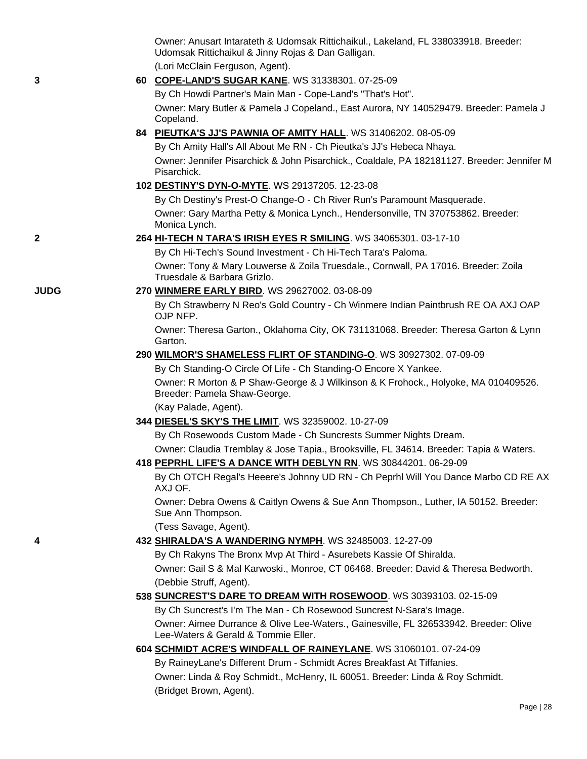Owner: Anusart Intarateth & Udomsak Rittichaikul., Lakeland, FL 338033918. Breeder: Udomsak Rittichaikul & Jinny Rojas & Dan Galligan.
(Lori McClain Ferguson, Agent).

3 — 60 **COPE-LAND'S SUGAR KANE**. WS 31338301. 07-25-09
By Ch Howdi Partner's Main Man - Cope-Land's "That's Hot".
Owner: Mary Butler & Pamela J Copeland., East Aurora, NY 140529479. Breeder: Pamela J Copeland.

84 **PIEUTKA'S JJ'S PAWNIA OF AMITY HALL**. WS 31406202. 08-05-09
By Ch Amity Hall's All About Me RN - Ch Pieutka's JJ's Hebeca Nhaya.
Owner: Jennifer Pisarchick & John Pisarchick., Coaldale, PA 182181127. Breeder: Jennifer M Pisarchick.

102 **DESTINY'S DYN-O-MYTE**. WS 29137205. 12-23-08
By Ch Destiny's Prest-O Change-O - Ch River Run's Paramount Masquerade.
Owner: Gary Martha Petty & Monica Lynch., Hendersonville, TN 370753862. Breeder: Monica Lynch.

2 — 264 **HI-TECH N TARA'S IRISH EYES R SMILING**. WS 34065301. 03-17-10
By Ch Hi-Tech's Sound Investment - Ch Hi-Tech Tara's Paloma.
Owner: Tony & Mary Louwerse & Zoila Truesdale., Cornwall, PA 17016. Breeder: Zoila Truesdale & Barbara Grizlo.

JUDG — 270 **WINMERE EARLY BIRD**. WS 29627002. 03-08-09
By Ch Strawberry N Reo's Gold Country - Ch Winmere Indian Paintbrush RE OA AXJ OAP OJP NFP.
Owner: Theresa Garton., Oklahoma City, OK 731131068. Breeder: Theresa Garton & Lynn Garton.

290 **WILMOR'S SHAMELESS FLIRT OF STANDING-O**. WS 30927302. 07-09-09
By Ch Standing-O Circle Of Life - Ch Standing-O Encore X Yankee.
Owner: R Morton & P Shaw-George & J Wilkinson & K Frohock., Holyoke, MA 010409526. Breeder: Pamela Shaw-George.
(Kay Palade, Agent).

344 **DIESEL'S SKY'S THE LIMIT**. WS 32359002. 10-27-09
By Ch Rosewoods Custom Made - Ch Suncrests Summer Nights Dream.
Owner: Claudia Tremblay & Jose Tapia., Brooksville, FL 34614. Breeder: Tapia & Waters.

418 **PEPRHL LIFE'S A DANCE WITH DEBLYN RN**. WS 30844201. 06-29-09
By Ch OTCH Regal's Heeere's Johnny UD RN - Ch Peprhl Will You Dance Marbo CD RE AX AXJ OF.
Owner: Debra Owens & Caitlyn Owens & Sue Ann Thompson., Luther, IA 50152. Breeder: Sue Ann Thompson.
(Tess Savage, Agent).

4 — 432 **SHIRALDA'S A WANDERING NYMPH**. WS 32485003. 12-27-09
By Ch Rakyns The Bronx Mvp At Third - Asurebets Kassie Of Shiralda.
Owner: Gail S & Mal Karwoski., Monroe, CT 06468. Breeder: David & Theresa Bedworth.
(Debbie Struff, Agent).

538 **SUNCREST'S DARE TO DREAM WITH ROSEWOOD**. WS 30393103. 02-15-09
By Ch Suncrest's I'm The Man - Ch Rosewood Suncrest N-Sara's Image.
Owner: Aimee Durrance & Olive Lee-Waters., Gainesville, FL 326533942. Breeder: Olive Lee-Waters & Gerald & Tommie Eller.

604 **SCHMIDT ACRE'S WINDFALL OF RAINEYLANE**. WS 31060101. 07-24-09
By RaineyLane's Different Drum - Schmidt Acres Breakfast At Tiffanies.
Owner: Linda & Roy Schmidt., McHenry, IL 60051. Breeder: Linda & Roy Schmidt.
(Bridget Brown, Agent).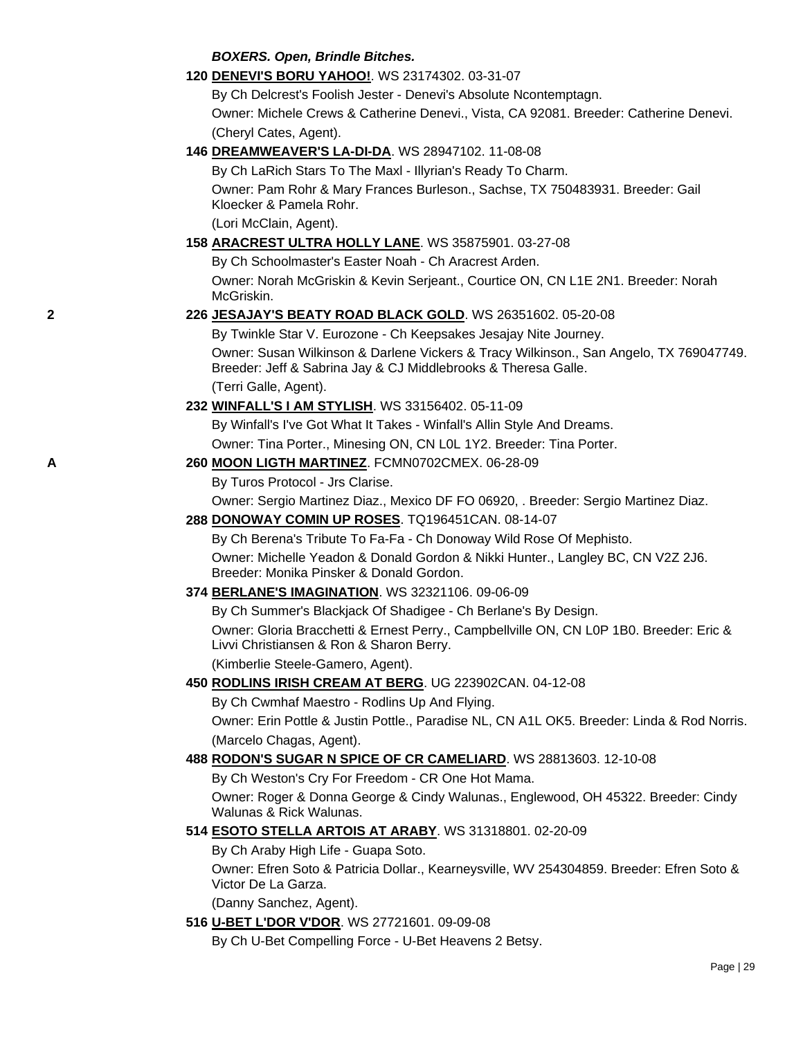***BOXERS. Open, Brindle Bitches.***

**120 DENEVI'S BORU YAHOO!**. WS 23174302. 03-31-07
By Ch Delcrest's Foolish Jester - Denevi's Absolute Ncontemptagn.
Owner: Michele Crews & Catherine Denevi., Vista, CA 92081. Breeder: Catherine Denevi.
(Cheryl Cates, Agent).

**146 DREAMWEAVER'S LA-DI-DA**. WS 28947102. 11-08-08
By Ch LaRich Stars To The Maxl - Illyrian's Ready To Charm.
Owner: Pam Rohr & Mary Frances Burleson., Sachse, TX 750483931. Breeder: Gail Kloecker & Pamela Rohr.
(Lori McClain, Agent).

**158 ARACREST ULTRA HOLLY LANE**. WS 35875901. 03-27-08
By Ch Schoolmaster's Easter Noah - Ch Aracrest Arden.
Owner: Norah McGriskin & Kevin Serjeant., Courtice ON, CN L1E 2N1. Breeder: Norah McGriskin.

2 **226 JESAJAY'S BEATY ROAD BLACK GOLD**. WS 26351602. 05-20-08
By Twinkle Star V. Eurozone - Ch Keepsakes Jesajay Nite Journey.
Owner: Susan Wilkinson & Darlene Vickers & Tracy Wilkinson., San Angelo, TX 769047749. Breeder: Jeff & Sabrina Jay & CJ Middlebrooks & Theresa Galle.
(Terri Galle, Agent).

**232 WINFALL'S I AM STYLISH**. WS 33156402. 05-11-09
By Winfall's I've Got What It Takes - Winfall's Allin Style And Dreams.
Owner: Tina Porter., Minesing ON, CN L0L 1Y2. Breeder: Tina Porter.

A **260 MOON LIGTH MARTINEZ**. FCMN0702CMEX. 06-28-09
By Turos Protocol - Jrs Clarise.
Owner: Sergio Martinez Diaz., Mexico DF FO 06920, . Breeder: Sergio Martinez Diaz.

**288 DONOWAY COMIN UP ROSES**. TQ196451CAN. 08-14-07
By Ch Berena's Tribute To Fa-Fa - Ch Donoway Wild Rose Of Mephisto.
Owner: Michelle Yeadon & Donald Gordon & Nikki Hunter., Langley BC, CN V2Z 2J6. Breeder: Monika Pinsker & Donald Gordon.

**374 BERLANE'S IMAGINATION**. WS 32321106. 09-06-09
By Ch Summer's Blackjack Of Shadigee - Ch Berlane's By Design.
Owner: Gloria Bracchetti & Ernest Perry., Campbellville ON, CN L0P 1B0. Breeder: Eric & Livvi Christiansen & Ron & Sharon Berry.
(Kimberlie Steele-Gamero, Agent).

**450 RODLINS IRISH CREAM AT BERG**. UG 223902CAN. 04-12-08
By Ch Cwmhaf Maestro - Rodlins Up And Flying.
Owner: Erin Pottle & Justin Pottle., Paradise NL, CN A1L OK5. Breeder: Linda & Rod Norris.
(Marcelo Chagas, Agent).

**488 RODON'S SUGAR N SPICE OF CR CAMELIARD**. WS 28813603. 12-10-08
By Ch Weston's Cry For Freedom - CR One Hot Mama.
Owner: Roger & Donna George & Cindy Walunas., Englewood, OH 45322. Breeder: Cindy Walunas & Rick Walunas.

**514 ESOTO STELLA ARTOIS AT ARABY**. WS 31318801. 02-20-09
By Ch Araby High Life - Guapa Soto.
Owner: Efren Soto & Patricia Dollar., Kearneysville, WV 254304859. Breeder: Efren Soto & Victor De La Garza.
(Danny Sanchez, Agent).

**516 U-BET L'DOR V'DOR**. WS 27721601. 09-09-08
By Ch U-Bet Compelling Force - U-Bet Heavens 2 Betsy.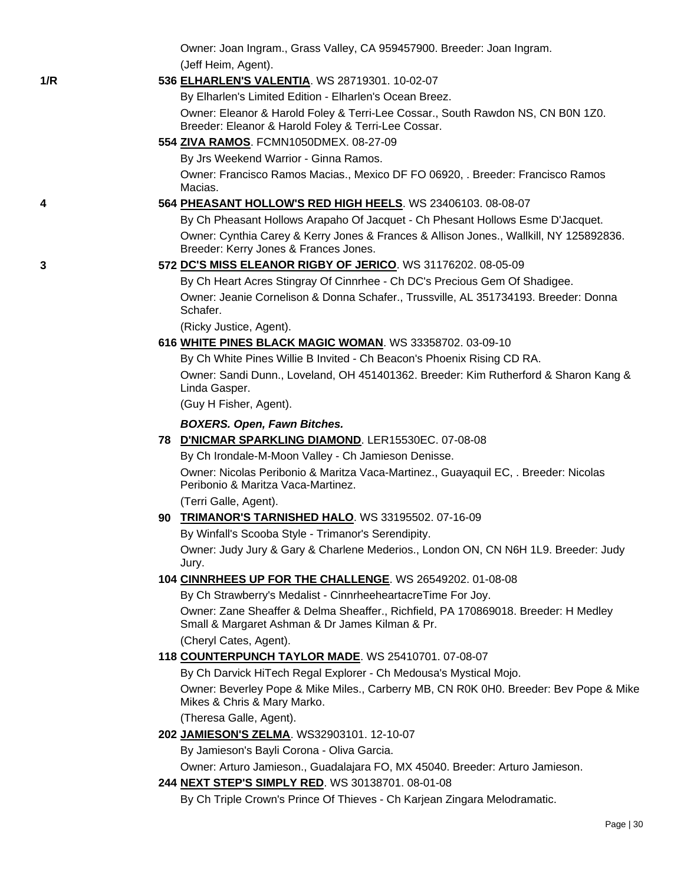Owner: Joan Ingram., Grass Valley, CA 959457900. Breeder: Joan Ingram.
(Jeff Heim, Agent).

1/R **536 ELHARLEN'S VALENTIA**. WS 28719301. 10-02-07
By Elharlen's Limited Edition - Elharlen's Ocean Breez.
Owner: Eleanor & Harold Foley & Terri-Lee Cossar., South Rawdon NS, CN B0N 1Z0. Breeder: Eleanor & Harold Foley & Terri-Lee Cossar.

**554 ZIVA RAMOS**. FCMN1050DMEX. 08-27-09
By Jrs Weekend Warrior - Ginna Ramos.
Owner: Francisco Ramos Macias., Mexico DF FO 06920, . Breeder: Francisco Ramos Macias.

4 **564 PHEASANT HOLLOW'S RED HIGH HEELS**. WS 23406103. 08-08-07
By Ch Pheasant Hollows Arapaho Of Jacquet - Ch Phesant Hollows Esme D'Jacquet.
Owner: Cynthia Carey & Kerry Jones & Frances & Allison Jones., Wallkill, NY 125892836. Breeder: Kerry Jones & Frances Jones.

3 **572 DC'S MISS ELEANOR RIGBY OF JERICO**. WS 31176202. 08-05-09
By Ch Heart Acres Stingray Of Cinnrhee - Ch DC's Precious Gem Of Shadigee.
Owner: Jeanie Cornelison & Donna Schafer., Trussville, AL 351734193. Breeder: Donna Schafer.
(Ricky Justice, Agent).

**616 WHITE PINES BLACK MAGIC WOMAN**. WS 33358702. 03-09-10
By Ch White Pines Willie B Invited - Ch Beacon's Phoenix Rising CD RA.
Owner: Sandi Dunn., Loveland, OH 451401362. Breeder: Kim Rutherford & Sharon Kang & Linda Gasper.
(Guy H Fisher, Agent).

***BOXERS. Open, Fawn Bitches.***

**78 D'NICMAR SPARKLING DIAMOND**. LER15530EC. 07-08-08
By Ch Irondale-M-Moon Valley - Ch Jamieson Denisse.
Owner: Nicolas Peribonio & Maritza Vaca-Martinez., Guayaquil EC, . Breeder: Nicolas Peribonio & Maritza Vaca-Martinez.
(Terri Galle, Agent).

**90 TRIMANOR'S TARNISHED HALO**. WS 33195502. 07-16-09
By Winfall's Scooba Style - Trimanor's Serendipity.
Owner: Judy Jury & Gary & Charlene Mederios., London ON, CN N6H 1L9. Breeder: Judy Jury.

**104 CINNRHEES UP FOR THE CHALLENGE**. WS 26549202. 01-08-08
By Ch Strawberry's Medalist - CinnrheeheartacreTime For Joy.
Owner: Zane Sheaffer & Delma Sheaffer., Richfield, PA 170869018. Breeder: H Medley Small & Margaret Ashman & Dr James Kilman & Pr.
(Cheryl Cates, Agent).

**118 COUNTERPUNCH TAYLOR MADE**. WS 25410701. 07-08-07
By Ch Darvick HiTech Regal Explorer - Ch Medousa's Mystical Mojo.
Owner: Beverley Pope & Mike Miles., Carberry MB, CN R0K 0H0. Breeder: Bev Pope & Mike Mikes & Chris & Mary Marko.
(Theresa Galle, Agent).

**202 JAMIESON'S ZELMA**. WS32903101. 12-10-07
By Jamieson's Bayli Corona - Oliva Garcia.
Owner: Arturo Jamieson., Guadalajara FO, MX 45040. Breeder: Arturo Jamieson.

**244 NEXT STEP'S SIMPLY RED**. WS 30138701. 08-01-08
By Ch Triple Crown's Prince Of Thieves - Ch Karjean Zingara Melodramatic.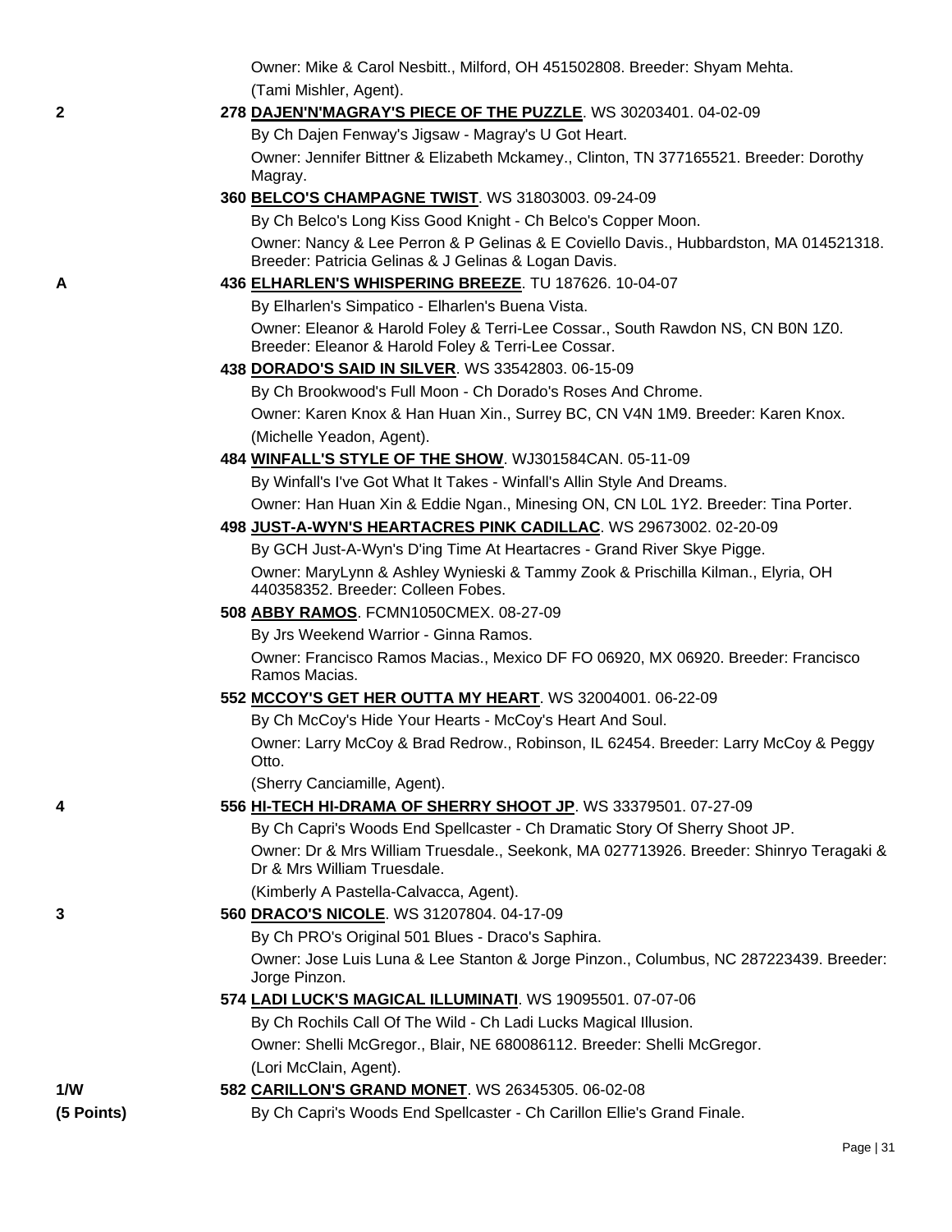Owner: Mike & Carol Nesbitt., Milford, OH 451502808. Breeder: Shyam Mehta.
(Tami Mishler, Agent).

**2** — 278 **DAJEN'N'MAGRAY'S PIECE OF THE PUZZLE**. WS 30203401. 04-02-09
By Ch Dajen Fenway's Jigsaw - Magray's U Got Heart.
Owner: Jennifer Bittner & Elizabeth Mckamey., Clinton, TN 377165521. Breeder: Dorothy Magray.

360 **BELCO'S CHAMPAGNE TWIST**. WS 31803003. 09-24-09
By Ch Belco's Long Kiss Good Knight - Ch Belco's Copper Moon.
Owner: Nancy & Lee Perron & P Gelinas & E Coviello Davis., Hubbardston, MA 014521318. Breeder: Patricia Gelinas & J Gelinas & Logan Davis.

**A** — 436 **ELHARLEN'S WHISPERING BREEZE**. TU 187626. 10-04-07
By Elharlen's Simpatico - Elharlen's Buena Vista.
Owner: Eleanor & Harold Foley & Terri-Lee Cossar., South Rawdon NS, CN B0N 1Z0. Breeder: Eleanor & Harold Foley & Terri-Lee Cossar.

438 **DORADO'S SAID IN SILVER**. WS 33542803. 06-15-09
By Ch Brookwood's Full Moon - Ch Dorado's Roses And Chrome.
Owner: Karen Knox & Han Huan Xin., Surrey BC, CN V4N 1M9. Breeder: Karen Knox.
(Michelle Yeadon, Agent).

484 **WINFALL'S STYLE OF THE SHOW**. WJ301584CAN. 05-11-09
By Winfall's I've Got What It Takes - Winfall's Allin Style And Dreams.
Owner: Han Huan Xin & Eddie Ngan., Minesing ON, CN L0L 1Y2. Breeder: Tina Porter.

498 **JUST-A-WYN'S HEARTACRES PINK CADILLAC**. WS 29673002. 02-20-09
By GCH Just-A-Wyn's D'ing Time At Heartacres - Grand River Skye Pigge.
Owner: MaryLynn & Ashley Wynieski & Tammy Zook & Prischilla Kilman., Elyria, OH 440358352. Breeder: Colleen Fobes.

508 **ABBY RAMOS**. FCMN1050CMEX. 08-27-09
By Jrs Weekend Warrior - Ginna Ramos.
Owner: Francisco Ramos Macias., Mexico DF FO 06920, MX 06920. Breeder: Francisco Ramos Macias.

552 **MCCOY'S GET HER OUTTA MY HEART**. WS 32004001. 06-22-09
By Ch McCoy's Hide Your Hearts - McCoy's Heart And Soul.
Owner: Larry McCoy & Brad Redrow., Robinson, IL 62454. Breeder: Larry McCoy & Peggy Otto.
(Sherry Canciamille, Agent).

**4** — 556 **HI-TECH HI-DRAMA OF SHERRY SHOOT JP**. WS 33379501. 07-27-09
By Ch Capri's Woods End Spellcaster - Ch Dramatic Story Of Sherry Shoot JP.
Owner: Dr & Mrs William Truesdale., Seekonk, MA 027713926. Breeder: Shinryo Teragaki & Dr & Mrs William Truesdale.
(Kimberly A Pastella-Calvacca, Agent).

**3** — 560 **DRACO'S NICOLE**. WS 31207804. 04-17-09
By Ch PRO's Original 501 Blues - Draco's Saphira.
Owner: Jose Luis Luna & Lee Stanton & Jorge Pinzon., Columbus, NC 287223439. Breeder: Jorge Pinzon.

574 **LADI LUCK'S MAGICAL ILLUMINATI**. WS 19095501. 07-07-06
By Ch Rochils Call Of The Wild - Ch Ladi Lucks Magical Illusion.
Owner: Shelli McGregor., Blair, NE 680086112. Breeder: Shelli McGregor.
(Lori McClain, Agent).

**1/W (5 Points)** — 582 **CARILLON'S GRAND MONET**. WS 26345305. 06-02-08
By Ch Capri's Woods End Spellcaster - Ch Carillon Ellie's Grand Finale.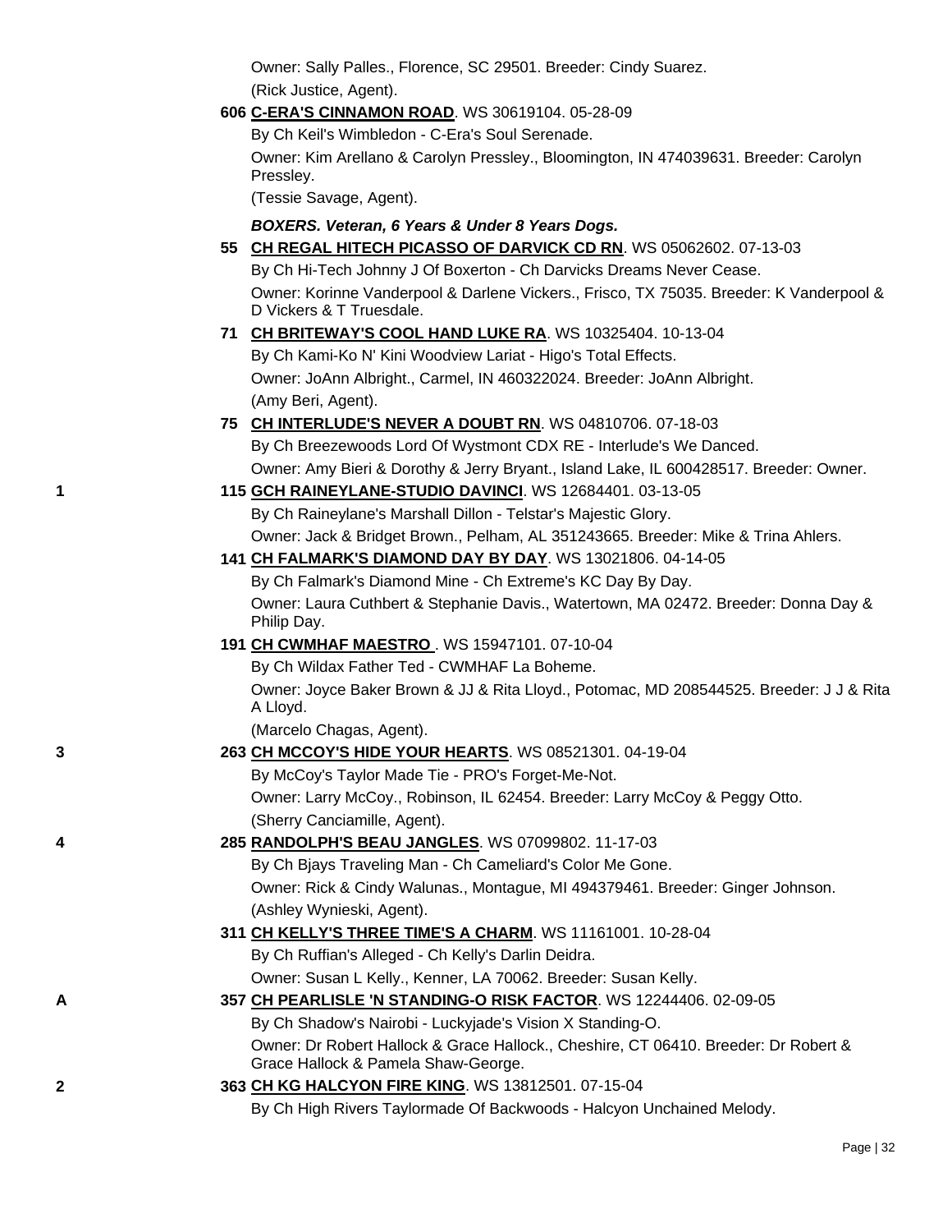Owner: Sally Palles., Florence, SC 29501. Breeder: Cindy Suarez.
(Rick Justice, Agent).

606 **C-ERA'S CINNAMON ROAD**. WS 30619104. 05-28-09
By Ch Keil's Wimbledon - C-Era's Soul Serenade.
Owner: Kim Arellano & Carolyn Pressley., Bloomington, IN 474039631. Breeder: Carolyn Pressley.
(Tessie Savage, Agent).

***BOXERS. Veteran, 6 Years & Under 8 Years Dogs.***

55 **CH REGAL HITECH PICASSO OF DARVICK CD RN**. WS 05062602. 07-13-03
By Ch Hi-Tech Johnny J Of Boxerton - Ch Darvicks Dreams Never Cease.
Owner: Korinne Vanderpool & Darlene Vickers., Frisco, TX 75035. Breeder: K Vanderpool & D Vickers & T Truesdale.

71 **CH BRITEWAY'S COOL HAND LUKE RA**. WS 10325404. 10-13-04
By Ch Kami-Ko N' Kini Woodview Lariat - Higo's Total Effects.
Owner: JoAnn Albright., Carmel, IN 460322024. Breeder: JoAnn Albright.
(Amy Beri, Agent).

75 **CH INTERLUDE'S NEVER A DOUBT RN**. WS 04810706. 07-18-03
By Ch Breezewoods Lord Of Wystmont CDX RE - Interlude's We Danced.
Owner: Amy Bieri & Dorothy & Jerry Bryant., Island Lake, IL 600428517. Breeder: Owner.

1 — 115 **GCH RAINEYLANE-STUDIO DAVINCI**. WS 12684401. 03-13-05
By Ch Raineylane's Marshall Dillon - Telstar's Majestic Glory.
Owner: Jack & Bridget Brown., Pelham, AL 351243665. Breeder: Mike & Trina Ahlers.

141 **CH FALMARK'S DIAMOND DAY BY DAY**. WS 13021806. 04-14-05
By Ch Falmark's Diamond Mine - Ch Extreme's KC Day By Day.
Owner: Laura Cuthbert & Stephanie Davis., Watertown, MA 02472. Breeder: Donna Day & Philip Day.

191 **CH CWMHAF MAESTRO** . WS 15947101. 07-10-04
By Ch Wildax Father Ted - CWMHAF La Boheme.
Owner: Joyce Baker Brown & JJ & Rita Lloyd., Potomac, MD 208544525. Breeder: J J & Rita A Lloyd.
(Marcelo Chagas, Agent).

3 — 263 **CH MCCOY'S HIDE YOUR HEARTS**. WS 08521301. 04-19-04
By McCoy's Taylor Made Tie - PRO's Forget-Me-Not.
Owner: Larry McCoy., Robinson, IL 62454. Breeder: Larry McCoy & Peggy Otto.
(Sherry Canciamille, Agent).

4 — 285 **RANDOLPH'S BEAU JANGLES**. WS 07099802. 11-17-03
By Ch Bjays Traveling Man - Ch Cameliard's Color Me Gone.
Owner: Rick & Cindy Walunas., Montague, MI 494379461. Breeder: Ginger Johnson.
(Ashley Wynieski, Agent).

311 **CH KELLY'S THREE TIME'S A CHARM**. WS 11161001. 10-28-04
By Ch Ruffian's Alleged - Ch Kelly's Darlin Deidra.
Owner: Susan L Kelly., Kenner, LA 70062. Breeder: Susan Kelly.

A — 357 **CH PEARLISLE 'N STANDING-O RISK FACTOR**. WS 12244406. 02-09-05
By Ch Shadow's Nairobi - Luckyjade's Vision X Standing-O.
Owner: Dr Robert Hallock & Grace Hallock., Cheshire, CT 06410. Breeder: Dr Robert & Grace Hallock & Pamela Shaw-George.

2 — 363 **CH KG HALCYON FIRE KING**. WS 13812501. 07-15-04
By Ch High Rivers Taylormade Of Backwoods - Halcyon Unchained Melody.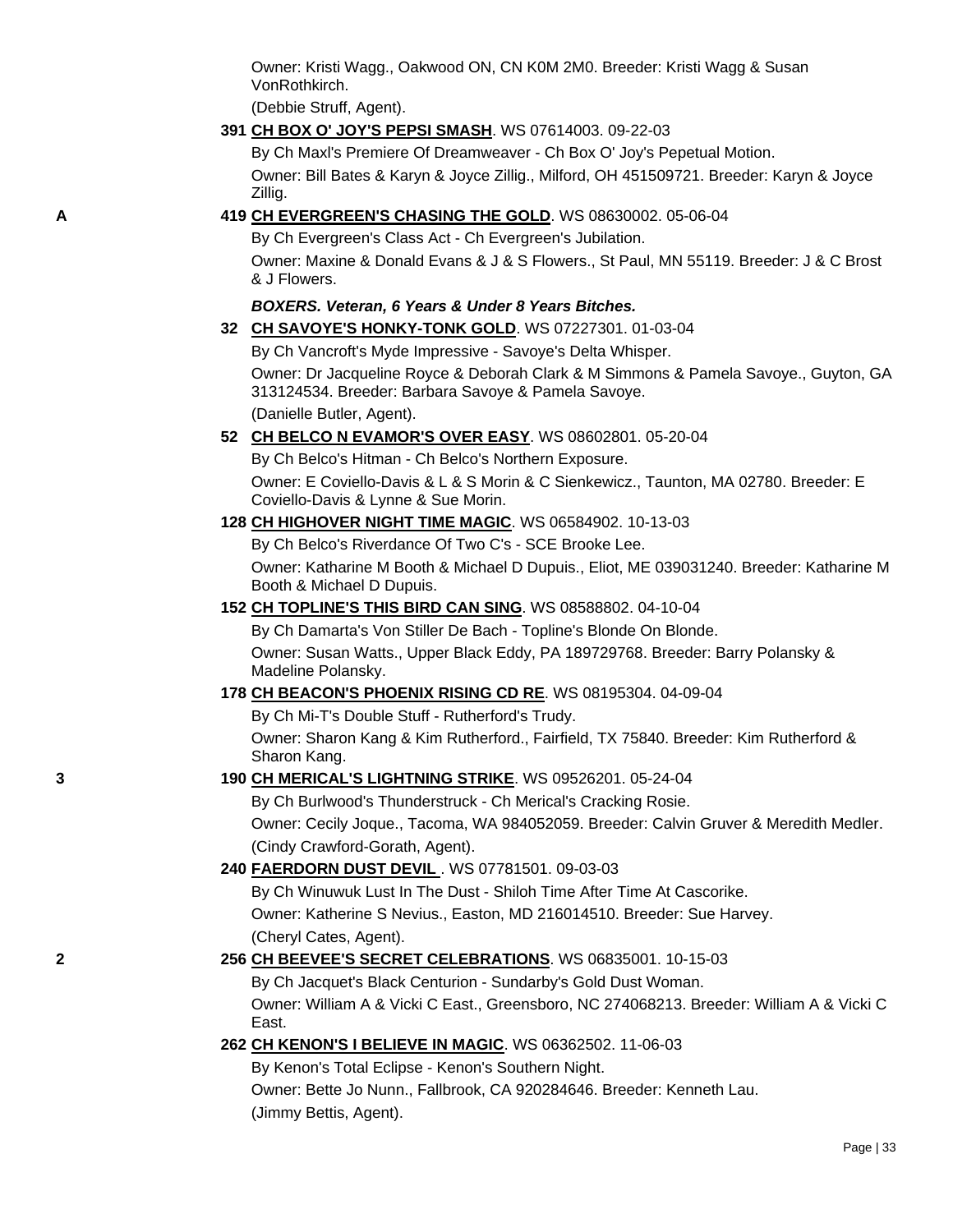Owner: Kristi Wagg., Oakwood ON, CN K0M 2M0. Breeder: Kristi Wagg & Susan VonRothkirch.
(Debbie Struff, Agent).

**391 CH BOX O' JOY'S PEPSI SMASH**. WS 07614003. 09-22-03
By Ch Maxl's Premiere Of Dreamweaver - Ch Box O' Joy's Pepetual Motion.
Owner: Bill Bates & Karyn & Joyce Zillig., Milford, OH 451509721. Breeder: Karyn & Joyce Zillig.

A **419 CH EVERGREEN'S CHASING THE GOLD**. WS 08630002. 05-06-04
By Ch Evergreen's Class Act - Ch Evergreen's Jubilation.
Owner: Maxine & Donald Evans & J & S Flowers., St Paul, MN 55119. Breeder: J & C Brost & J Flowers.

***BOXERS. Veteran, 6 Years & Under 8 Years Bitches.***

**32 CH SAVOYE'S HONKY-TONK GOLD**. WS 07227301. 01-03-04
By Ch Vancroft's Myde Impressive - Savoye's Delta Whisper.
Owner: Dr Jacqueline Royce & Deborah Clark & M Simmons & Pamela Savoye., Guyton, GA 313124534. Breeder: Barbara Savoye & Pamela Savoye.
(Danielle Butler, Agent).

**52 CH BELCO N EVAMOR'S OVER EASY**. WS 08602801. 05-20-04
By Ch Belco's Hitman - Ch Belco's Northern Exposure.
Owner: E Coviello-Davis & L & S Morin & C Sienkewicz., Taunton, MA 02780. Breeder: E Coviello-Davis & Lynne & Sue Morin.

**128 CH HIGHOVER NIGHT TIME MAGIC**. WS 06584902. 10-13-03
By Ch Belco's Riverdance Of Two C's - SCE Brooke Lee.
Owner: Katharine M Booth & Michael D Dupuis., Eliot, ME 039031240. Breeder: Katharine M Booth & Michael D Dupuis.

**152 CH TOPLINE'S THIS BIRD CAN SING**. WS 08588802. 04-10-04
By Ch Damarta's Von Stiller De Bach - Topline's Blonde On Blonde.
Owner: Susan Watts., Upper Black Eddy, PA 189729768. Breeder: Barry Polansky & Madeline Polansky.

**178 CH BEACON'S PHOENIX RISING CD RE**. WS 08195304. 04-09-04
By Ch Mi-T's Double Stuff - Rutherford's Trudy.
Owner: Sharon Kang & Kim Rutherford., Fairfield, TX 75840. Breeder: Kim Rutherford & Sharon Kang.

3 **190 CH MERICAL'S LIGHTNING STRIKE**. WS 09526201. 05-24-04
By Ch Burlwood's Thunderstruck - Ch Merical's Cracking Rosie.
Owner: Cecily Joque., Tacoma, WA 984052059. Breeder: Calvin Gruver & Meredith Medler.
(Cindy Crawford-Gorath, Agent).

**240 FAERDORN DUST DEVIL** . WS 07781501. 09-03-03
By Ch Winuwuk Lust In The Dust - Shiloh Time After Time At Cascorike.
Owner: Katherine S Nevius., Easton, MD 216014510. Breeder: Sue Harvey.
(Cheryl Cates, Agent).

2 **256 CH BEEVEE'S SECRET CELEBRATIONS**. WS 06835001. 10-15-03
By Ch Jacquet's Black Centurion - Sundarby's Gold Dust Woman.
Owner: William A & Vicki C East., Greensboro, NC 274068213. Breeder: William A & Vicki C East.

**262 CH KENON'S I BELIEVE IN MAGIC**. WS 06362502. 11-06-03
By Kenon's Total Eclipse - Kenon's Southern Night.
Owner: Bette Jo Nunn., Fallbrook, CA 920284646. Breeder: Kenneth Lau.
(Jimmy Bettis, Agent).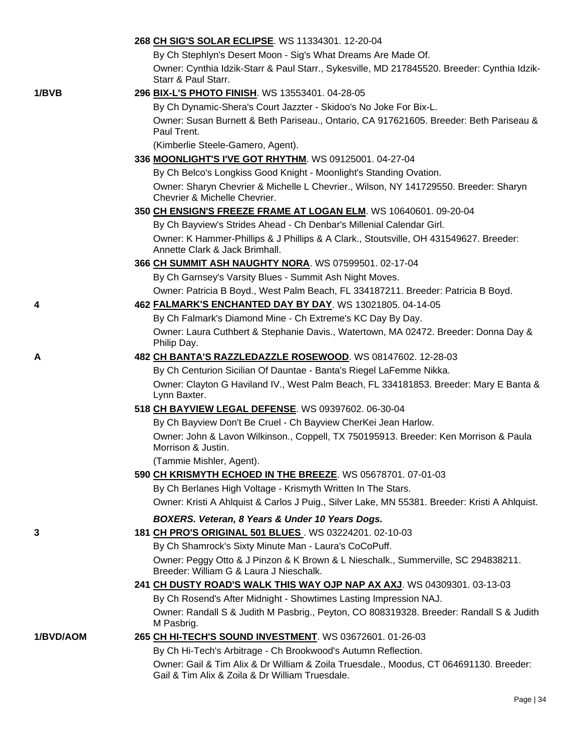**268 <u>CH SIG'S SOLAR ECLIPSE</u>**. WS 11334301. 12-20-04

By Ch Stephlyn's Desert Moon - Sig's What Dreams Are Made Of.

Owner: Cynthia Idzik-Starr & Paul Starr., Sykesville, MD 217845520. Breeder: Cynthia Idzik-Starr & Paul Starr.

**1/BVB** **296 <u>BIX-L'S PHOTO FINISH</u>**. WS 13553401. 04-28-05

By Ch Dynamic-Shera's Court Jazzter - Skidoo's No Joke For Bix-L.

Owner: Susan Burnett & Beth Pariseau., Ontario, CA 917621605. Breeder: Beth Pariseau & Paul Trent.

(Kimberlie Steele-Gamero, Agent).

**336 <u>MOONLIGHT'S I'VE GOT RHYTHM</u>**. WS 09125001. 04-27-04

By Ch Belco's Longkiss Good Knight - Moonlight's Standing Ovation.

Owner: Sharyn Chevrier & Michelle L Chevrier., Wilson, NY 141729550. Breeder: Sharyn Chevrier & Michelle Chevrier.

**350 <u>CH ENSIGN'S FREEZE FRAME AT LOGAN ELM</u>**. WS 10640601. 09-20-04

By Ch Bayview's Strides Ahead - Ch Denbar's Millenial Calendar Girl.

Owner: K Hammer-Phillips & J Phillips & A Clark., Stoutsville, OH 431549627. Breeder: Annette Clark & Jack Brimhall.

**366 <u>CH SUMMIT ASH NAUGHTY NORA</u>**. WS 07599501. 02-17-04

By Ch Garnsey's Varsity Blues - Summit Ash Night Moves.

Owner: Patricia B Boyd., West Palm Beach, FL 334187211. Breeder: Patricia B Boyd.

**4** **462 <u>FALMARK'S ENCHANTED DAY BY DAY</u>**. WS 13021805. 04-14-05

By Ch Falmark's Diamond Mine - Ch Extreme's KC Day By Day.

Owner: Laura Cuthbert & Stephanie Davis., Watertown, MA 02472. Breeder: Donna Day & Philip Day.

**A** **482 <u>CH BANTA'S RAZZLEDAZZLE ROSEWOOD</u>**. WS 08147602. 12-28-03

By Ch Centurion Sicilian Of Dauntae - Banta's Riegel LaFemme Nikka.

Owner: Clayton G Haviland IV., West Palm Beach, FL 334181853. Breeder: Mary E Banta & Lynn Baxter.

**518 <u>CH BAYVIEW LEGAL DEFENSE</u>**. WS 09397602. 06-30-04

By Ch Bayview Don't Be Cruel - Ch Bayview CherKei Jean Harlow.

Owner: John & Lavon Wilkinson., Coppell, TX 750195913. Breeder: Ken Morrison & Paula Morrison & Justin.

(Tammie Mishler, Agent).

**590 <u>CH KRISMYTH ECHOED IN THE BREEZE</u>**. WS 05678701. 07-01-03

By Ch Berlanes High Voltage - Krismyth Written In The Stars.

Owner: Kristi A Ahlquist & Carlos J Puig., Silver Lake, MN 55381. Breeder: Kristi A Ahlquist.

***BOXERS. Veteran, 8 Years & Under 10 Years Dogs.***

**3** **181 <u>CH PRO'S ORIGINAL 501 BLUES</u>** . WS 03224201. 02-10-03

By Ch Shamrock's Sixty Minute Man - Laura's CoCoPuff.

Owner: Peggy Otto & J Pinzon & K Brown & L Nieschalk., Summerville, SC 294838211. Breeder: William G & Laura J Nieschalk.

**241 <u>CH DUSTY ROAD'S WALK THIS WAY OJP NAP AX AXJ</u>**. WS 04309301. 03-13-03

By Ch Rosend's After Midnight - Showtimes Lasting Impression NAJ.

Owner: Randall S & Judith M Pasbrig., Peyton, CO 808319328. Breeder: Randall S & Judith M Pasbrig.

**1/BVD/AOM** **265 <u>CH HI-TECH'S SOUND INVESTMENT</u>**. WS 03672601. 01-26-03

By Ch Hi-Tech's Arbitrage - Ch Brookwood's Autumn Reflection.

Owner: Gail & Tim Alix & Dr William & Zoila Truesdale., Moodus, CT 064691130. Breeder: Gail & Tim Alix & Zoila & Dr William Truesdale.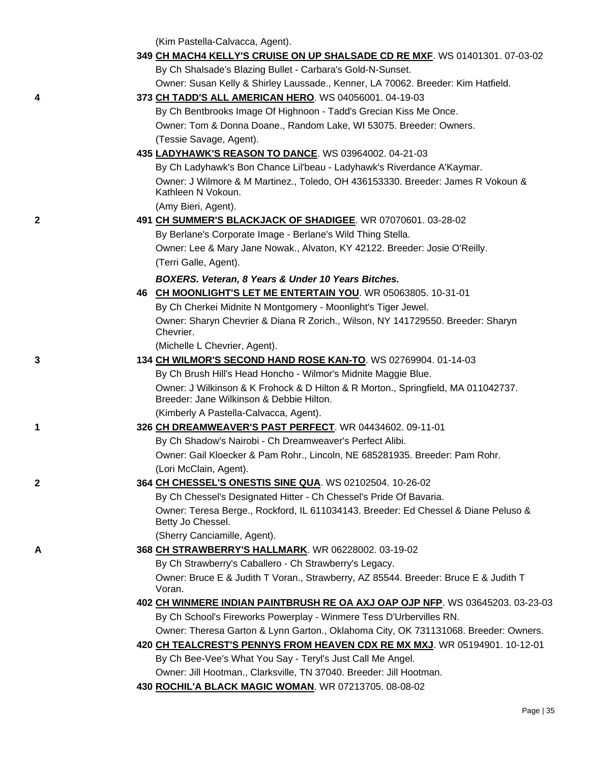(Kim Pastella-Calvacca, Agent).

349 **CH MACH4 KELLY'S CRUISE ON UP SHALSADE CD RE MXF**. WS 01401301. 07-03-02
By Ch Shalsade's Blazing Bullet - Carbara's Gold-N-Sunset.
Owner: Susan Kelly & Shirley Laussade., Kenner, LA 70062. Breeder: Kim Hatfield.

4 — 373 **CH TADD'S ALL AMERICAN HERO**. WS 04056001. 04-19-03
By Ch Bentbrooks Image Of Highnoon - Tadd's Grecian Kiss Me Once.
Owner: Tom & Donna Doane., Random Lake, WI 53075. Breeder: Owners.
(Tessie Savage, Agent).

435 **LADYHAWK'S REASON TO DANCE**. WS 03964002. 04-21-03
By Ch Ladyhawk's Bon Chance Lil'beau - Ladyhawk's Riverdance A'Kaymar.
Owner: J Wilmore & M Martinez., Toledo, OH 436153330. Breeder: James R Vokoun & Kathleen N Vokoun.
(Amy Bieri, Agent).

2 — 491 **CH SUMMER'S BLACKJACK OF SHADIGEE**. WR 07070601. 03-28-02
By Berlane's Corporate Image - Berlane's Wild Thing Stella.
Owner: Lee & Mary Jane Nowak., Alvaton, KY 42122. Breeder: Josie O'Reilly.
(Terri Galle, Agent).

***BOXERS. Veteran, 8 Years & Under 10 Years Bitches.***

46 **CH MOONLIGHT'S LET ME ENTERTAIN YOU**. WR 05063805. 10-31-01
By Ch Cherkei Midnite N Montgomery - Moonlight's Tiger Jewel.
Owner: Sharyn Chevrier & Diana R Zorich., Wilson, NY 141729550. Breeder: Sharyn Chevrier.
(Michelle L Chevrier, Agent).

3 — 134 **CH WILMOR'S SECOND HAND ROSE KAN-TO**. WS 02769904. 01-14-03
By Ch Brush Hill's Head Honcho - Wilmor's Midnite Maggie Blue.
Owner: J Wilkinson & K Frohock & D Hilton & R Morton., Springfield, MA 011042737. Breeder: Jane Wilkinson & Debbie Hilton.
(Kimberly A Pastella-Calvacca, Agent).

1 — 326 **CH DREAMWEAVER'S PAST PERFECT**. WR 04434602. 09-11-01
By Ch Shadow's Nairobi - Ch Dreamweaver's Perfect Alibi.
Owner: Gail Kloecker & Pam Rohr., Lincoln, NE 685281935. Breeder: Pam Rohr.
(Lori McClain, Agent).

2 — 364 **CH CHESSEL'S ONESTIS SINE QUA**. WS 02102504. 10-26-02
By Ch Chessel's Designated Hitter - Ch Chessel's Pride Of Bavaria.
Owner: Teresa Berge., Rockford, IL 611034143. Breeder: Ed Chessel & Diane Peluso & Betty Jo Chessel.
(Sherry Canciamille, Agent).

A — 368 **CH STRAWBERRY'S HALLMARK**. WR 06228002. 03-19-02
By Ch Strawberry's Caballero - Ch Strawberry's Legacy.
Owner: Bruce E & Judith T Voran., Strawberry, AZ 85544. Breeder: Bruce E & Judith T Voran.

402 **CH WINMERE INDIAN PAINTBRUSH RE OA AXJ OAP OJP NFP**. WS 03645203. 03-23-03
By Ch School's Fireworks Powerplay - Winmere Tess D'Urbervilles RN.
Owner: Theresa Garton & Lynn Garton., Oklahoma City, OK 731131068. Breeder: Owners.

420 **CH TEALCREST'S PENNYS FROM HEAVEN CDX RE MX MXJ**. WR 05194901. 10-12-01
By Ch Bee-Vee's What You Say - Teryl's Just Call Me Angel.
Owner: Jill Hootman., Clarksville, TN 37040. Breeder: Jill Hootman.

430 **ROCHIL'A BLACK MAGIC WOMAN**. WR 07213705. 08-08-02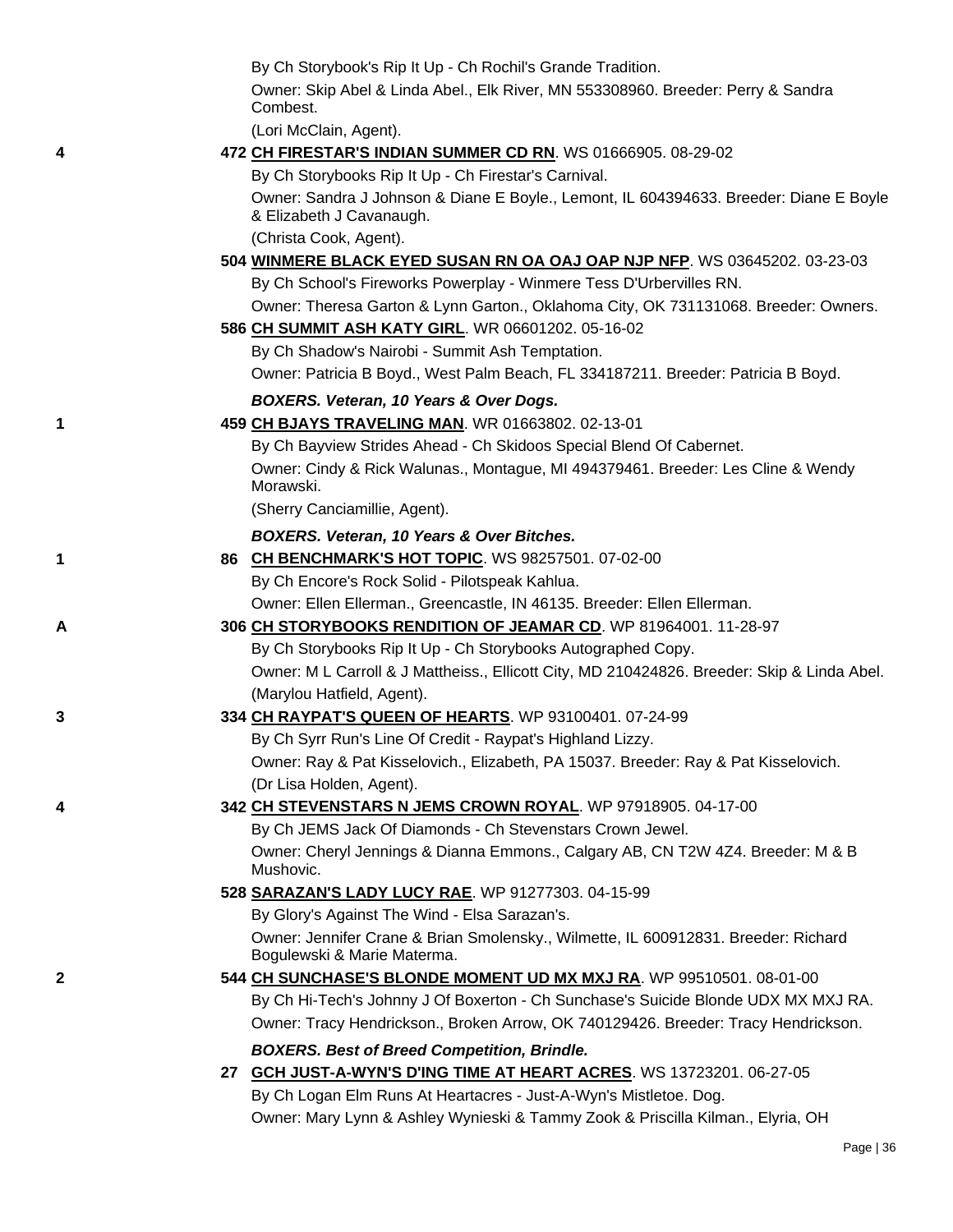By Ch Storybook's Rip It Up - Ch Rochil's Grande Tradition.
Owner: Skip Abel & Linda Abel., Elk River, MN 553308960. Breeder: Perry & Sandra Combest.
(Lori McClain, Agent).

4 472 **CH FIRESTAR'S INDIAN SUMMER CD RN**. WS 01666905. 08-29-02
By Ch Storybooks Rip It Up - Ch Firestar's Carnival.
Owner: Sandra J Johnson & Diane E Boyle., Lemont, IL 604394633. Breeder: Diane E Boyle & Elizabeth J Cavanaugh.
(Christa Cook, Agent).

504 **WINMERE BLACK EYED SUSAN RN OA OAJ OAP NJP NFP**. WS 03645202. 03-23-03
By Ch School's Fireworks Powerplay - Winmere Tess D'Urbervilles RN.
Owner: Theresa Garton & Lynn Garton., Oklahoma City, OK 731131068. Breeder: Owners.

586 **CH SUMMIT ASH KATY GIRL**. WR 06601202. 05-16-02
By Ch Shadow's Nairobi - Summit Ash Temptation.
Owner: Patricia B Boyd., West Palm Beach, FL 334187211. Breeder: Patricia B Boyd.

***BOXERS. Veteran, 10 Years & Over Dogs.***

1 459 **CH BJAYS TRAVELING MAN**. WR 01663802. 02-13-01
By Ch Bayview Strides Ahead - Ch Skidoos Special Blend Of Cabernet.
Owner: Cindy & Rick Walunas., Montague, MI 494379461. Breeder: Les Cline & Wendy Morawski.
(Sherry Canciamillie, Agent).

***BOXERS. Veteran, 10 Years & Over Bitches.***

1 86 **CH BENCHMARK'S HOT TOPIC**. WS 98257501. 07-02-00
By Ch Encore's Rock Solid - Pilotspeak Kahlua.
Owner: Ellen Ellerman., Greencastle, IN 46135. Breeder: Ellen Ellerman.

A 306 **CH STORYBOOKS RENDITION OF JEAMAR CD**. WP 81964001. 11-28-97
By Ch Storybooks Rip It Up - Ch Storybooks Autographed Copy.
Owner: M L Carroll & J Mattheiss., Ellicott City, MD 210424826. Breeder: Skip & Linda Abel.
(Marylou Hatfield, Agent).

3 334 **CH RAYPAT'S QUEEN OF HEARTS**. WP 93100401. 07-24-99
By Ch Syrr Run's Line Of Credit - Raypat's Highland Lizzy.
Owner: Ray & Pat Kisselovich., Elizabeth, PA 15037. Breeder: Ray & Pat Kisselovich.
(Dr Lisa Holden, Agent).

4 342 **CH STEVENSTARS N JEMS CROWN ROYAL**. WP 97918905. 04-17-00
By Ch JEMS Jack Of Diamonds - Ch Stevenstars Crown Jewel.
Owner: Cheryl Jennings & Dianna Emmons., Calgary AB, CN T2W 4Z4. Breeder: M & B Mushovic.

528 **SARAZAN'S LADY LUCY RAE**. WP 91277303. 04-15-99
By Glory's Against The Wind - Elsa Sarazan's.
Owner: Jennifer Crane & Brian Smolensky., Wilmette, IL 600912831. Breeder: Richard Bogulewski & Marie Materma.

2 544 **CH SUNCHASE'S BLONDE MOMENT UD MX MXJ RA**. WP 99510501. 08-01-00
By Ch Hi-Tech's Johnny J Of Boxerton - Ch Sunchase's Suicide Blonde UDX MX MXJ RA.
Owner: Tracy Hendrickson., Broken Arrow, OK 740129426. Breeder: Tracy Hendrickson.

***BOXERS. Best of Breed Competition, Brindle.***

27 **GCH JUST-A-WYN'S D'ING TIME AT HEART ACRES**. WS 13723201. 06-27-05
By Ch Logan Elm Runs At Heartacres - Just-A-Wyn's Mistletoe. Dog.
Owner: Mary Lynn & Ashley Wynieski & Tammy Zook & Priscilla Kilman., Elyria, OH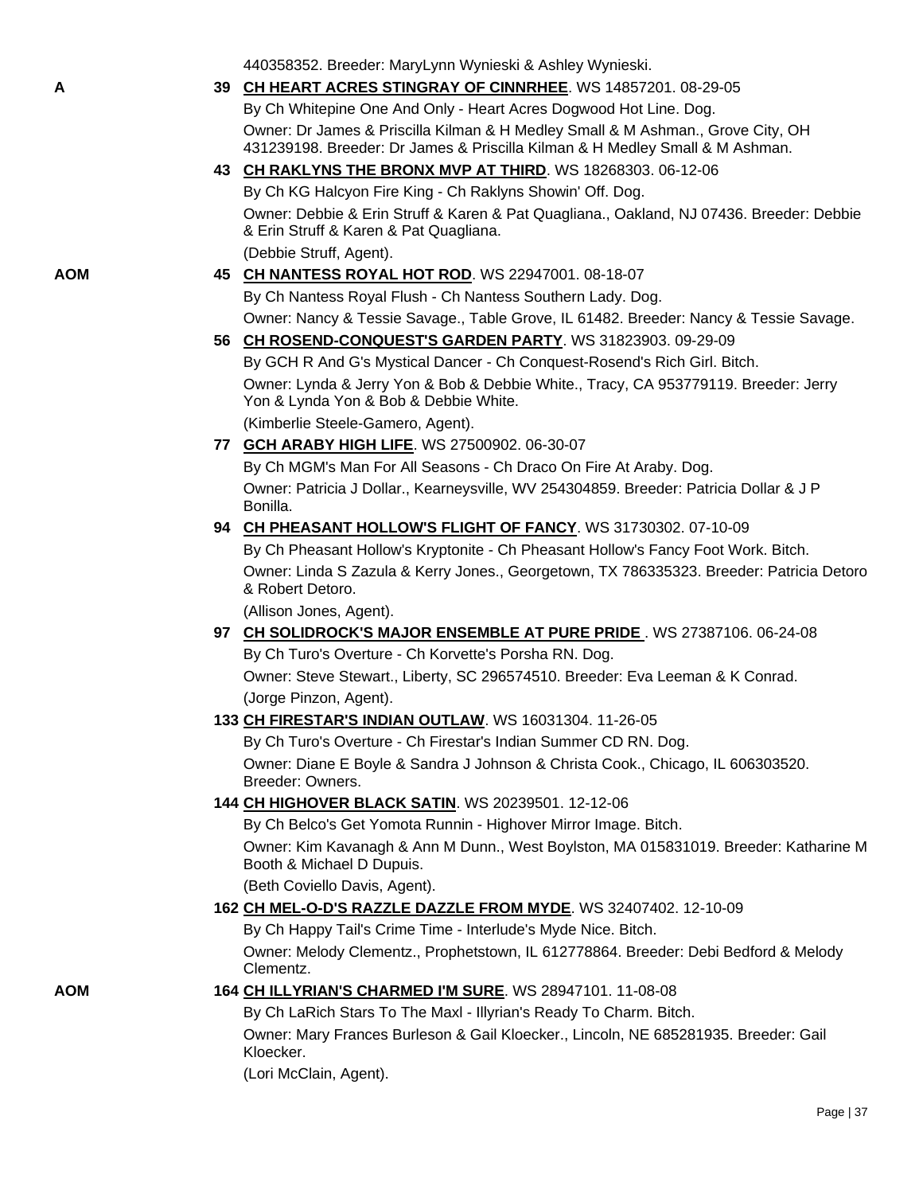440358352. Breeder: MaryLynn Wynieski & Ashley Wynieski.

**A** 39 **CH HEART ACRES STINGRAY OF CINNRHEE**. WS 14857201. 08-29-05

By Ch Whitepine One And Only - Heart Acres Dogwood Hot Line. Dog.

Owner: Dr James & Priscilla Kilman & H Medley Small & M Ashman., Grove City, OH 431239198. Breeder: Dr James & Priscilla Kilman & H Medley Small & M Ashman.

43 **CH RAKLYNS THE BRONX MVP AT THIRD**. WS 18268303. 06-12-06

By Ch KG Halcyon Fire King - Ch Raklyns Showin' Off. Dog.

Owner: Debbie & Erin Struff & Karen & Pat Quagliana., Oakland, NJ 07436. Breeder: Debbie & Erin Struff & Karen & Pat Quagliana.

(Debbie Struff, Agent).

**AOM** 45 **CH NANTESS ROYAL HOT ROD**. WS 22947001. 08-18-07

By Ch Nantess Royal Flush - Ch Nantess Southern Lady. Dog.

Owner: Nancy & Tessie Savage., Table Grove, IL 61482. Breeder: Nancy & Tessie Savage.

56 **CH ROSEND-CONQUEST'S GARDEN PARTY**. WS 31823903. 09-29-09

By GCH R And G's Mystical Dancer - Ch Conquest-Rosend's Rich Girl. Bitch.

Owner: Lynda & Jerry Yon & Bob & Debbie White., Tracy, CA 953779119. Breeder: Jerry Yon & Lynda Yon & Bob & Debbie White.

(Kimberlie Steele-Gamero, Agent).

77 **GCH ARABY HIGH LIFE**. WS 27500902. 06-30-07

By Ch MGM's Man For All Seasons - Ch Draco On Fire At Araby. Dog.

Owner: Patricia J Dollar., Kearneysville, WV 254304859. Breeder: Patricia Dollar & J P Bonilla.

94 **CH PHEASANT HOLLOW'S FLIGHT OF FANCY**. WS 31730302. 07-10-09

By Ch Pheasant Hollow's Kryptonite - Ch Pheasant Hollow's Fancy Foot Work. Bitch.

Owner: Linda S Zazula & Kerry Jones., Georgetown, TX 786335323. Breeder: Patricia Detoro & Robert Detoro.

(Allison Jones, Agent).

97 **CH SOLIDROCK'S MAJOR ENSEMBLE AT PURE PRIDE** . WS 27387106. 06-24-08

By Ch Turo's Overture - Ch Korvette's Porsha RN. Dog.

Owner: Steve Stewart., Liberty, SC 296574510. Breeder: Eva Leeman & K Conrad.

(Jorge Pinzon, Agent).

133 **CH FIRESTAR'S INDIAN OUTLAW**. WS 16031304. 11-26-05

By Ch Turo's Overture - Ch Firestar's Indian Summer CD RN. Dog.

Owner: Diane E Boyle & Sandra J Johnson & Christa Cook., Chicago, IL 606303520. Breeder: Owners.

144 **CH HIGHOVER BLACK SATIN**. WS 20239501. 12-12-06

By Ch Belco's Get Yomota Runnin - Highover Mirror Image. Bitch.

Owner: Kim Kavanagh & Ann M Dunn., West Boylston, MA 015831019. Breeder: Katharine M Booth & Michael D Dupuis.

(Beth Coviello Davis, Agent).

162 **CH MEL-O-D'S RAZZLE DAZZLE FROM MYDE**. WS 32407402. 12-10-09

By Ch Happy Tail's Crime Time - Interlude's Myde Nice. Bitch.

Owner: Melody Clementz., Prophetstown, IL 612778864. Breeder: Debi Bedford & Melody Clementz.

**AOM** 164 **CH ILLYRIAN'S CHARMED I'M SURE**. WS 28947101. 11-08-08

By Ch LaRich Stars To The Maxl - Illyrian's Ready To Charm. Bitch.

Owner: Mary Frances Burleson & Gail Kloecker., Lincoln, NE 685281935. Breeder: Gail Kloecker.

(Lori McClain, Agent).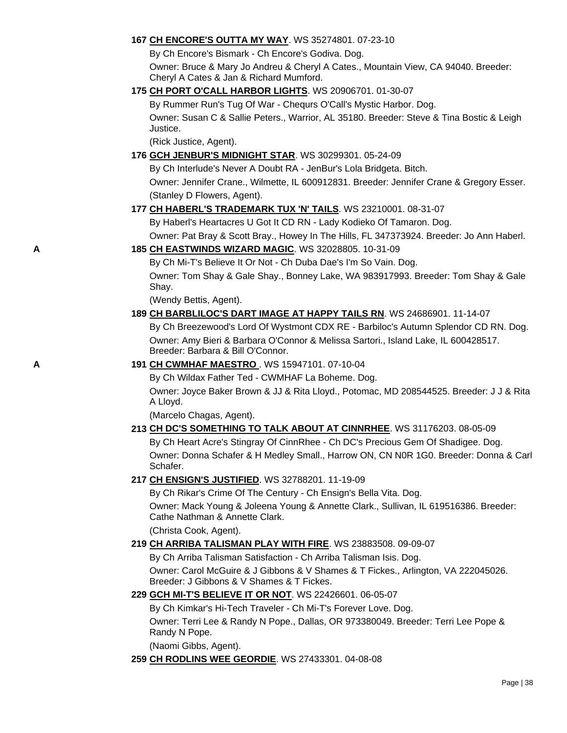**167 CH ENCORE'S OUTTA MY WAY**. WS 35274801. 07-23-10

By Ch Encore's Bismark - Ch Encore's Godiva. Dog.

Owner: Bruce & Mary Jo Andreu & Cheryl A Cates., Mountain View, CA 94040. Breeder: Cheryl A Cates & Jan & Richard Mumford.

**175 CH PORT O'CALL HARBOR LIGHTS**. WS 20906701. 01-30-07

By Rummer Run's Tug Of War - Chequrs O'Call's Mystic Harbor. Dog.

Owner: Susan C & Sallie Peters., Warrior, AL 35180. Breeder: Steve & Tina Bostic & Leigh Justice.

(Rick Justice, Agent).

**176 GCH JENBUR'S MIDNIGHT STAR**. WS 30299301. 05-24-09

By Ch Interlude's Never A Doubt RA - JenBur's Lola Bridgeta. Bitch.

Owner: Jennifer Crane., Wilmette, IL 600912831. Breeder: Jennifer Crane & Gregory Esser.

(Stanley D Flowers, Agent).

**177 CH HABERL'S TRADEMARK TUX 'N' TAILS**. WS 23210001. 08-31-07

By Haberl's Heartacres U Got It CD RN - Lady Kodieko Of Tamaron. Dog.

Owner: Pat Bray & Scott Bray., Howey In The Hills, FL 347373924. Breeder: Jo Ann Haberl.

A **185 CH EASTWINDS WIZARD MAGIC**. WS 32028805. 10-31-09

By Ch Mi-T's Believe It Or Not - Ch Duba Dae's I'm So Vain. Dog.

Owner: Tom Shay & Gale Shay., Bonney Lake, WA 983917993. Breeder: Tom Shay & Gale Shay.

(Wendy Bettis, Agent).

**189 CH BARBLILOC'S DART IMAGE AT HAPPY TAILS RN**. WS 24686901. 11-14-07

By Ch Breezewood's Lord Of Wystmont CDX RE - Barbiloc's Autumn Splendor CD RN. Dog.

Owner: Amy Bieri & Barbara O'Connor & Melissa Sartori., Island Lake, IL 600428517. Breeder: Barbara & Bill O'Connor.

A **191 CH CWMHAF MAESTRO** . WS 15947101. 07-10-04

By Ch Wildax Father Ted - CWMHAF La Boheme. Dog.

Owner: Joyce Baker Brown & JJ & Rita Lloyd., Potomac, MD 208544525. Breeder: J J & Rita A Lloyd.

(Marcelo Chagas, Agent).

**213 CH DC'S SOMETHING TO TALK ABOUT AT CINNRHEE**. WS 31176203. 08-05-09

By Ch Heart Acre's Stingray Of CinnRhee - Ch DC's Precious Gem Of Shadigee. Dog.

Owner: Donna Schafer & H Medley Small., Harrow ON, CN N0R 1G0. Breeder: Donna & Carl Schafer.

**217 CH ENSIGN'S JUSTIFIED**. WS 32788201. 11-19-09

By Ch Rikar's Crime Of The Century - Ch Ensign's Bella Vita. Dog.

Owner: Mack Young & Joleena Young & Annette Clark., Sullivan, IL 619516386. Breeder: Cathe Nathman & Annette Clark.

(Christa Cook, Agent).

**219 CH ARRIBA TALISMAN PLAY WITH FIRE**. WS 23883508. 09-09-07

By Ch Arriba Talisman Satisfaction - Ch Arriba Talisman Isis. Dog.

Owner: Carol McGuire & J Gibbons & V Shames & T Fickes., Arlington, VA 222045026. Breeder: J Gibbons & V Shames & T Fickes.

**229 GCH MI-T'S BELIEVE IT OR NOT**. WS 22426601. 06-05-07

By Ch Kimkar's Hi-Tech Traveler - Ch Mi-T's Forever Love. Dog.

Owner: Terri Lee & Randy N Pope., Dallas, OR 973380049. Breeder: Terri Lee Pope & Randy N Pope.

(Naomi Gibbs, Agent).

**259 CH RODLINS WEE GEORDIE**. WS 27433301. 04-08-08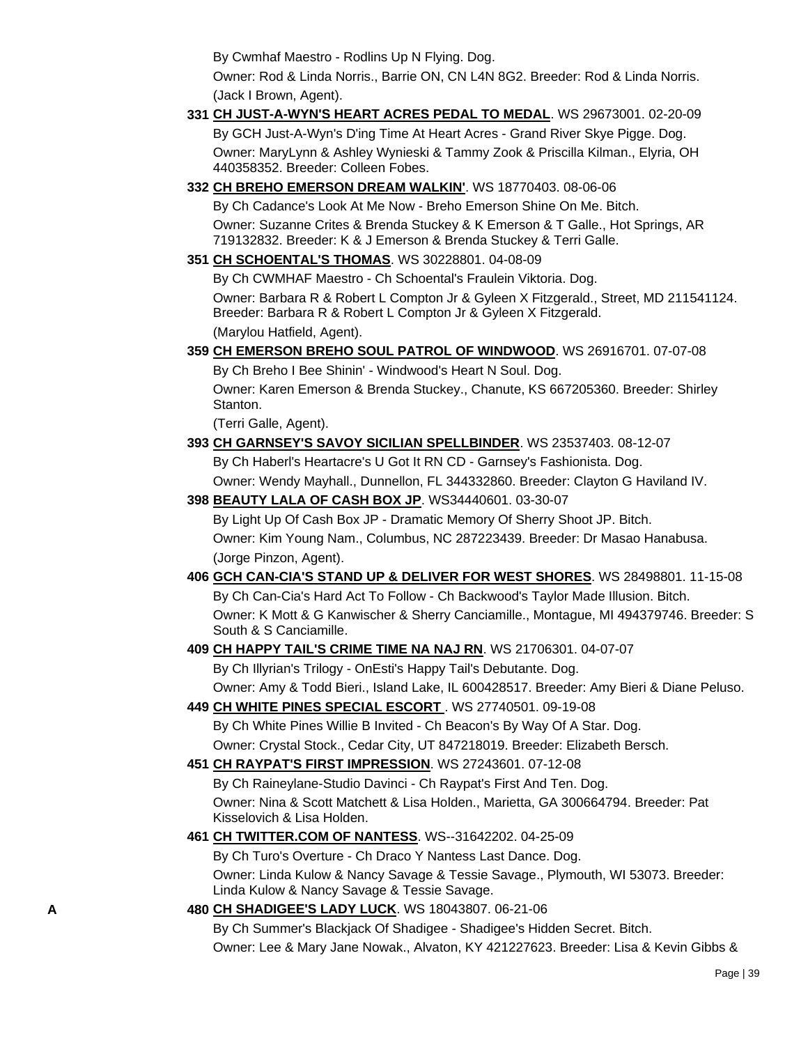By Cwmhaf Maestro - Rodlins Up N Flying. Dog.

Owner: Rod & Linda Norris., Barrie ON, CN L4N 8G2. Breeder: Rod & Linda Norris.

(Jack I Brown, Agent).

**331 CH JUST-A-WYN'S HEART ACRES PEDAL TO MEDAL**. WS 29673001. 02-20-09

By GCH Just-A-Wyn's D'ing Time At Heart Acres - Grand River Skye Pigge. Dog.

Owner: MaryLynn & Ashley Wynieski & Tammy Zook & Priscilla Kilman., Elyria, OH 440358352. Breeder: Colleen Fobes.

**332 CH BREHO EMERSON DREAM WALKIN'**. WS 18770403. 08-06-06

By Ch Cadance's Look At Me Now - Breho Emerson Shine On Me. Bitch.

Owner: Suzanne Crites & Brenda Stuckey & K Emerson & T Galle., Hot Springs, AR 719132832. Breeder: K & J Emerson & Brenda Stuckey & Terri Galle.

**351 CH SCHOENTAL'S THOMAS**. WS 30228801. 04-08-09

By Ch CWMHAF Maestro - Ch Schoental's Fraulein Viktoria. Dog.

Owner: Barbara R & Robert L Compton Jr & Gyleen X Fitzgerald., Street, MD 211541124. Breeder: Barbara R & Robert L Compton Jr & Gyleen X Fitzgerald.

(Marylou Hatfield, Agent).

**359 CH EMERSON BREHO SOUL PATROL OF WINDWOOD**. WS 26916701. 07-07-08

By Ch Breho I Bee Shinin' - Windwood's Heart N Soul. Dog.

Owner: Karen Emerson & Brenda Stuckey., Chanute, KS 667205360. Breeder: Shirley Stanton.

(Terri Galle, Agent).

**393 CH GARNSEY'S SAVOY SICILIAN SPELLBINDER**. WS 23537403. 08-12-07

By Ch Haberl's Heartacre's U Got It RN CD - Garnsey's Fashionista. Dog.

Owner: Wendy Mayhall., Dunnellon, FL 344332860. Breeder: Clayton G Haviland IV.

**398 BEAUTY LALA OF CASH BOX JP**. WS34440601. 03-30-07

By Light Up Of Cash Box JP - Dramatic Memory Of Sherry Shoot JP. Bitch.

Owner: Kim Young Nam., Columbus, NC 287223439. Breeder: Dr Masao Hanabusa.

(Jorge Pinzon, Agent).

**406 GCH CAN-CIA'S STAND UP & DELIVER FOR WEST SHORES**. WS 28498801. 11-15-08

By Ch Can-Cia's Hard Act To Follow - Ch Backwood's Taylor Made Illusion. Bitch.

Owner: K Mott & G Kanwischer & Sherry Canciamille., Montague, MI 494379746. Breeder: S South & S Canciamille.

**409 CH HAPPY TAIL'S CRIME TIME NA NAJ RN**. WS 21706301. 04-07-07

By Ch Illyrian's Trilogy - OnEsti's Happy Tail's Debutante. Dog.

Owner: Amy & Todd Bieri., Island Lake, IL 600428517. Breeder: Amy Bieri & Diane Peluso.

**449 CH WHITE PINES SPECIAL ESCORT** . WS 27740501. 09-19-08

By Ch White Pines Willie B Invited - Ch Beacon's By Way Of A Star. Dog.

Owner: Crystal Stock., Cedar City, UT 847218019. Breeder: Elizabeth Bersch.

**451 CH RAYPAT'S FIRST IMPRESSION**. WS 27243601. 07-12-08

By Ch Raineylane-Studio Davinci - Ch Raypat's First And Ten. Dog.

Owner: Nina & Scott Matchett & Lisa Holden., Marietta, GA 300664794. Breeder: Pat Kisselovich & Lisa Holden.

**461 CH TWITTER.COM OF NANTESS**. WS--31642202. 04-25-09

By Ch Turo's Overture - Ch Draco Y Nantess Last Dance. Dog.

Owner: Linda Kulow & Nancy Savage & Tessie Savage., Plymouth, WI 53073. Breeder: Linda Kulow & Nancy Savage & Tessie Savage.

A **480 CH SHADIGEE'S LADY LUCK**. WS 18043807. 06-21-06

By Ch Summer's Blackjack Of Shadigee - Shadigee's Hidden Secret. Bitch.

Owner: Lee & Mary Jane Nowak., Alvaton, KY 421227623. Breeder: Lisa & Kevin Gibbs &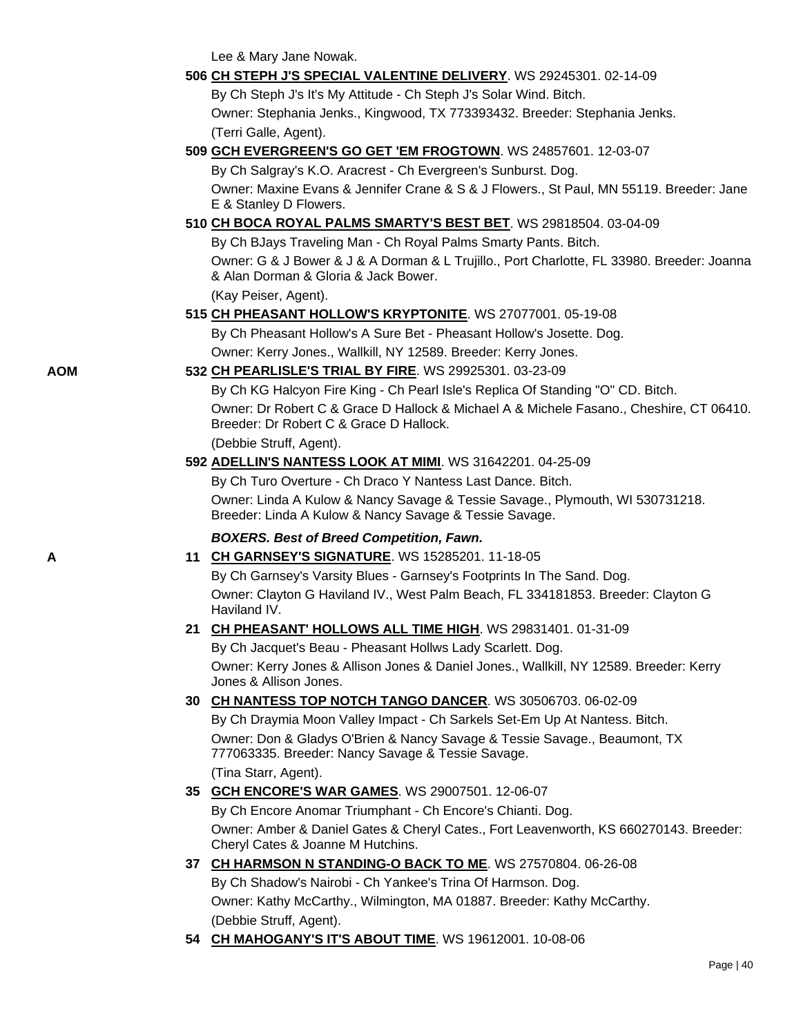Lee & Mary Jane Nowak.

**506 CH STEPH J'S SPECIAL VALENTINE DELIVERY**. WS 29245301. 02-14-09
By Ch Steph J's It's My Attitude - Ch Steph J's Solar Wind. Bitch.
Owner: Stephania Jenks., Kingwood, TX 773393432. Breeder: Stephania Jenks.
(Terri Galle, Agent).

**509 GCH EVERGREEN'S GO GET 'EM FROGTOWN**. WS 24857601. 12-03-07
By Ch Salgray's K.O. Aracrest - Ch Evergreen's Sunburst. Dog.
Owner: Maxine Evans & Jennifer Crane & S & J Flowers., St Paul, MN 55119. Breeder: Jane E & Stanley D Flowers.

**510 CH BOCA ROYAL PALMS SMARTY'S BEST BET**. WS 29818504. 03-04-09
By Ch BJays Traveling Man - Ch Royal Palms Smarty Pants. Bitch.
Owner: G & J Bower & J & A Dorman & L Trujillo., Port Charlotte, FL 33980. Breeder: Joanna & Alan Dorman & Gloria & Jack Bower.
(Kay Peiser, Agent).

**515 CH PHEASANT HOLLOW'S KRYPTONITE**. WS 27077001. 05-19-08
By Ch Pheasant Hollow's A Sure Bet - Pheasant Hollow's Josette. Dog.
Owner: Kerry Jones., Wallkill, NY 12589. Breeder: Kerry Jones.

AOM **532 CH PEARLISLE'S TRIAL BY FIRE**. WS 29925301. 03-23-09
By Ch KG Halcyon Fire King - Ch Pearl Isle's Replica Of Standing "O" CD. Bitch.
Owner: Dr Robert C & Grace D Hallock & Michael A & Michele Fasano., Cheshire, CT 06410. Breeder: Dr Robert C & Grace D Hallock.
(Debbie Struff, Agent).

**592 ADELLIN'S NANTESS LOOK AT MIMI**. WS 31642201. 04-25-09
By Ch Turo Overture - Ch Draco Y Nantess Last Dance. Bitch.
Owner: Linda A Kulow & Nancy Savage & Tessie Savage., Plymouth, WI 530731218. Breeder: Linda A Kulow & Nancy Savage & Tessie Savage.

***BOXERS. Best of Breed Competition, Fawn.***

A **11 CH GARNSEY'S SIGNATURE**. WS 15285201. 11-18-05
By Ch Garnsey's Varsity Blues - Garnsey's Footprints In The Sand. Dog.
Owner: Clayton G Haviland IV., West Palm Beach, FL 334181853. Breeder: Clayton G Haviland IV.

**21 CH PHEASANT' HOLLOWS ALL TIME HIGH**. WS 29831401. 01-31-09
By Ch Jacquet's Beau - Pheasant Hollws Lady Scarlett. Dog.
Owner: Kerry Jones & Allison Jones & Daniel Jones., Wallkill, NY 12589. Breeder: Kerry Jones & Allison Jones.

**30 CH NANTESS TOP NOTCH TANGO DANCER**. WS 30506703. 06-02-09
By Ch Draymia Moon Valley Impact - Ch Sarkels Set-Em Up At Nantess. Bitch.
Owner: Don & Gladys O'Brien & Nancy Savage & Tessie Savage., Beaumont, TX 777063335. Breeder: Nancy Savage & Tessie Savage.
(Tina Starr, Agent).

**35 GCH ENCORE'S WAR GAMES**. WS 29007501. 12-06-07
By Ch Encore Anomar Triumphant - Ch Encore's Chianti. Dog.
Owner: Amber & Daniel Gates & Cheryl Cates., Fort Leavenworth, KS 660270143. Breeder: Cheryl Cates & Joanne M Hutchins.

**37 CH HARMSON N STANDING-O BACK TO ME**. WS 27570804. 06-26-08
By Ch Shadow's Nairobi - Ch Yankee's Trina Of Harmson. Dog.
Owner: Kathy McCarthy., Wilmington, MA 01887. Breeder: Kathy McCarthy.
(Debbie Struff, Agent).

**54 CH MAHOGANY'S IT'S ABOUT TIME**. WS 19612001. 10-08-06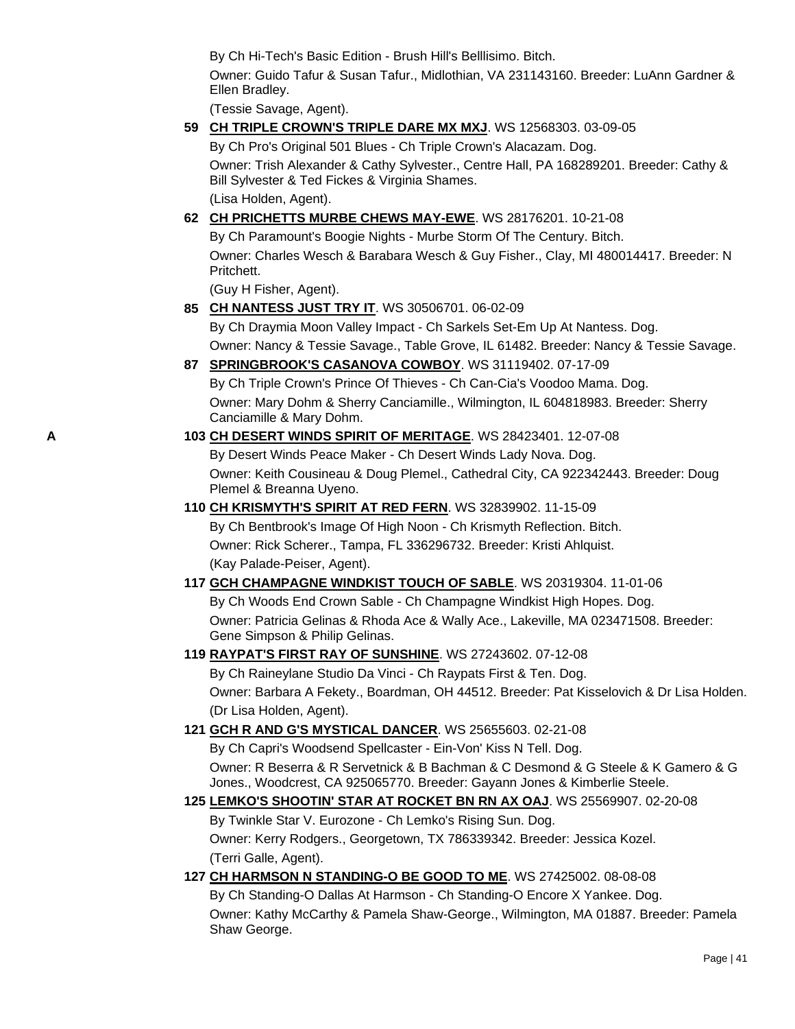By Ch Hi-Tech's Basic Edition - Brush Hill's Belllisimo. Bitch.

Owner: Guido Tafur & Susan Tafur., Midlothian, VA 231143160. Breeder: LuAnn Gardner & Ellen Bradley.

(Tessie Savage, Agent).

**59** **CH TRIPLE CROWN'S TRIPLE DARE MX MXJ**. WS 12568303. 03-09-05

By Ch Pro's Original 501 Blues - Ch Triple Crown's Alacazam. Dog.

Owner: Trish Alexander & Cathy Sylvester., Centre Hall, PA 168289201. Breeder: Cathy & Bill Sylvester & Ted Fickes & Virginia Shames.

(Lisa Holden, Agent).

**62** **CH PRICHETTS MURBE CHEWS MAY-EWE**. WS 28176201. 10-21-08

By Ch Paramount's Boogie Nights - Murbe Storm Of The Century. Bitch.

Owner: Charles Wesch & Barabara Wesch & Guy Fisher., Clay, MI 480014417. Breeder: N Pritchett.

(Guy H Fisher, Agent).

**85** **CH NANTESS JUST TRY IT**. WS 30506701. 06-02-09

By Ch Draymia Moon Valley Impact - Ch Sarkels Set-Em Up At Nantess. Dog.

Owner: Nancy & Tessie Savage., Table Grove, IL 61482. Breeder: Nancy & Tessie Savage.

**87** **SPRINGBROOK'S CASANOVA COWBOY**. WS 31119402. 07-17-09

By Ch Triple Crown's Prince Of Thieves - Ch Can-Cia's Voodoo Mama. Dog.

Owner: Mary Dohm & Sherry Canciamille., Wilmington, IL 604818983. Breeder: Sherry Canciamille & Mary Dohm.

**A** **103** **CH DESERT WINDS SPIRIT OF MERITAGE**. WS 28423401. 12-07-08

By Desert Winds Peace Maker - Ch Desert Winds Lady Nova. Dog.

Owner: Keith Cousineau & Doug Plemel., Cathedral City, CA 922342443. Breeder: Doug Plemel & Breanna Uyeno.

**110** **CH KRISMYTH'S SPIRIT AT RED FERN**. WS 32839902. 11-15-09

By Ch Bentbrook's Image Of High Noon - Ch Krismyth Reflection. Bitch.

Owner: Rick Scherer., Tampa, FL 336296732. Breeder: Kristi Ahlquist.

(Kay Palade-Peiser, Agent).

**117** **GCH CHAMPAGNE WINDKIST TOUCH OF SABLE**. WS 20319304. 11-01-06

By Ch Woods End Crown Sable - Ch Champagne Windkist High Hopes. Dog.

Owner: Patricia Gelinas & Rhoda Ace & Wally Ace., Lakeville, MA 023471508. Breeder: Gene Simpson & Philip Gelinas.

**119** **RAYPAT'S FIRST RAY OF SUNSHINE**. WS 27243602. 07-12-08

By Ch Raineylane Studio Da Vinci - Ch Raypats First & Ten. Dog.

Owner: Barbara A Fekety., Boardman, OH 44512. Breeder: Pat Kisselovich & Dr Lisa Holden.

(Dr Lisa Holden, Agent).

**121** **GCH R AND G'S MYSTICAL DANCER**. WS 25655603. 02-21-08

By Ch Capri's Woodsend Spellcaster - Ein-Von' Kiss N Tell. Dog.

Owner: R Beserra & R Servetnick & B Bachman & C Desmond & G Steele & K Gamero & G Jones., Woodcrest, CA 925065770. Breeder: Gayann Jones & Kimberlie Steele.

**125** **LEMKO'S SHOOTIN' STAR AT ROCKET BN RN AX OAJ**. WS 25569907. 02-20-08

By Twinkle Star V. Eurozone - Ch Lemko's Rising Sun. Dog.

Owner: Kerry Rodgers., Georgetown, TX 786339342. Breeder: Jessica Kozel.

(Terri Galle, Agent).

**127** **CH HARMSON N STANDING-O BE GOOD TO ME**. WS 27425002. 08-08-08

By Ch Standing-O Dallas At Harmson - Ch Standing-O Encore X Yankee. Dog.

Owner: Kathy McCarthy & Pamela Shaw-George., Wilmington, MA 01887. Breeder: Pamela Shaw George.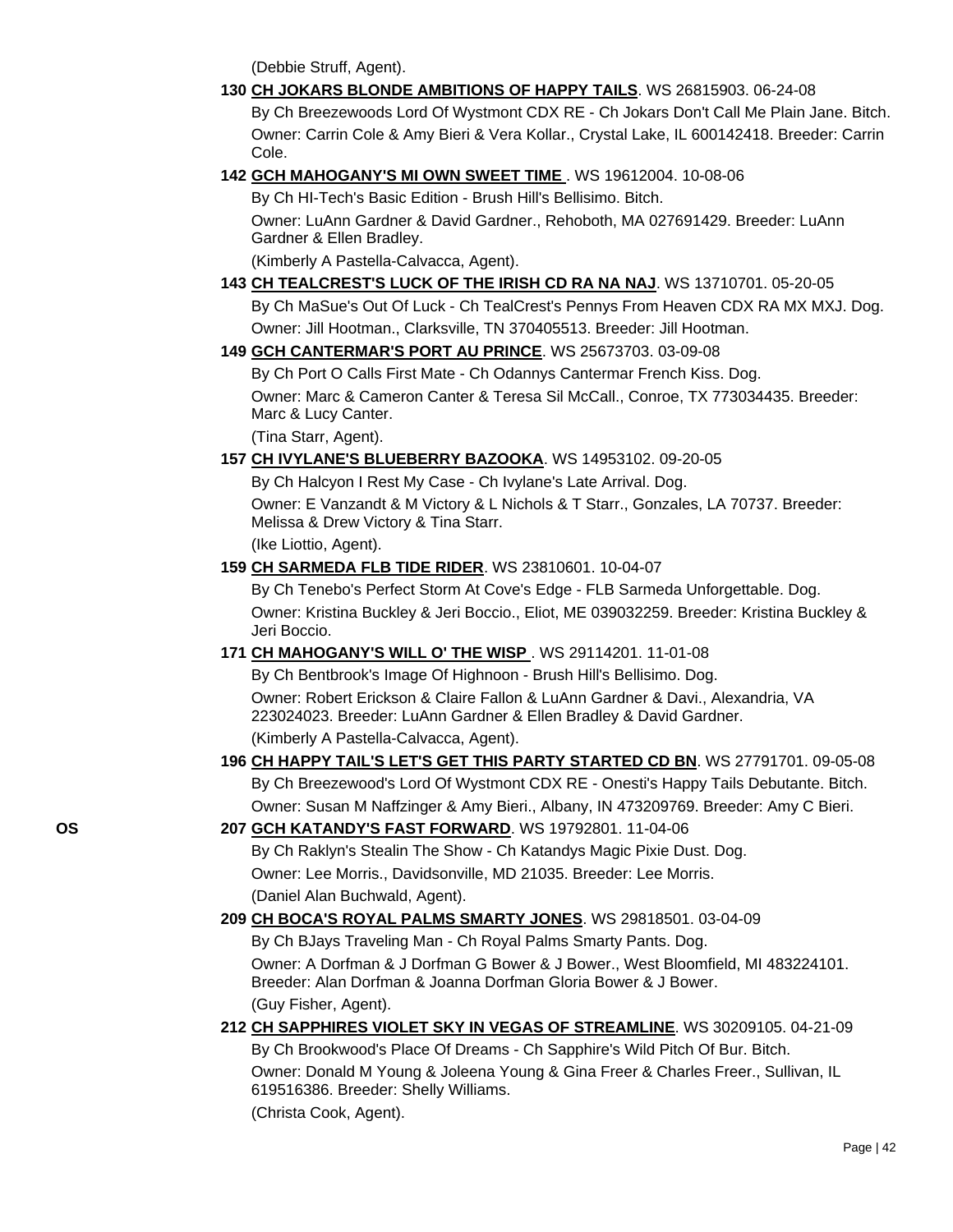(Debbie Struff, Agent).

**130** **CH JOKARS BLONDE AMBITIONS OF HAPPY TAILS**. WS 26815903. 06-24-08

By Ch Breezewoods Lord Of Wystmont CDX RE - Ch Jokars Don't Call Me Plain Jane. Bitch.

Owner: Carrin Cole & Amy Bieri & Vera Kollar., Crystal Lake, IL 600142418. Breeder: Carrin Cole.

**142** **GCH MAHOGANY'S MI OWN SWEET TIME** . WS 19612004. 10-08-06

By Ch HI-Tech's Basic Edition - Brush Hill's Bellisimo. Bitch.

Owner: LuAnn Gardner & David Gardner., Rehoboth, MA 027691429. Breeder: LuAnn Gardner & Ellen Bradley.

(Kimberly A Pastella-Calvacca, Agent).

**143** **CH TEALCREST'S LUCK OF THE IRISH CD RA NA NAJ**. WS 13710701. 05-20-05

By Ch MaSue's Out Of Luck - Ch TealCrest's Pennys From Heaven CDX RA MX MXJ. Dog.

Owner: Jill Hootman., Clarksville, TN 370405513. Breeder: Jill Hootman.

**149** **GCH CANTERMAR'S PORT AU PRINCE**. WS 25673703. 03-09-08

By Ch Port O Calls First Mate - Ch Odannys Cantermar French Kiss. Dog.

Owner: Marc & Cameron Canter & Teresa Sil McCall., Conroe, TX 773034435. Breeder: Marc & Lucy Canter.

(Tina Starr, Agent).

**157** **CH IVYLANE'S BLUEBERRY BAZOOKA**. WS 14953102. 09-20-05

By Ch Halcyon I Rest My Case - Ch Ivylane's Late Arrival. Dog.

Owner: E Vanzandt & M Victory & L Nichols & T Starr., Gonzales, LA 70737. Breeder: Melissa & Drew Victory & Tina Starr.

(Ike Liottio, Agent).

**159** **CH SARMEDA FLB TIDE RIDER**. WS 23810601. 10-04-07

By Ch Tenebo's Perfect Storm At Cove's Edge - FLB Sarmeda Unforgettable. Dog.

Owner: Kristina Buckley & Jeri Boccio., Eliot, ME 039032259. Breeder: Kristina Buckley & Jeri Boccio.

**171** **CH MAHOGANY'S WILL O' THE WISP** . WS 29114201. 11-01-08

By Ch Bentbrook's Image Of Highnoon - Brush Hill's Bellisimo. Dog.

Owner: Robert Erickson & Claire Fallon & LuAnn Gardner & Davi., Alexandria, VA 223024023. Breeder: LuAnn Gardner & Ellen Bradley & David Gardner.

(Kimberly A Pastella-Calvacca, Agent).

**196** **CH HAPPY TAIL'S LET'S GET THIS PARTY STARTED CD BN**. WS 27791701. 09-05-08

By Ch Breezewood's Lord Of Wystmont CDX RE - Onesti's Happy Tails Debutante. Bitch.

Owner: Susan M Naffzinger & Amy Bieri., Albany, IN 473209769. Breeder: Amy C Bieri.

**OS** **207** **GCH KATANDY'S FAST FORWARD**. WS 19792801. 11-04-06

By Ch Raklyn's Stealin The Show - Ch Katandys Magic Pixie Dust. Dog.

Owner: Lee Morris., Davidsonville, MD 21035. Breeder: Lee Morris.

(Daniel Alan Buchwald, Agent).

**209** **CH BOCA'S ROYAL PALMS SMARTY JONES**. WS 29818501. 03-04-09

By Ch BJays Traveling Man - Ch Royal Palms Smarty Pants. Dog.

Owner: A Dorfman & J Dorfman G Bower & J Bower., West Bloomfield, MI 483224101. Breeder: Alan Dorfman & Joanna Dorfman Gloria Bower & J Bower.

(Guy Fisher, Agent).

**212** **CH SAPPHIRES VIOLET SKY IN VEGAS OF STREAMLINE**. WS 30209105. 04-21-09

By Ch Brookwood's Place Of Dreams - Ch Sapphire's Wild Pitch Of Bur. Bitch.

Owner: Donald M Young & Joleena Young & Gina Freer & Charles Freer., Sullivan, IL 619516386. Breeder: Shelly Williams.

(Christa Cook, Agent).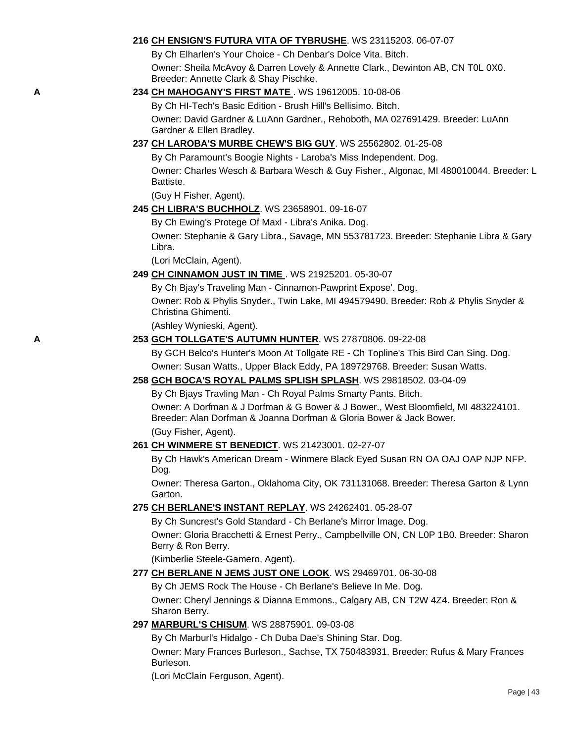**216 CH ENSIGN'S FUTURA VITA OF TYBRUSHE**. WS 23115203. 06-07-07

By Ch Elharlen's Your Choice - Ch Denbar's Dolce Vita. Bitch.

Owner: Sheila McAvoy & Darren Lovely & Annette Clark., Dewinton AB, CN T0L 0X0. Breeder: Annette Clark & Shay Pischke.

A **234 CH MAHOGANY'S FIRST MATE** . WS 19612005. 10-08-06

By Ch HI-Tech's Basic Edition - Brush Hill's Bellisimo. Bitch.

Owner: David Gardner & LuAnn Gardner., Rehoboth, MA 027691429. Breeder: LuAnn Gardner & Ellen Bradley.

**237 CH LAROBA'S MURBE CHEW'S BIG GUY**. WS 25562802. 01-25-08

By Ch Paramount's Boogie Nights - Laroba's Miss Independent. Dog.

Owner: Charles Wesch & Barbara Wesch & Guy Fisher., Algonac, MI 480010044. Breeder: L Battiste.

(Guy H Fisher, Agent).

**245 CH LIBRA'S BUCHHOLZ**. WS 23658901. 09-16-07

By Ch Ewing's Protege Of Maxl - Libra's Anika. Dog.

Owner: Stephanie & Gary Libra., Savage, MN 553781723. Breeder: Stephanie Libra & Gary Libra.

(Lori McClain, Agent).

**249 CH CINNAMON JUST IN TIME** . WS 21925201. 05-30-07

By Ch Bjay's Traveling Man - Cinnamon-Pawprint Expose'. Dog.

Owner: Rob & Phylis Snyder., Twin Lake, MI 494579490. Breeder: Rob & Phylis Snyder & Christina Ghimenti.

(Ashley Wynieski, Agent).

A **253 GCH TOLLGATE'S AUTUMN HUNTER**. WS 27870806. 09-22-08

By GCH Belco's Hunter's Moon At Tollgate RE - Ch Topline's This Bird Can Sing. Dog.

Owner: Susan Watts., Upper Black Eddy, PA 189729768. Breeder: Susan Watts.

**258 GCH BOCA'S ROYAL PALMS SPLISH SPLASH**. WS 29818502. 03-04-09

By Ch Bjays Travling Man - Ch Royal Palms Smarty Pants. Bitch.

Owner: A Dorfman & J Dorfman & G Bower & J Bower., West Bloomfield, MI 483224101. Breeder: Alan Dorfman & Joanna Dorfman & Gloria Bower & Jack Bower.

(Guy Fisher, Agent).

**261 CH WINMERE ST BENEDICT**. WS 21423001. 02-27-07

By Ch Hawk's American Dream - Winmere Black Eyed Susan RN OA OAJ OAP NJP NFP. Dog.

Owner: Theresa Garton., Oklahoma City, OK 731131068. Breeder: Theresa Garton & Lynn Garton.

**275 CH BERLANE'S INSTANT REPLAY**. WS 24262401. 05-28-07

By Ch Suncrest's Gold Standard - Ch Berlane's Mirror Image. Dog.

Owner: Gloria Bracchetti & Ernest Perry., Campbellville ON, CN L0P 1B0. Breeder: Sharon Berry & Ron Berry.

(Kimberlie Steele-Gamero, Agent).

**277 CH BERLANE N JEMS JUST ONE LOOK**. WS 29469701. 06-30-08

By Ch JEMS Rock The House - Ch Berlane's Believe In Me. Dog.

Owner: Cheryl Jennings & Dianna Emmons., Calgary AB, CN T2W 4Z4. Breeder: Ron & Sharon Berry.

**297 MARBURL'S CHISUM**. WS 28875901. 09-03-08

By Ch Marburl's Hidalgo - Ch Duba Dae's Shining Star. Dog.

Owner: Mary Frances Burleson., Sachse, TX 750483931. Breeder: Rufus & Mary Frances Burleson.

(Lori McClain Ferguson, Agent).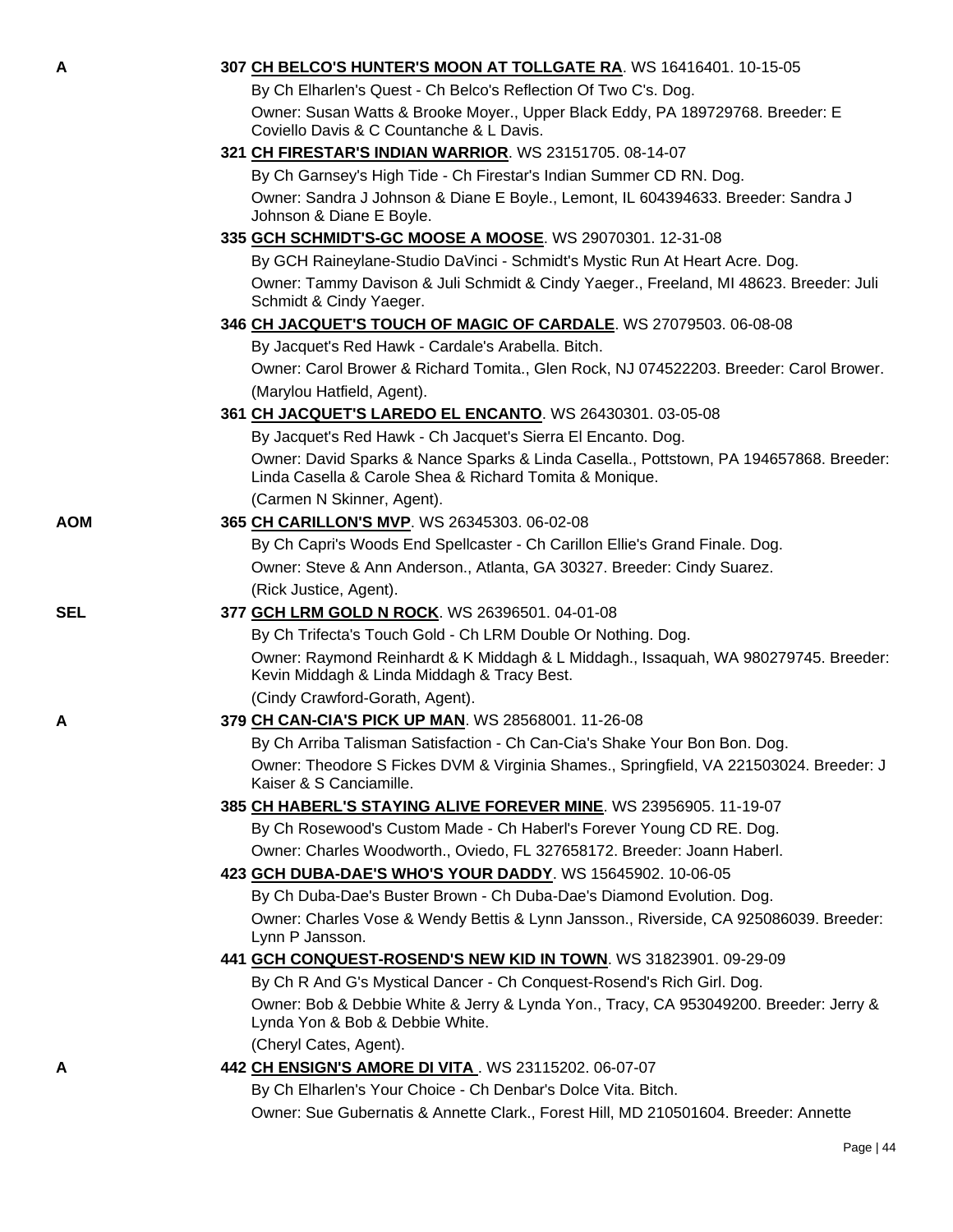**A** **307 CH BELCO'S HUNTER'S MOON AT TOLLGATE RA**. WS 16416401. 10-15-05

By Ch Elharlen's Quest - Ch Belco's Reflection Of Two C's. Dog.

Owner: Susan Watts & Brooke Moyer., Upper Black Eddy, PA 189729768. Breeder: E Coviello Davis & C Countanche & L Davis.

**321 CH FIRESTAR'S INDIAN WARRIOR**. WS 23151705. 08-14-07

By Ch Garnsey's High Tide - Ch Firestar's Indian Summer CD RN. Dog.

Owner: Sandra J Johnson & Diane E Boyle., Lemont, IL 604394633. Breeder: Sandra J Johnson & Diane E Boyle.

**335 GCH SCHMIDT'S-GC MOOSE A MOOSE**. WS 29070301. 12-31-08

By GCH Raineylane-Studio DaVinci - Schmidt's Mystic Run At Heart Acre. Dog.

Owner: Tammy Davison & Juli Schmidt & Cindy Yaeger., Freeland, MI 48623. Breeder: Juli Schmidt & Cindy Yaeger.

**346 CH JACQUET'S TOUCH OF MAGIC OF CARDALE**. WS 27079503. 06-08-08

By Jacquet's Red Hawk - Cardale's Arabella. Bitch.

Owner: Carol Brower & Richard Tomita., Glen Rock, NJ 074522203. Breeder: Carol Brower.

(Marylou Hatfield, Agent).

**361 CH JACQUET'S LAREDO EL ENCANTO**. WS 26430301. 03-05-08

By Jacquet's Red Hawk - Ch Jacquet's Sierra El Encanto. Dog.

Owner: David Sparks & Nance Sparks & Linda Casella., Pottstown, PA 194657868. Breeder: Linda Casella & Carole Shea & Richard Tomita & Monique.

(Carmen N Skinner, Agent).

**AOM** **365 CH CARILLON'S MVP**. WS 26345303. 06-02-08

By Ch Capri's Woods End Spellcaster - Ch Carillon Ellie's Grand Finale. Dog.

Owner: Steve & Ann Anderson., Atlanta, GA 30327. Breeder: Cindy Suarez.

(Rick Justice, Agent).

**SEL** **377 GCH LRM GOLD N ROCK**. WS 26396501. 04-01-08

By Ch Trifecta's Touch Gold - Ch LRM Double Or Nothing. Dog.

Owner: Raymond Reinhardt & K Middagh & L Middagh., Issaquah, WA 980279745. Breeder: Kevin Middagh & Linda Middagh & Tracy Best.

(Cindy Crawford-Gorath, Agent).

**A** **379 CH CAN-CIA'S PICK UP MAN**. WS 28568001. 11-26-08

By Ch Arriba Talisman Satisfaction - Ch Can-Cia's Shake Your Bon Bon. Dog.

Owner: Theodore S Fickes DVM & Virginia Shames., Springfield, VA 221503024. Breeder: J Kaiser & S Canciamille.

**385 CH HABERL'S STAYING ALIVE FOREVER MINE**. WS 23956905. 11-19-07

By Ch Rosewood's Custom Made - Ch Haberl's Forever Young CD RE. Dog.

Owner: Charles Woodworth., Oviedo, FL 327658172. Breeder: Joann Haberl.

**423 GCH DUBA-DAE'S WHO'S YOUR DADDY**. WS 15645902. 10-06-05

By Ch Duba-Dae's Buster Brown - Ch Duba-Dae's Diamond Evolution. Dog.

Owner: Charles Vose & Wendy Bettis & Lynn Jansson., Riverside, CA 925086039. Breeder: Lynn P Jansson.

**441 GCH CONQUEST-ROSEND'S NEW KID IN TOWN**. WS 31823901. 09-29-09

By Ch R And G's Mystical Dancer - Ch Conquest-Rosend's Rich Girl. Dog.

Owner: Bob & Debbie White & Jerry & Lynda Yon., Tracy, CA 953049200. Breeder: Jerry & Lynda Yon & Bob & Debbie White.

(Cheryl Cates, Agent).

**A** **442 CH ENSIGN'S AMORE DI VITA** . WS 23115202. 06-07-07

By Ch Elharlen's Your Choice - Ch Denbar's Dolce Vita. Bitch.

Owner: Sue Gubernatis & Annette Clark., Forest Hill, MD 210501604. Breeder: Annette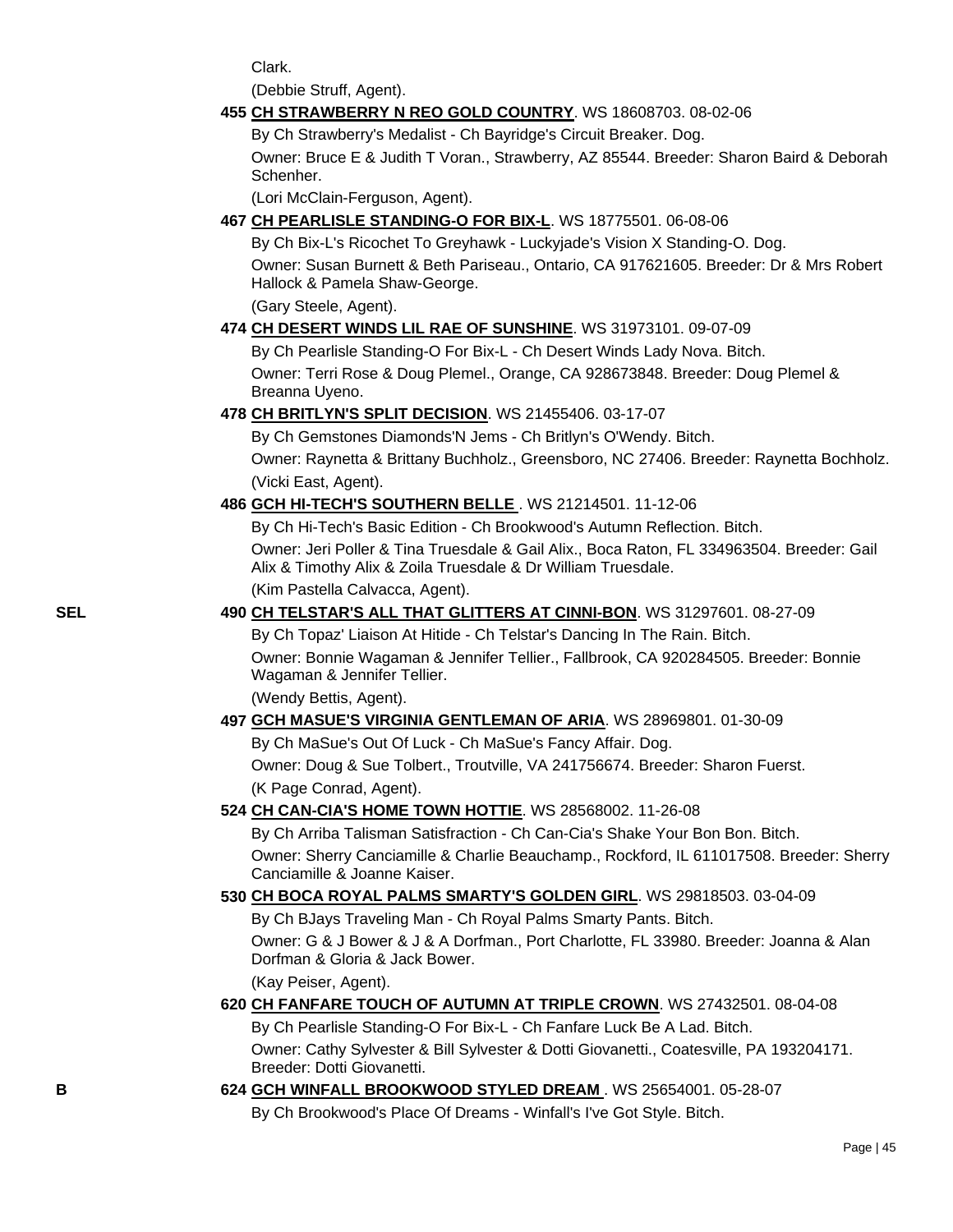Clark.

(Debbie Struff, Agent).

455 **CH STRAWBERRY N REO GOLD COUNTRY**. WS 18608703. 08-02-06

By Ch Strawberry's Medalist - Ch Bayridge's Circuit Breaker. Dog.

Owner: Bruce E & Judith T Voran., Strawberry, AZ 85544. Breeder: Sharon Baird & Deborah Schenher.

(Lori McClain-Ferguson, Agent).

467 **CH PEARLISLE STANDING-O FOR BIX-L**. WS 18775501. 06-08-06

By Ch Bix-L's Ricochet To Greyhawk - Luckyjade's Vision X Standing-O. Dog.

Owner: Susan Burnett & Beth Pariseau., Ontario, CA 917621605. Breeder: Dr & Mrs Robert Hallock & Pamela Shaw-George.

(Gary Steele, Agent).

474 **CH DESERT WINDS LIL RAE OF SUNSHINE**. WS 31973101. 09-07-09

By Ch Pearlisle Standing-O For Bix-L - Ch Desert Winds Lady Nova. Bitch.

Owner: Terri Rose & Doug Plemel., Orange, CA 928673848. Breeder: Doug Plemel & Breanna Uyeno.

478 **CH BRITLYN'S SPLIT DECISION**. WS 21455406. 03-17-07

By Ch Gemstones Diamonds'N Jems - Ch Britlyn's O'Wendy. Bitch.

Owner: Raynetta & Brittany Buchholz., Greensboro, NC 27406. Breeder: Raynetta Bochholz.

(Vicki East, Agent).

486 **GCH HI-TECH'S SOUTHERN BELLE** . WS 21214501. 11-12-06

By Ch Hi-Tech's Basic Edition - Ch Brookwood's Autumn Reflection. Bitch.

Owner: Jeri Poller & Tina Truesdale & Gail Alix., Boca Raton, FL 334963504. Breeder: Gail Alix & Timothy Alix & Zoila Truesdale & Dr William Truesdale.

(Kim Pastella Calvacca, Agent).

SEL 490 **CH TELSTAR'S ALL THAT GLITTERS AT CINNI-BON**. WS 31297601. 08-27-09

By Ch Topaz' Liaison At Hitide - Ch Telstar's Dancing In The Rain. Bitch.

Owner: Bonnie Wagaman & Jennifer Tellier., Fallbrook, CA 920284505. Breeder: Bonnie Wagaman & Jennifer Tellier.

(Wendy Bettis, Agent).

497 **GCH MASUE'S VIRGINIA GENTLEMAN OF ARIA**. WS 28969801. 01-30-09

By Ch MaSue's Out Of Luck - Ch MaSue's Fancy Affair. Dog.

Owner: Doug & Sue Tolbert., Troutville, VA 241756674. Breeder: Sharon Fuerst.

(K Page Conrad, Agent).

524 **CH CAN-CIA'S HOME TOWN HOTTIE**. WS 28568002. 11-26-08

By Ch Arriba Talisman Satisfraction - Ch Can-Cia's Shake Your Bon Bon. Bitch.

Owner: Sherry Canciamille & Charlie Beauchamp., Rockford, IL 611017508. Breeder: Sherry Canciamille & Joanne Kaiser.

530 **CH BOCA ROYAL PALMS SMARTY'S GOLDEN GIRL**. WS 29818503. 03-04-09

By Ch BJays Traveling Man - Ch Royal Palms Smarty Pants. Bitch.

Owner: G & J Bower & J & A Dorfman., Port Charlotte, FL 33980. Breeder: Joanna & Alan Dorfman & Gloria & Jack Bower.

(Kay Peiser, Agent).

620 **CH FANFARE TOUCH OF AUTUMN AT TRIPLE CROWN**. WS 27432501. 08-04-08

By Ch Pearlisle Standing-O For Bix-L - Ch Fanfare Luck Be A Lad. Bitch.

Owner: Cathy Sylvester & Bill Sylvester & Dotti Giovanetti., Coatesville, PA 193204171. Breeder: Dotti Giovanetti.

B 624 **GCH WINFALL BROOKWOOD STYLED DREAM** . WS 25654001. 05-28-07

By Ch Brookwood's Place Of Dreams - Winfall's I've Got Style. Bitch.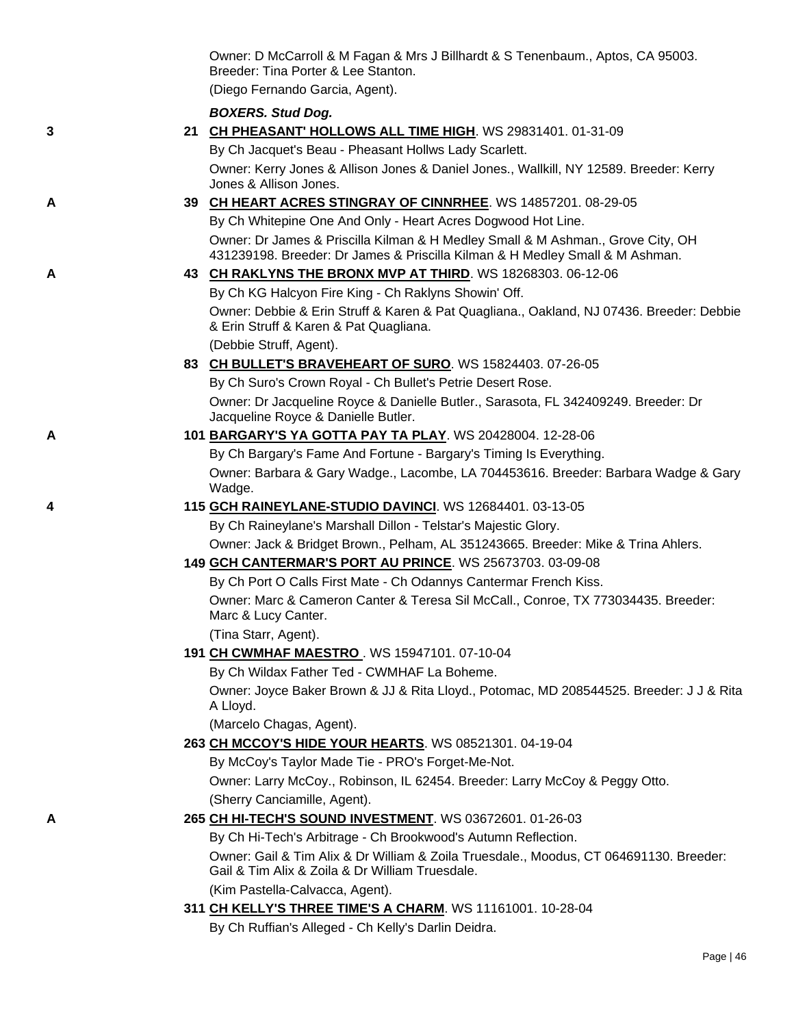Owner: D McCarroll & M Fagan & Mrs J Billhardt & S Tenenbaum., Aptos, CA 95003. Breeder: Tina Porter & Lee Stanton.

(Diego Fernando Garcia, Agent).

***BOXERS. Stud Dog.***

3 — 21 **CH PHEASANT' HOLLOWS ALL TIME HIGH**. WS 29831401. 01-31-09

By Ch Jacquet's Beau - Pheasant Hollws Lady Scarlett.

Owner: Kerry Jones & Allison Jones & Daniel Jones., Wallkill, NY 12589. Breeder: Kerry Jones & Allison Jones.

A — 39 **CH HEART ACRES STINGRAY OF CINNRHEE**. WS 14857201. 08-29-05

By Ch Whitepine One And Only - Heart Acres Dogwood Hot Line.

Owner: Dr James & Priscilla Kilman & H Medley Small & M Ashman., Grove City, OH 431239198. Breeder: Dr James & Priscilla Kilman & H Medley Small & M Ashman.

A — 43 **CH RAKLYNS THE BRONX MVP AT THIRD**. WS 18268303. 06-12-06

By Ch KG Halcyon Fire King - Ch Raklyns Showin' Off.

Owner: Debbie & Erin Struff & Karen & Pat Quagliana., Oakland, NJ 07436. Breeder: Debbie & Erin Struff & Karen & Pat Quagliana.

(Debbie Struff, Agent).

83 **CH BULLET'S BRAVEHEART OF SURO**. WS 15824403. 07-26-05

By Ch Suro's Crown Royal - Ch Bullet's Petrie Desert Rose.

Owner: Dr Jacqueline Royce & Danielle Butler., Sarasota, FL 342409249. Breeder: Dr Jacqueline Royce & Danielle Butler.

A — 101 **BARGARY'S YA GOTTA PAY TA PLAY**. WS 20428004. 12-28-06

By Ch Bargary's Fame And Fortune - Bargary's Timing Is Everything.

Owner: Barbara & Gary Wadge., Lacombe, LA 704453616. Breeder: Barbara Wadge & Gary Wadge.

4 — 115 **GCH RAINEYLANE-STUDIO DAVINCI**. WS 12684401. 03-13-05

By Ch Raineylane's Marshall Dillon - Telstar's Majestic Glory.

Owner: Jack & Bridget Brown., Pelham, AL 351243665. Breeder: Mike & Trina Ahlers.

149 **GCH CANTERMAR'S PORT AU PRINCE**. WS 25673703. 03-09-08

By Ch Port O Calls First Mate - Ch Odannys Cantermar French Kiss.

Owner: Marc & Cameron Canter & Teresa Sil McCall., Conroe, TX 773034435. Breeder: Marc & Lucy Canter.

(Tina Starr, Agent).

191 **CH CWMHAF MAESTRO** . WS 15947101. 07-10-04

By Ch Wildax Father Ted - CWMHAF La Boheme.

Owner: Joyce Baker Brown & JJ & Rita Lloyd., Potomac, MD 208544525. Breeder: J J & Rita A Lloyd.

(Marcelo Chagas, Agent).

263 **CH MCCOY'S HIDE YOUR HEARTS**. WS 08521301. 04-19-04

By McCoy's Taylor Made Tie - PRO's Forget-Me-Not.

Owner: Larry McCoy., Robinson, IL 62454. Breeder: Larry McCoy & Peggy Otto.

(Sherry Canciamille, Agent).

A — 265 **CH HI-TECH'S SOUND INVESTMENT**. WS 03672601. 01-26-03

By Ch Hi-Tech's Arbitrage - Ch Brookwood's Autumn Reflection.

Owner: Gail & Tim Alix & Dr William & Zoila Truesdale., Moodus, CT 064691130. Breeder: Gail & Tim Alix & Zoila & Dr William Truesdale.

(Kim Pastella-Calvacca, Agent).

311 **CH KELLY'S THREE TIME'S A CHARM**. WS 11161001. 10-28-04

By Ch Ruffian's Alleged - Ch Kelly's Darlin Deidra.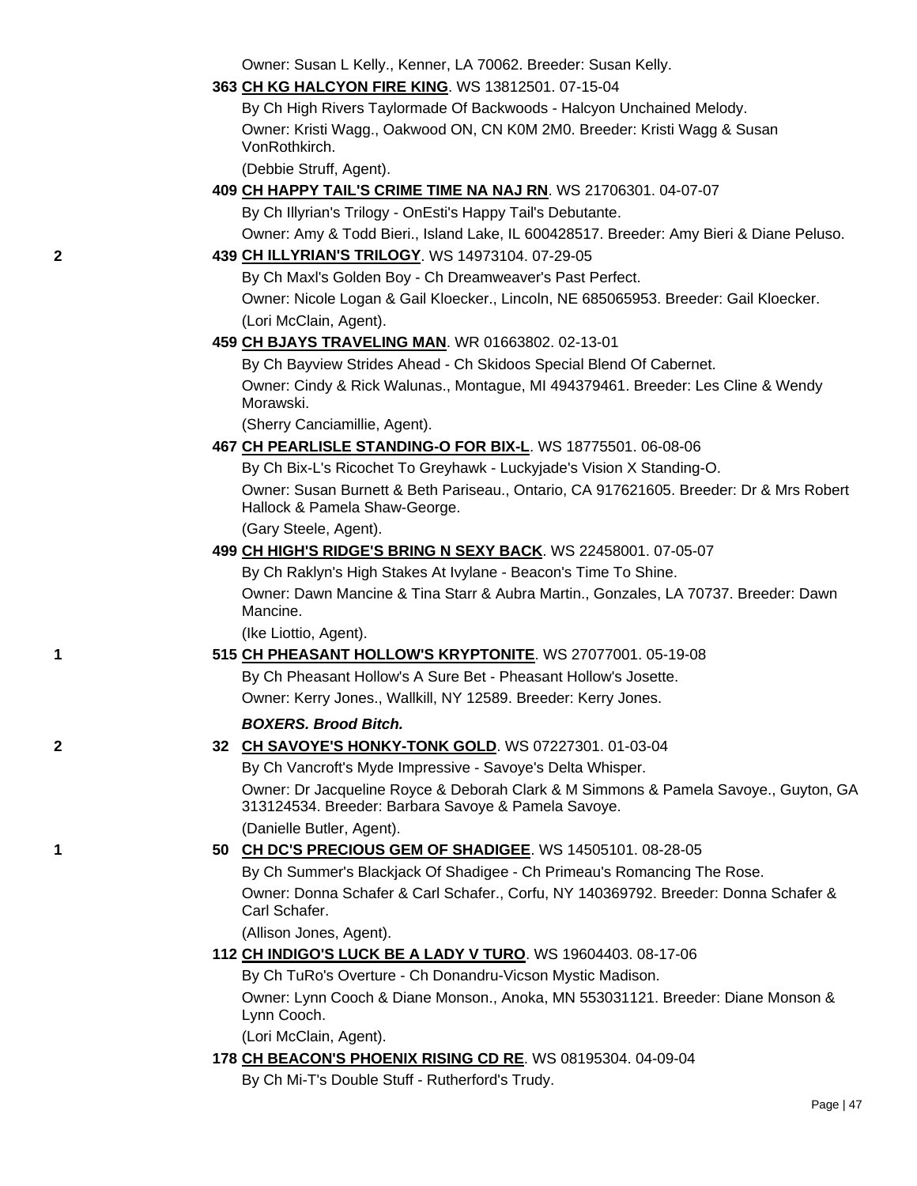Owner: Susan L Kelly., Kenner, LA 70062. Breeder: Susan Kelly.

**363 CH KG HALCYON FIRE KING**. WS 13812501. 07-15-04

By Ch High Rivers Taylormade Of Backwoods - Halcyon Unchained Melody.

Owner: Kristi Wagg., Oakwood ON, CN K0M 2M0. Breeder: Kristi Wagg & Susan VonRothkirch.

(Debbie Struff, Agent).

**409 CH HAPPY TAIL'S CRIME TIME NA NAJ RN**. WS 21706301. 04-07-07

By Ch Illyrian's Trilogy - OnEsti's Happy Tail's Debutante.

Owner: Amy & Todd Bieri., Island Lake, IL 600428517. Breeder: Amy Bieri & Diane Peluso.

2 **439 CH ILLYRIAN'S TRILOGY**. WS 14973104. 07-29-05

By Ch Maxl's Golden Boy - Ch Dreamweaver's Past Perfect.

Owner: Nicole Logan & Gail Kloecker., Lincoln, NE 685065953. Breeder: Gail Kloecker.

(Lori McClain, Agent).

**459 CH BJAYS TRAVELING MAN**. WR 01663802. 02-13-01

By Ch Bayview Strides Ahead - Ch Skidoos Special Blend Of Cabernet.

Owner: Cindy & Rick Walunas., Montague, MI 494379461. Breeder: Les Cline & Wendy Morawski.

(Sherry Canciamillie, Agent).

**467 CH PEARLISLE STANDING-O FOR BIX-L**. WS 18775501. 06-08-06

By Ch Bix-L's Ricochet To Greyhawk - Luckyjade's Vision X Standing-O.

Owner: Susan Burnett & Beth Pariseau., Ontario, CA 917621605. Breeder: Dr & Mrs Robert Hallock & Pamela Shaw-George.

(Gary Steele, Agent).

**499 CH HIGH'S RIDGE'S BRING N SEXY BACK**. WS 22458001. 07-05-07

By Ch Raklyn's High Stakes At Ivylane - Beacon's Time To Shine.

Owner: Dawn Mancine & Tina Starr & Aubra Martin., Gonzales, LA 70737. Breeder: Dawn Mancine.

(Ike Liottio, Agent).

1 **515 CH PHEASANT HOLLOW'S KRYPTONITE**. WS 27077001. 05-19-08

By Ch Pheasant Hollow's A Sure Bet - Pheasant Hollow's Josette.

Owner: Kerry Jones., Wallkill, NY 12589. Breeder: Kerry Jones.

***BOXERS. Brood Bitch.***

2 **32 CH SAVOYE'S HONKY-TONK GOLD**. WS 07227301. 01-03-04

By Ch Vancroft's Myde Impressive - Savoye's Delta Whisper.

Owner: Dr Jacqueline Royce & Deborah Clark & M Simmons & Pamela Savoye., Guyton, GA 313124534. Breeder: Barbara Savoye & Pamela Savoye.

(Danielle Butler, Agent).

1 **50 CH DC'S PRECIOUS GEM OF SHADIGEE**. WS 14505101. 08-28-05

By Ch Summer's Blackjack Of Shadigee - Ch Primeau's Romancing The Rose.

Owner: Donna Schafer & Carl Schafer., Corfu, NY 140369792. Breeder: Donna Schafer & Carl Schafer.

(Allison Jones, Agent).

**112 CH INDIGO'S LUCK BE A LADY V TURO**. WS 19604403. 08-17-06

By Ch TuRo's Overture - Ch Donandru-Vicson Mystic Madison.

Owner: Lynn Cooch & Diane Monson., Anoka, MN 553031121. Breeder: Diane Monson & Lynn Cooch.

(Lori McClain, Agent).

**178 CH BEACON'S PHOENIX RISING CD RE**. WS 08195304. 04-09-04

By Ch Mi-T's Double Stuff - Rutherford's Trudy.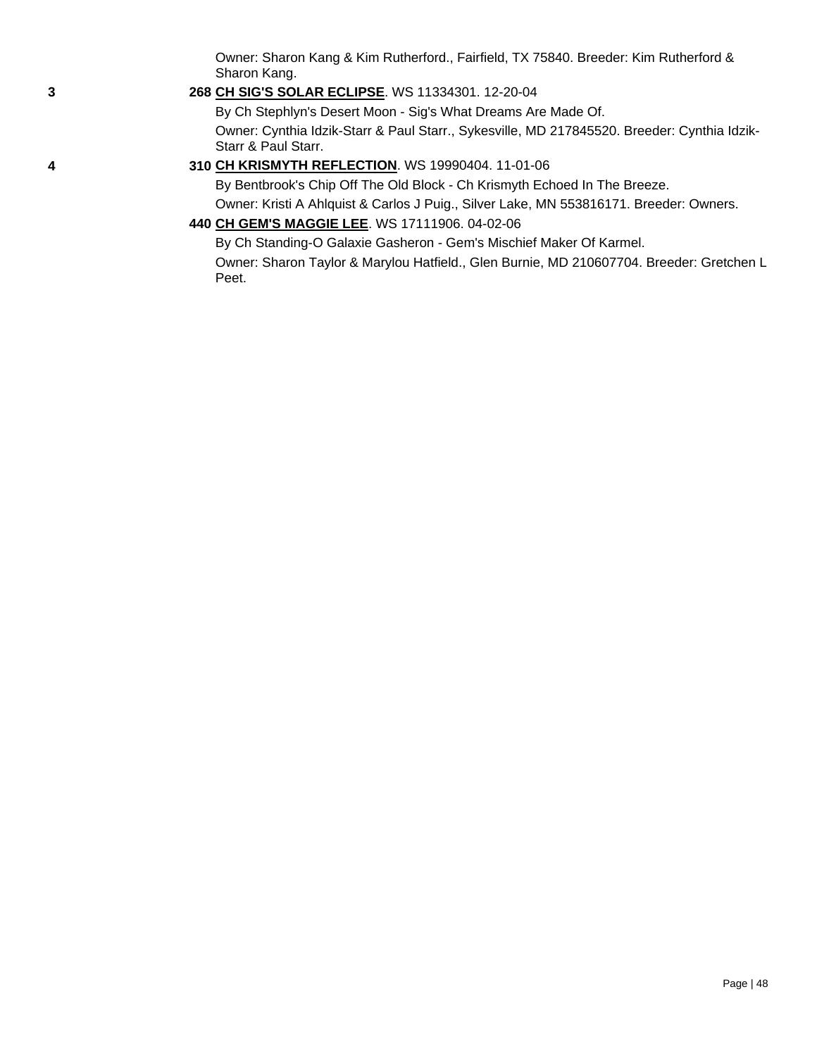Owner: Sharon Kang & Kim Rutherford., Fairfield, TX 75840. Breeder: Kim Rutherford & Sharon Kang.

**3** **268 CH SIG'S SOLAR ECLIPSE**. WS 11334301. 12-20-04

By Ch Stephlyn's Desert Moon - Sig's What Dreams Are Made Of.

Owner: Cynthia Idzik-Starr & Paul Starr., Sykesville, MD 217845520. Breeder: Cynthia Idzik-Starr & Paul Starr.

**4** **310 CH KRISMYTH REFLECTION**. WS 19990404. 11-01-06

By Bentbrook's Chip Off The Old Block - Ch Krismyth Echoed In The Breeze.

Owner: Kristi A Ahlquist & Carlos J Puig., Silver Lake, MN 553816171. Breeder: Owners.

**440 CH GEM'S MAGGIE LEE**. WS 17111906. 04-02-06

By Ch Standing-O Galaxie Gasheron - Gem's Mischief Maker Of Karmel.

Owner: Sharon Taylor & Marylou Hatfield., Glen Burnie, MD 210607704. Breeder: Gretchen L Peet.